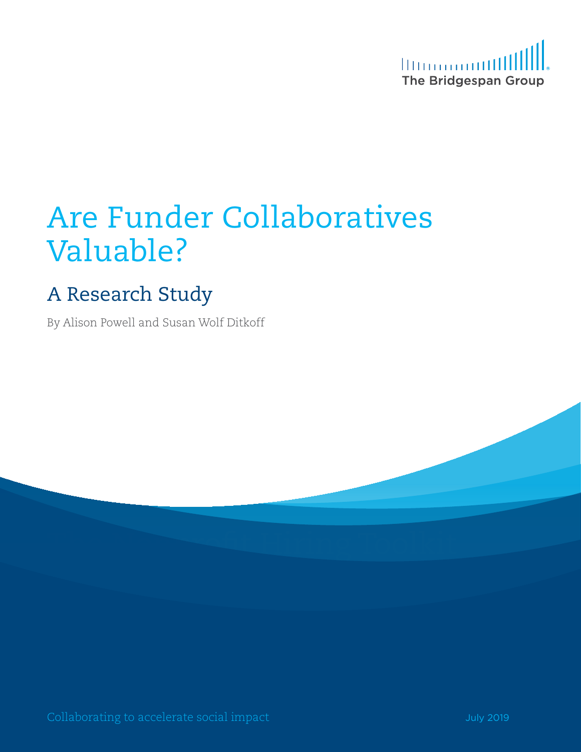The Bridgespan Group

# Are Funder Collaboratives Valuable?

## A Research Study

By Alison Powell and Susan Wolf Ditkoff

Collaborating to accelerate social impact

July 2019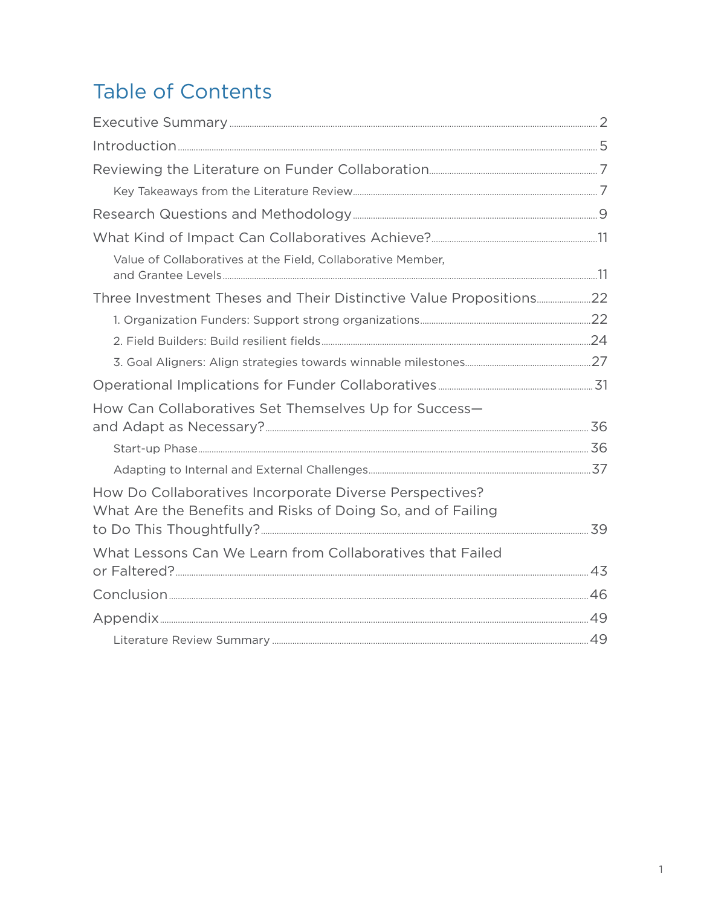# Table of Contents

- Executive Summary ..... 2
- Introduction ..... 5
- Reviewing the Literature on Funder Collaboration ..... 7
  - Key Takeaways from the Literature Review ..... 7
- Research Questions and Methodology ..... 9
- What Kind of Impact Can Collaboratives Achieve? ..... 11
  - Value of Collaboratives at the Field, Collaborative Member, and Grantee Levels ..... 11
- Three Investment Theses and Their Distinctive Value Propositions ..... 22
  - 1. Organization Funders: Support strong organizations ..... 22
  - 2. Field Builders: Build resilient fields ..... 24
  - 3. Goal Aligners: Align strategies towards winnable milestones ..... 27
- Operational Implications for Funder Collaboratives ..... 31
- How Can Collaboratives Set Themselves Up for Success—and Adapt as Necessary? ..... 36
  - Start-up Phase ..... 36
  - Adapting to Internal and External Challenges ..... 37
- How Do Collaboratives Incorporate Diverse Perspectives? What Are the Benefits and Risks of Doing So, and of Failing to Do This Thoughtfully? ..... 39
- What Lessons Can We Learn from Collaboratives that Failed or Faltered? ..... 43
- Conclusion ..... 46
- Appendix ..... 49
  - Literature Review Summary ..... 49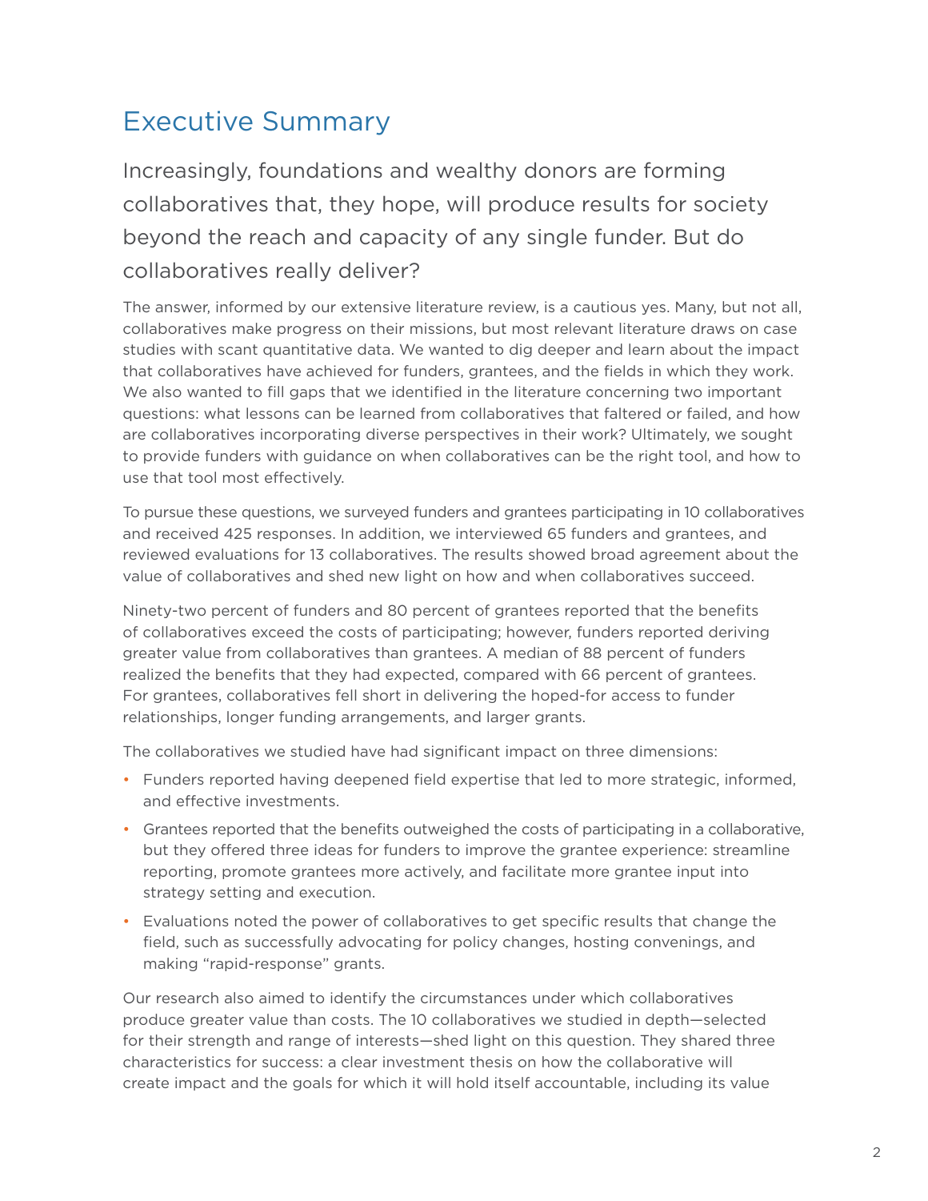# Executive Summary

Increasingly, foundations and wealthy donors are forming collaboratives that, they hope, will produce results for society beyond the reach and capacity of any single funder. But do collaboratives really deliver?

The answer, informed by our extensive literature review, is a cautious yes. Many, but not all, collaboratives make progress on their missions, but most relevant literature draws on case studies with scant quantitative data. We wanted to dig deeper and learn about the impact that collaboratives have achieved for funders, grantees, and the fields in which they work. We also wanted to fill gaps that we identified in the literature concerning two important questions: what lessons can be learned from collaboratives that faltered or failed, and how are collaboratives incorporating diverse perspectives in their work? Ultimately, we sought to provide funders with guidance on when collaboratives can be the right tool, and how to use that tool most effectively.

To pursue these questions, we surveyed funders and grantees participating in 10 collaboratives and received 425 responses. In addition, we interviewed 65 funders and grantees, and reviewed evaluations for 13 collaboratives. The results showed broad agreement about the value of collaboratives and shed new light on how and when collaboratives succeed.

Ninety-two percent of funders and 80 percent of grantees reported that the benefits of collaboratives exceed the costs of participating; however, funders reported deriving greater value from collaboratives than grantees. A median of 88 percent of funders realized the benefits that they had expected, compared with 66 percent of grantees. For grantees, collaboratives fell short in delivering the hoped-for access to funder relationships, longer funding arrangements, and larger grants.

The collaboratives we studied have had significant impact on three dimensions:

- Funders reported having deepened field expertise that led to more strategic, informed, and effective investments.
- Grantees reported that the benefits outweighed the costs of participating in a collaborative, but they offered three ideas for funders to improve the grantee experience: streamline reporting, promote grantees more actively, and facilitate more grantee input into strategy setting and execution.
- Evaluations noted the power of collaboratives to get specific results that change the field, such as successfully advocating for policy changes, hosting convenings, and making "rapid-response" grants.

Our research also aimed to identify the circumstances under which collaboratives produce greater value than costs. The 10 collaboratives we studied in depth—selected for their strength and range of interests—shed light on this question. They shared three characteristics for success: a clear investment thesis on how the collaborative will create impact and the goals for which it will hold itself accountable, including its value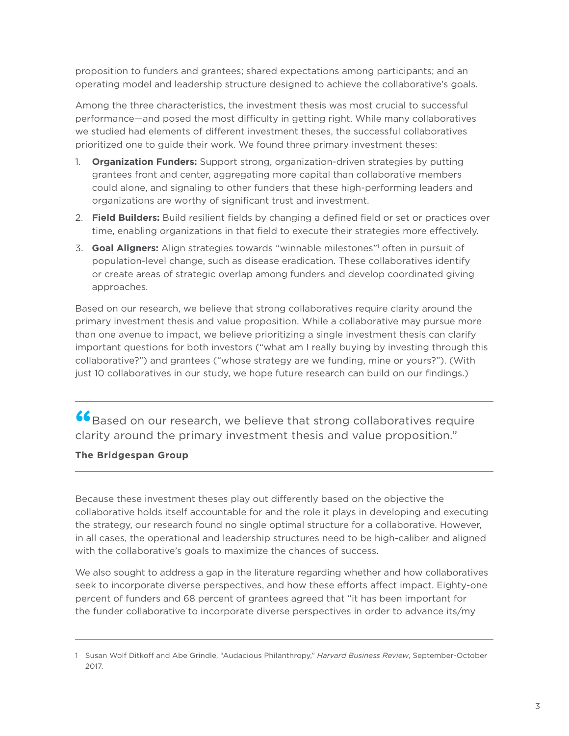proposition to funders and grantees; shared expectations among participants; and an operating model and leadership structure designed to achieve the collaborative's goals.

Among the three characteristics, the investment thesis was most crucial to successful performance—and posed the most difficulty in getting right. While many collaboratives we studied had elements of different investment theses, the successful collaboratives prioritized one to guide their work. We found three primary investment theses:

1. **Organization Funders:** Support strong, organization-driven strategies by putting grantees front and center, aggregating more capital than collaborative members could alone, and signaling to other funders that these high-performing leaders and organizations are worthy of significant trust and investment.
2. **Field Builders:** Build resilient fields by changing a defined field or set or practices over time, enabling organizations in that field to execute their strategies more effectively.
3. **Goal Aligners:** Align strategies towards "winnable milestones"[1] often in pursuit of population-level change, such as disease eradication. These collaboratives identify or create areas of strategic overlap among funders and develop coordinated giving approaches.

Based on our research, we believe that strong collaboratives require clarity around the primary investment thesis and value proposition. While a collaborative may pursue more than one avenue to impact, we believe prioritizing a single investment thesis can clarify important questions for both investors ("what am I really buying by investing through this collaborative?") and grantees ("whose strategy are we funding, mine or yours?"). (With just 10 collaboratives in our study, we hope future research can build on our findings.)

> "Based on our research, we believe that strong collaboratives require clarity around the primary investment thesis and value proposition."
>
> **The Bridgespan Group**

Because these investment theses play out differently based on the objective the collaborative holds itself accountable for and the role it plays in developing and executing the strategy, our research found no single optimal structure for a collaborative. However, in all cases, the operational and leadership structures need to be high-caliber and aligned with the collaborative's goals to maximize the chances of success.

We also sought to address a gap in the literature regarding whether and how collaboratives seek to incorporate diverse perspectives, and how these efforts affect impact. Eighty-one percent of funders and 68 percent of grantees agreed that "it has been important for the funder collaborative to incorporate diverse perspectives in order to advance its/my

---

1 Susan Wolf Ditkoff and Abe Grindle, "Audacious Philanthropy," *Harvard Business Review*, September-October 2017.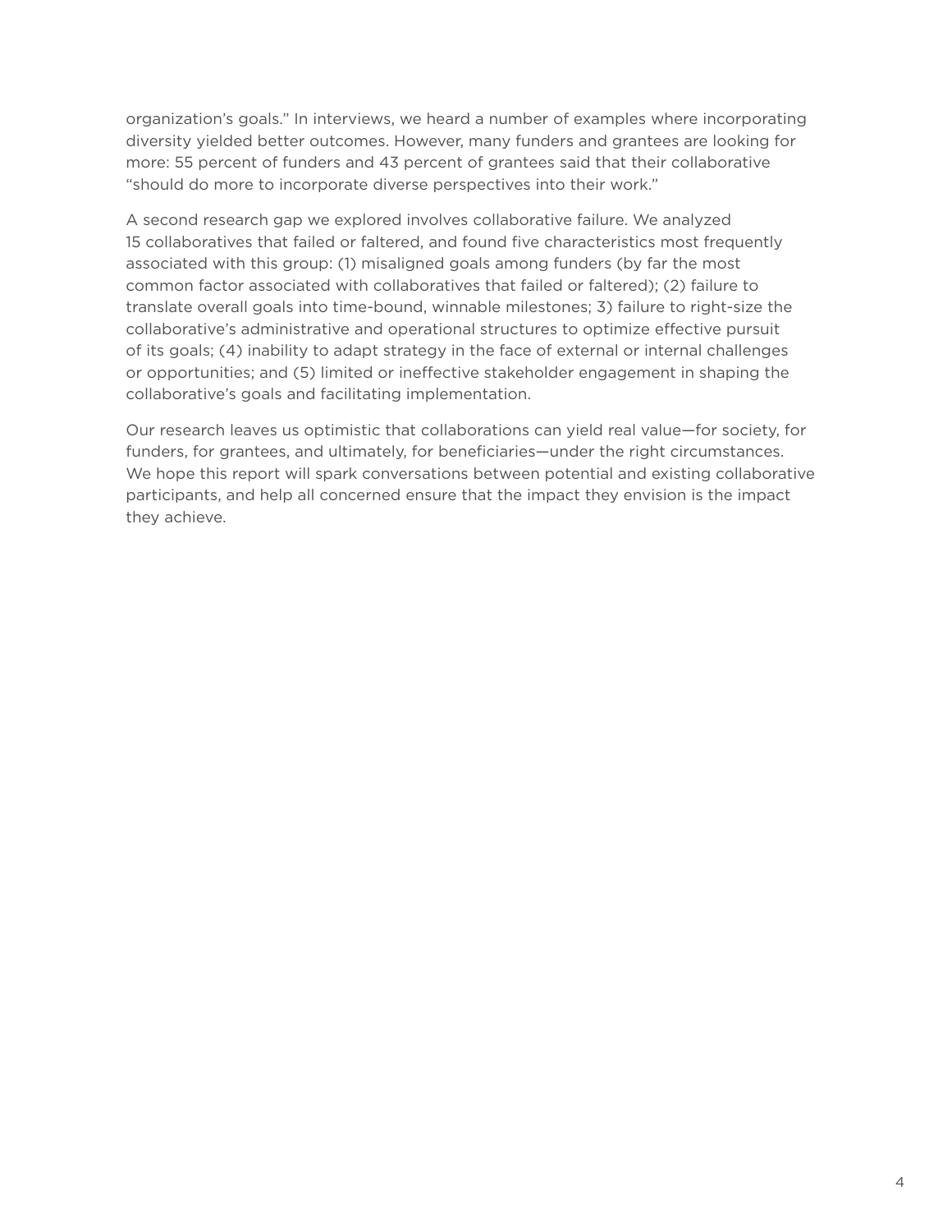organization's goals." In interviews, we heard a number of examples where incorporating diversity yielded better outcomes. However, many funders and grantees are looking for more: 55 percent of funders and 43 percent of grantees said that their collaborative "should do more to incorporate diverse perspectives into their work."

A second research gap we explored involves collaborative failure. We analyzed 15 collaboratives that failed or faltered, and found five characteristics most frequently associated with this group: (1) misaligned goals among funders (by far the most common factor associated with collaboratives that failed or faltered); (2) failure to translate overall goals into time-bound, winnable milestones; 3) failure to right-size the collaborative's administrative and operational structures to optimize effective pursuit of its goals; (4) inability to adapt strategy in the face of external or internal challenges or opportunities; and (5) limited or ineffective stakeholder engagement in shaping the collaborative's goals and facilitating implementation.

Our research leaves us optimistic that collaborations can yield real value—for society, for funders, for grantees, and ultimately, for beneficiaries—under the right circumstances. We hope this report will spark conversations between potential and existing collaborative participants, and help all concerned ensure that the impact they envision is the impact they achieve.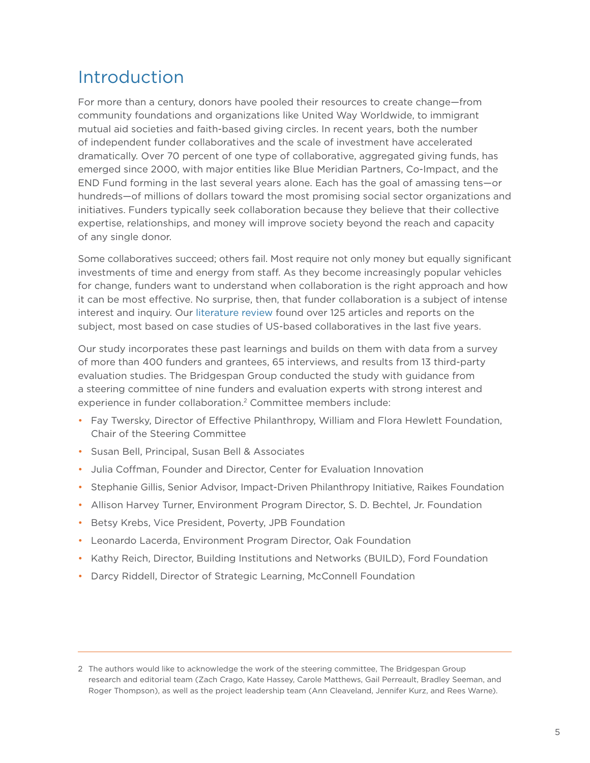# Introduction

For more than a century, donors have pooled their resources to create change—from community foundations and organizations like United Way Worldwide, to immigrant mutual aid societies and faith-based giving circles. In recent years, both the number of independent funder collaboratives and the scale of investment have accelerated dramatically. Over 70 percent of one type of collaborative, aggregated giving funds, has emerged since 2000, with major entities like Blue Meridian Partners, Co-Impact, and the END Fund forming in the last several years alone. Each has the goal of amassing tens—or hundreds—of millions of dollars toward the most promising social sector organizations and initiatives. Funders typically seek collaboration because they believe that their collective expertise, relationships, and money will improve society beyond the reach and capacity of any single donor.

Some collaboratives succeed; others fail. Most require not only money but equally significant investments of time and energy from staff. As they become increasingly popular vehicles for change, funders want to understand when collaboration is the right approach and how it can be most effective. No surprise, then, that funder collaboration is a subject of intense interest and inquiry. Our literature review found over 125 articles and reports on the subject, most based on case studies of US-based collaboratives in the last five years.

Our study incorporates these past learnings and builds on them with data from a survey of more than 400 funders and grantees, 65 interviews, and results from 13 third-party evaluation studies. The Bridgespan Group conducted the study with guidance from a steering committee of nine funders and evaluation experts with strong interest and experience in funder collaboration.[2] Committee members include:

- Fay Twersky, Director of Effective Philanthropy, William and Flora Hewlett Foundation, Chair of the Steering Committee
- Susan Bell, Principal, Susan Bell & Associates
- Julia Coffman, Founder and Director, Center for Evaluation Innovation
- Stephanie Gillis, Senior Advisor, Impact-Driven Philanthropy Initiative, Raikes Foundation
- Allison Harvey Turner, Environment Program Director, S. D. Bechtel, Jr. Foundation
- Betsy Krebs, Vice President, Poverty, JPB Foundation
- Leonardo Lacerda, Environment Program Director, Oak Foundation
- Kathy Reich, Director, Building Institutions and Networks (BUILD), Ford Foundation
- Darcy Riddell, Director of Strategic Learning, McConnell Foundation

---

2 The authors would like to acknowledge the work of the steering committee, The Bridgespan Group research and editorial team (Zach Crago, Kate Hassey, Carole Matthews, Gail Perreault, Bradley Seeman, and Roger Thompson), as well as the project leadership team (Ann Cleaveland, Jennifer Kurz, and Rees Warne).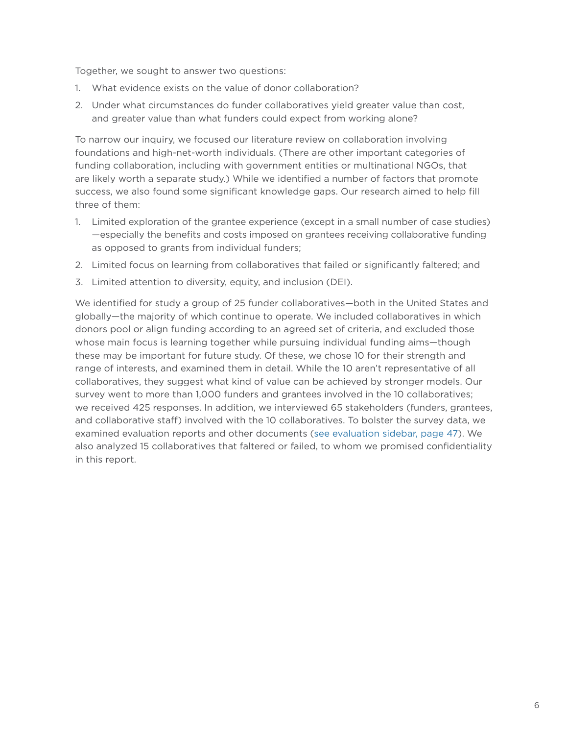Together, we sought to answer two questions:

1. What evidence exists on the value of donor collaboration?
2. Under what circumstances do funder collaboratives yield greater value than cost, and greater value than what funders could expect from working alone?

To narrow our inquiry, we focused our literature review on collaboration involving foundations and high-net-worth individuals. (There are other important categories of funding collaboration, including with government entities or multinational NGOs, that are likely worth a separate study.) While we identified a number of factors that promote success, we also found some significant knowledge gaps. Our research aimed to help fill three of them:

1. Limited exploration of the grantee experience (except in a small number of case studies)—especially the benefits and costs imposed on grantees receiving collaborative funding as opposed to grants from individual funders;
2. Limited focus on learning from collaboratives that failed or significantly faltered; and
3. Limited attention to diversity, equity, and inclusion (DEI).

We identified for study a group of 25 funder collaboratives—both in the United States and globally—the majority of which continue to operate. We included collaboratives in which donors pool or align funding according to an agreed set of criteria, and excluded those whose main focus is learning together while pursuing individual funding aims—though these may be important for future study. Of these, we chose 10 for their strength and range of interests, and examined them in detail. While the 10 aren't representative of all collaboratives, they suggest what kind of value can be achieved by stronger models. Our survey went to more than 1,000 funders and grantees involved in the 10 collaboratives; we received 425 responses. In addition, we interviewed 65 stakeholders (funders, grantees, and collaborative staff) involved with the 10 collaboratives. To bolster the survey data, we examined evaluation reports and other documents (see evaluation sidebar, page 47). We also analyzed 15 collaboratives that faltered or failed, to whom we promised confidentiality in this report.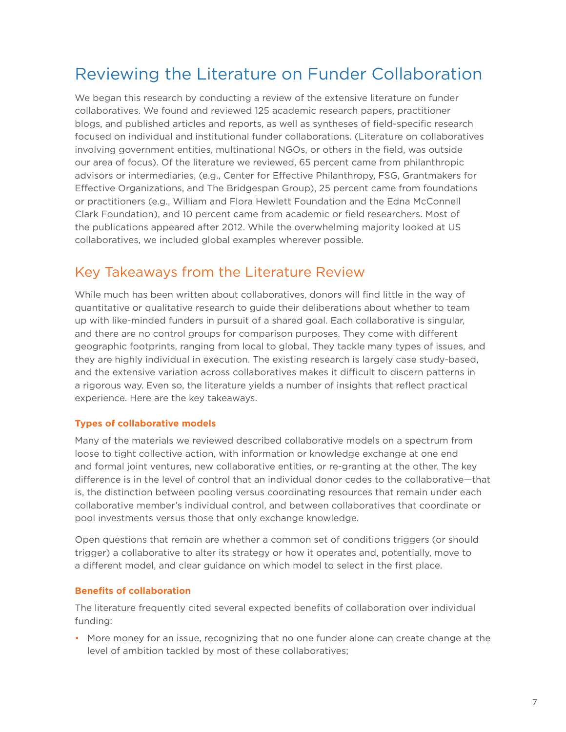# Reviewing the Literature on Funder Collaboration

We began this research by conducting a review of the extensive literature on funder collaboratives. We found and reviewed 125 academic research papers, practitioner blogs, and published articles and reports, as well as syntheses of field-specific research focused on individual and institutional funder collaborations. (Literature on collaboratives involving government entities, multinational NGOs, or others in the field, was outside our area of focus). Of the literature we reviewed, 65 percent came from philanthropic advisors or intermediaries, (e.g., Center for Effective Philanthropy, FSG, Grantmakers for Effective Organizations, and The Bridgespan Group), 25 percent came from foundations or practitioners (e.g., William and Flora Hewlett Foundation and the Edna McConnell Clark Foundation), and 10 percent came from academic or field researchers. Most of the publications appeared after 2012. While the overwhelming majority looked at US collaboratives, we included global examples wherever possible.

## Key Takeaways from the Literature Review

While much has been written about collaboratives, donors will find little in the way of quantitative or qualitative research to guide their deliberations about whether to team up with like-minded funders in pursuit of a shared goal. Each collaborative is singular, and there are no control groups for comparison purposes. They come with different geographic footprints, ranging from local to global. They tackle many types of issues, and they are highly individual in execution. The existing research is largely case study-based, and the extensive variation across collaboratives makes it difficult to discern patterns in a rigorous way. Even so, the literature yields a number of insights that reflect practical experience. Here are the key takeaways.

### Types of collaborative models

Many of the materials we reviewed described collaborative models on a spectrum from loose to tight collective action, with information or knowledge exchange at one end and formal joint ventures, new collaborative entities, or re-granting at the other. The key difference is in the level of control that an individual donor cedes to the collaborative—that is, the distinction between pooling versus coordinating resources that remain under each collaborative member's individual control, and between collaboratives that coordinate or pool investments versus those that only exchange knowledge.

Open questions that remain are whether a common set of conditions triggers (or should trigger) a collaborative to alter its strategy or how it operates and, potentially, move to a different model, and clear guidance on which model to select in the first place.

### Benefits of collaboration

The literature frequently cited several expected benefits of collaboration over individual funding:

- More money for an issue, recognizing that no one funder alone can create change at the level of ambition tackled by most of these collaboratives;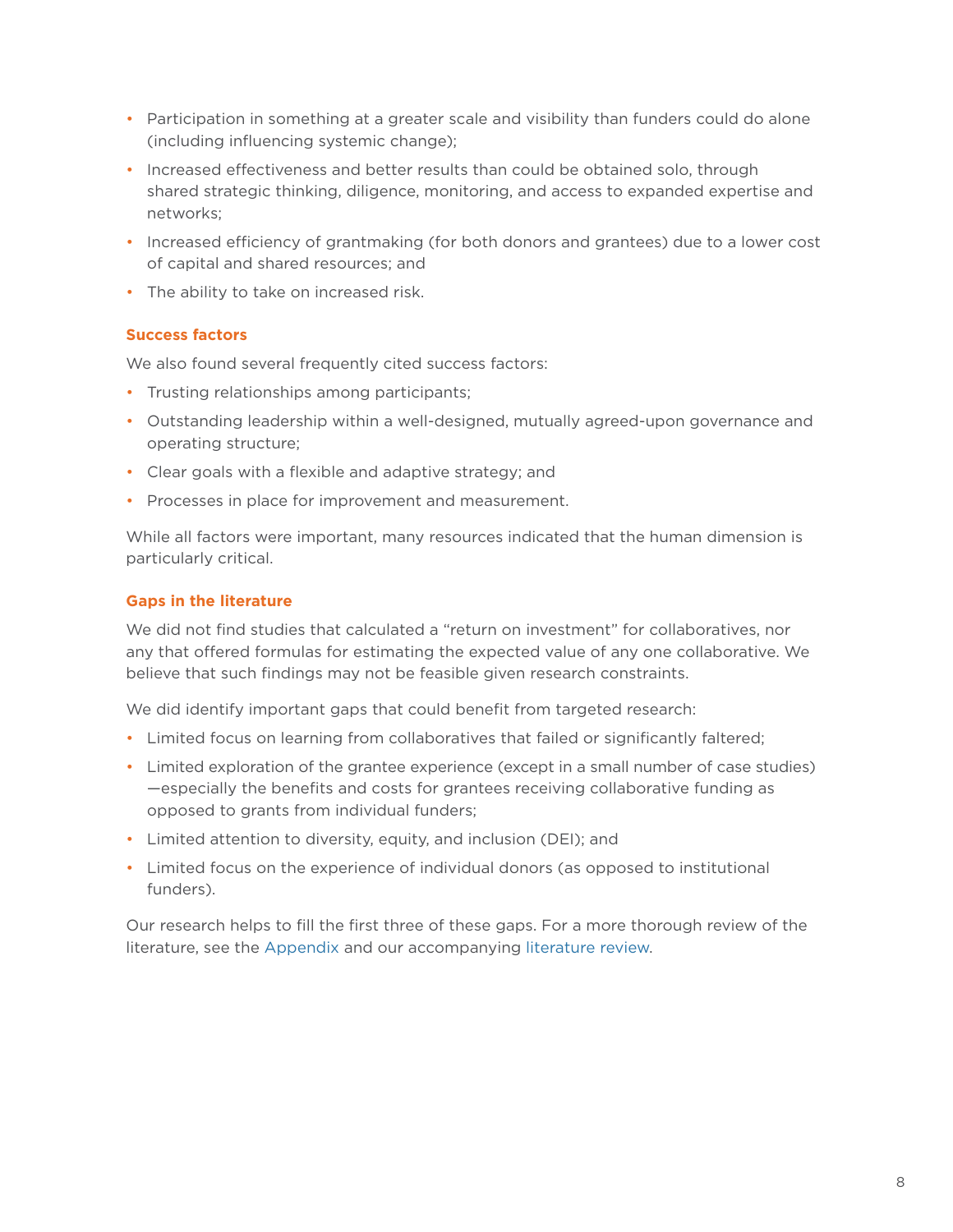- Participation in something at a greater scale and visibility than funders could do alone (including influencing systemic change);
- Increased effectiveness and better results than could be obtained solo, through shared strategic thinking, diligence, monitoring, and access to expanded expertise and networks;
- Increased efficiency of grantmaking (for both donors and grantees) due to a lower cost of capital and shared resources; and
- The ability to take on increased risk.

### Success factors

We also found several frequently cited success factors:

- Trusting relationships among participants;
- Outstanding leadership within a well-designed, mutually agreed-upon governance and operating structure;
- Clear goals with a flexible and adaptive strategy; and
- Processes in place for improvement and measurement.

While all factors were important, many resources indicated that the human dimension is particularly critical.

### Gaps in the literature

We did not find studies that calculated a "return on investment" for collaboratives, nor any that offered formulas for estimating the expected value of any one collaborative. We believe that such findings may not be feasible given research constraints.

We did identify important gaps that could benefit from targeted research:

- Limited focus on learning from collaboratives that failed or significantly faltered;
- Limited exploration of the grantee experience (except in a small number of case studies) —especially the benefits and costs for grantees receiving collaborative funding as opposed to grants from individual funders;
- Limited attention to diversity, equity, and inclusion (DEI); and
- Limited focus on the experience of individual donors (as opposed to institutional funders).

Our research helps to fill the first three of these gaps. For a more thorough review of the literature, see the Appendix and our accompanying literature review.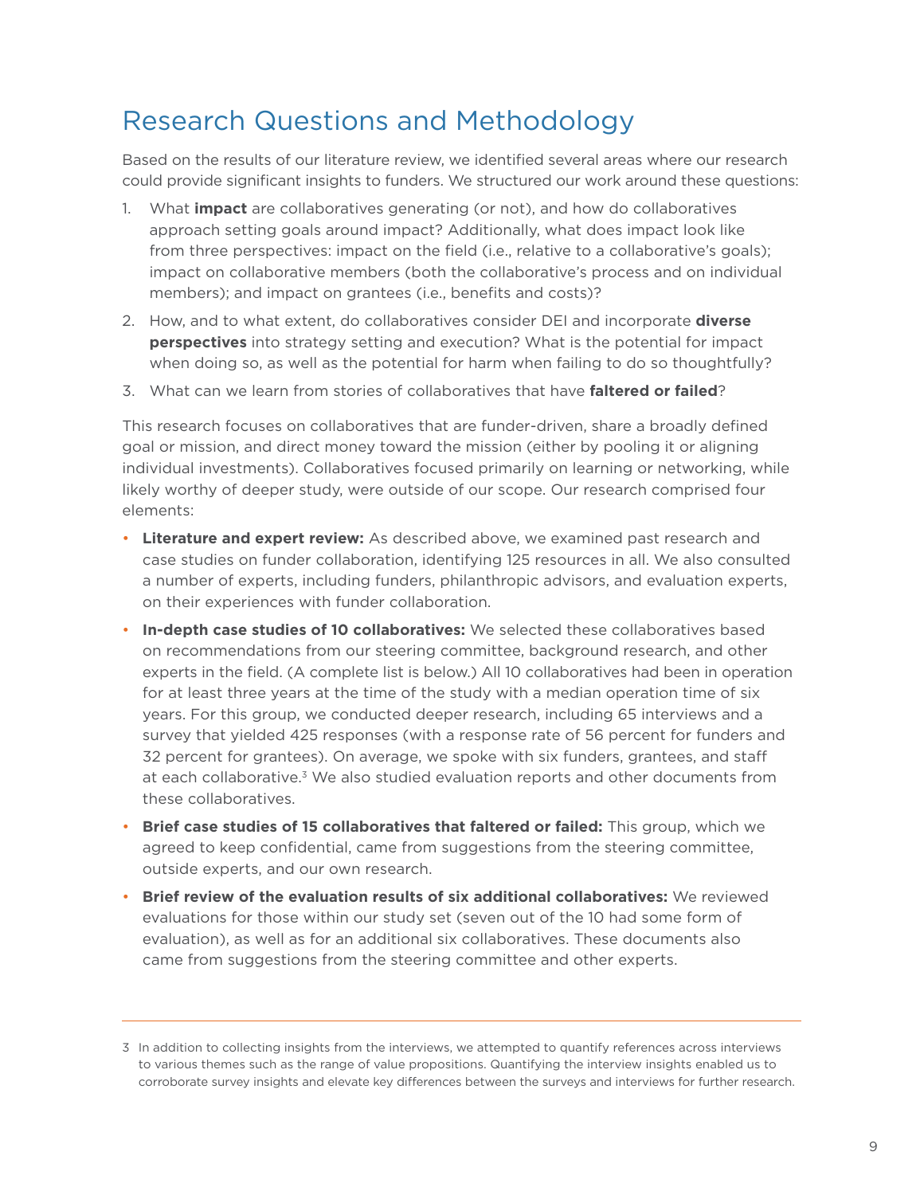## Research Questions and Methodology

Based on the results of our literature review, we identified several areas where our research could provide significant insights to funders. We structured our work around these questions:

1. What **impact** are collaboratives generating (or not), and how do collaboratives approach setting goals around impact? Additionally, what does impact look like from three perspectives: impact on the field (i.e., relative to a collaborative's goals); impact on collaborative members (both the collaborative's process and on individual members); and impact on grantees (i.e., benefits and costs)?
2. How, and to what extent, do collaboratives consider DEI and incorporate **diverse perspectives** into strategy setting and execution? What is the potential for impact when doing so, as well as the potential for harm when failing to do so thoughtfully?
3. What can we learn from stories of collaboratives that have **faltered or failed**?

This research focuses on collaboratives that are funder-driven, share a broadly defined goal or mission, and direct money toward the mission (either by pooling it or aligning individual investments). Collaboratives focused primarily on learning or networking, while likely worthy of deeper study, were outside of our scope. Our research comprised four elements:

- **Literature and expert review:** As described above, we examined past research and case studies on funder collaboration, identifying 125 resources in all. We also consulted a number of experts, including funders, philanthropic advisors, and evaluation experts, on their experiences with funder collaboration.
- **In-depth case studies of 10 collaboratives:** We selected these collaboratives based on recommendations from our steering committee, background research, and other experts in the field. (A complete list is below.) All 10 collaboratives had been in operation for at least three years at the time of the study with a median operation time of six years. For this group, we conducted deeper research, including 65 interviews and a survey that yielded 425 responses (with a response rate of 56 percent for funders and 32 percent for grantees). On average, we spoke with six funders, grantees, and staff at each collaborative.[3] We also studied evaluation reports and other documents from these collaboratives.
- **Brief case studies of 15 collaboratives that faltered or failed:** This group, which we agreed to keep confidential, came from suggestions from the steering committee, outside experts, and our own research.
- **Brief review of the evaluation results of six additional collaboratives:** We reviewed evaluations for those within our study set (seven out of the 10 had some form of evaluation), as well as for an additional six collaboratives. These documents also came from suggestions from the steering committee and other experts.

---

3 In addition to collecting insights from the interviews, we attempted to quantify references across interviews to various themes such as the range of value propositions. Quantifying the interview insights enabled us to corroborate survey insights and elevate key differences between the surveys and interviews for further research.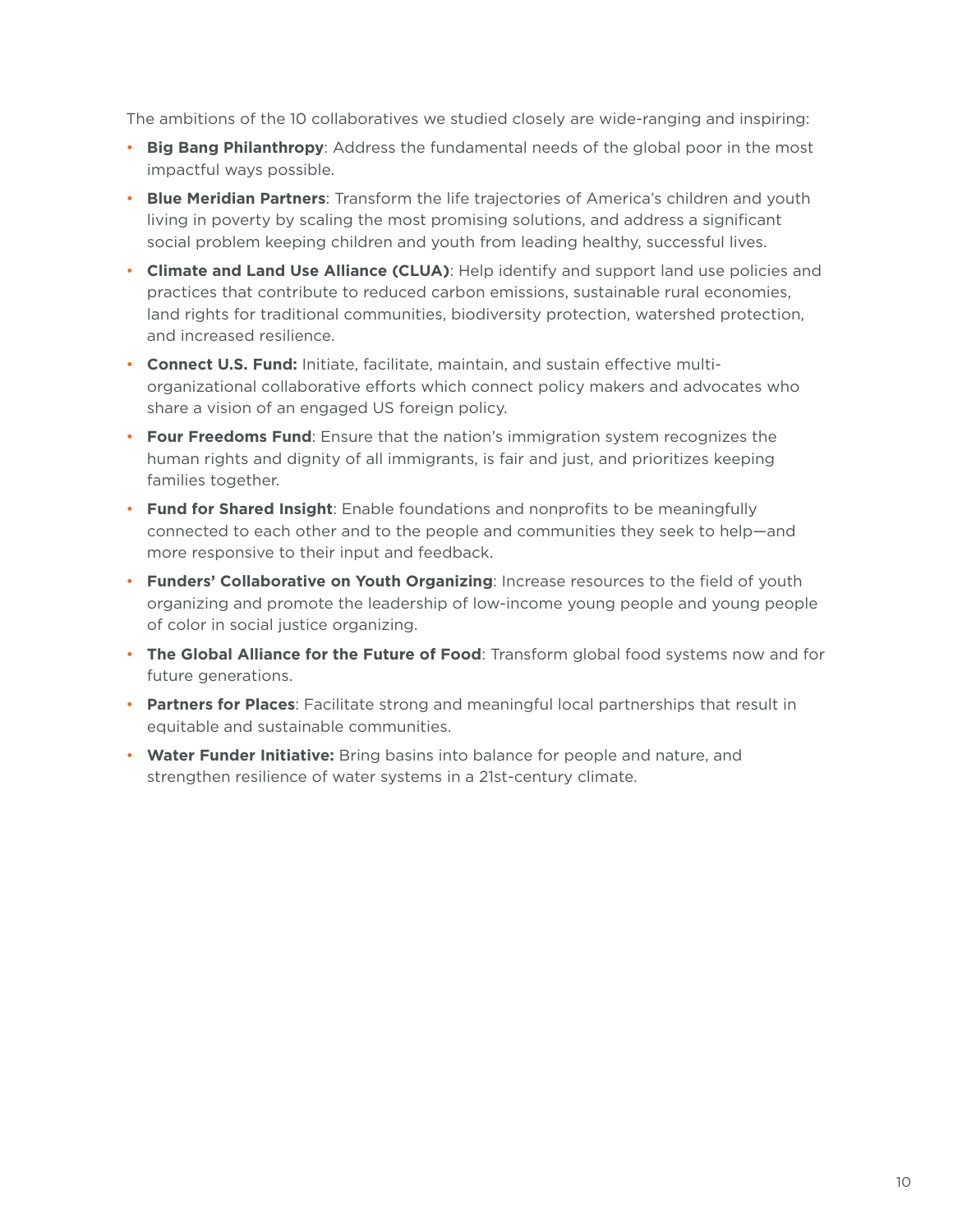The ambitions of the 10 collaboratives we studied closely are wide-ranging and inspiring:

- **Big Bang Philanthropy**: Address the fundamental needs of the global poor in the most impactful ways possible.
- **Blue Meridian Partners**: Transform the life trajectories of America's children and youth living in poverty by scaling the most promising solutions, and address a significant social problem keeping children and youth from leading healthy, successful lives.
- **Climate and Land Use Alliance (CLUA)**: Help identify and support land use policies and practices that contribute to reduced carbon emissions, sustainable rural economies, land rights for traditional communities, biodiversity protection, watershed protection, and increased resilience.
- **Connect U.S. Fund:** Initiate, facilitate, maintain, and sustain effective multi-organizational collaborative efforts which connect policy makers and advocates who share a vision of an engaged US foreign policy.
- **Four Freedoms Fund**: Ensure that the nation's immigration system recognizes the human rights and dignity of all immigrants, is fair and just, and prioritizes keeping families together.
- **Fund for Shared Insight**: Enable foundations and nonprofits to be meaningfully connected to each other and to the people and communities they seek to help—and more responsive to their input and feedback.
- **Funders' Collaborative on Youth Organizing**: Increase resources to the field of youth organizing and promote the leadership of low-income young people and young people of color in social justice organizing.
- **The Global Alliance for the Future of Food**: Transform global food systems now and for future generations.
- **Partners for Places**: Facilitate strong and meaningful local partnerships that result in equitable and sustainable communities.
- **Water Funder Initiative:** Bring basins into balance for people and nature, and strengthen resilience of water systems in a 21st-century climate.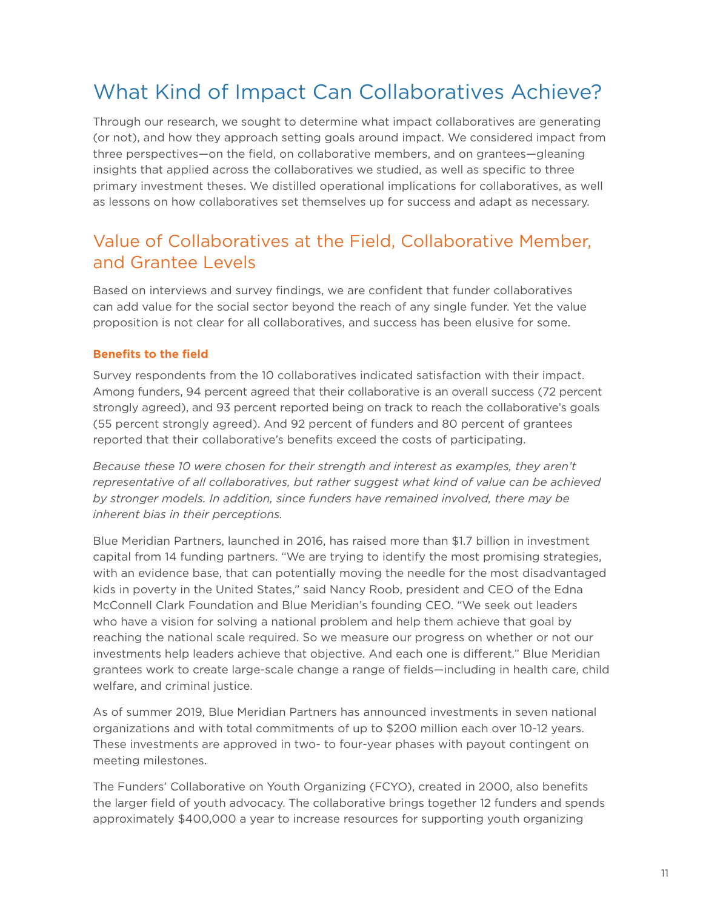# What Kind of Impact Can Collaboratives Achieve?

Through our research, we sought to determine what impact collaboratives are generating (or not), and how they approach setting goals around impact. We considered impact from three perspectives—on the field, on collaborative members, and on grantees—gleaning insights that applied across the collaboratives we studied, as well as specific to three primary investment theses. We distilled operational implications for collaboratives, as well as lessons on how collaboratives set themselves up for success and adapt as necessary.

## Value of Collaboratives at the Field, Collaborative Member, and Grantee Levels

Based on interviews and survey findings, we are confident that funder collaboratives can add value for the social sector beyond the reach of any single funder. Yet the value proposition is not clear for all collaboratives, and success has been elusive for some.

### Benefits to the field

Survey respondents from the 10 collaboratives indicated satisfaction with their impact. Among funders, 94 percent agreed that their collaborative is an overall success (72 percent strongly agreed), and 93 percent reported being on track to reach the collaborative's goals (55 percent strongly agreed). And 92 percent of funders and 80 percent of grantees reported that their collaborative's benefits exceed the costs of participating.

*Because these 10 were chosen for their strength and interest as examples, they aren't representative of all collaboratives, but rather suggest what kind of value can be achieved by stronger models. In addition, since funders have remained involved, there may be inherent bias in their perceptions.*

Blue Meridian Partners, launched in 2016, has raised more than $1.7 billion in investment capital from 14 funding partners. "We are trying to identify the most promising strategies, with an evidence base, that can potentially moving the needle for the most disadvantaged kids in poverty in the United States," said Nancy Roob, president and CEO of the Edna McConnell Clark Foundation and Blue Meridian's founding CEO. "We seek out leaders who have a vision for solving a national problem and help them achieve that goal by reaching the national scale required. So we measure our progress on whether or not our investments help leaders achieve that objective. And each one is different." Blue Meridian grantees work to create large-scale change a range of fields—including in health care, child welfare, and criminal justice.

As of summer 2019, Blue Meridian Partners has announced investments in seven national organizations and with total commitments of up to $200 million each over 10-12 years. These investments are approved in two- to four-year phases with payout contingent on meeting milestones.

The Funders' Collaborative on Youth Organizing (FCYO), created in 2000, also benefits the larger field of youth advocacy. The collaborative brings together 12 funders and spends approximately $400,000 a year to increase resources for supporting youth organizing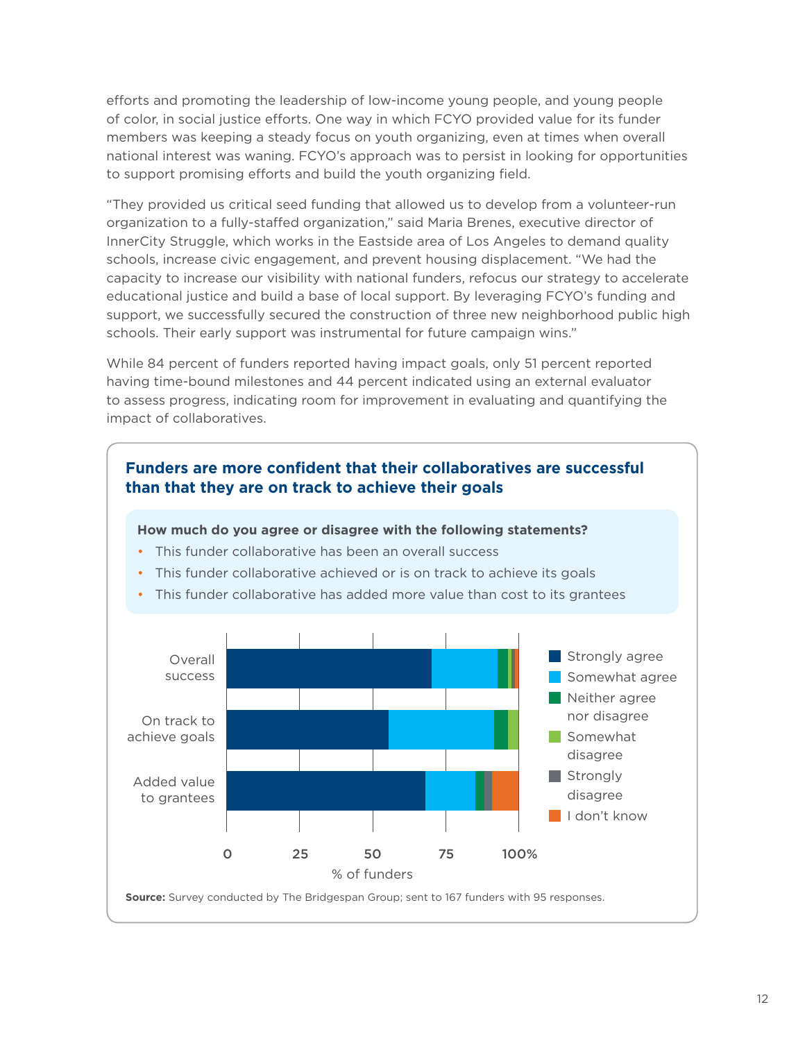efforts and promoting the leadership of low-income young people, and young people of color, in social justice efforts. One way in which FCYO provided value for its funder members was keeping a steady focus on youth organizing, even at times when overall national interest was waning. FCYO's approach was to persist in looking for opportunities to support promising efforts and build the youth organizing field.

"They provided us critical seed funding that allowed us to develop from a volunteer-run organization to a fully-staffed organization," said Maria Brenes, executive director of InnerCity Struggle, which works in the Eastside area of Los Angeles to demand quality schools, increase civic engagement, and prevent housing displacement. "We had the capacity to increase our visibility with national funders, refocus our strategy to accelerate educational justice and build a base of local support. By leveraging FCYO's funding and support, we successfully secured the construction of three new neighborhood public high schools. Their early support was instrumental for future campaign wins."

While 84 percent of funders reported having impact goals, only 51 percent reported having time-bound milestones and 44 percent indicated using an external evaluator to assess progress, indicating room for improvement in evaluating and quantifying the impact of collaboratives.

### Funders are more confident that their collaboratives are successful than that they are on track to achieve their goals

**How much do you agree or disagree with the following statements?**

- This funder collaborative has been an overall success
- This funder collaborative achieved or is on track to achieve its goals
- This funder collaborative has added more value than cost to its grantees

Chart categories: Overall success; On track to achieve goals; Added value to grantees

Legend: Strongly agree; Somewhat agree; Neither agree nor disagree; Somewhat disagree; Strongly disagree; I don't know

Axis: 0, 25, 50, 75, 100% — % of funders

**Source:** Survey conducted by The Bridgespan Group; sent to 167 funders with 95 responses.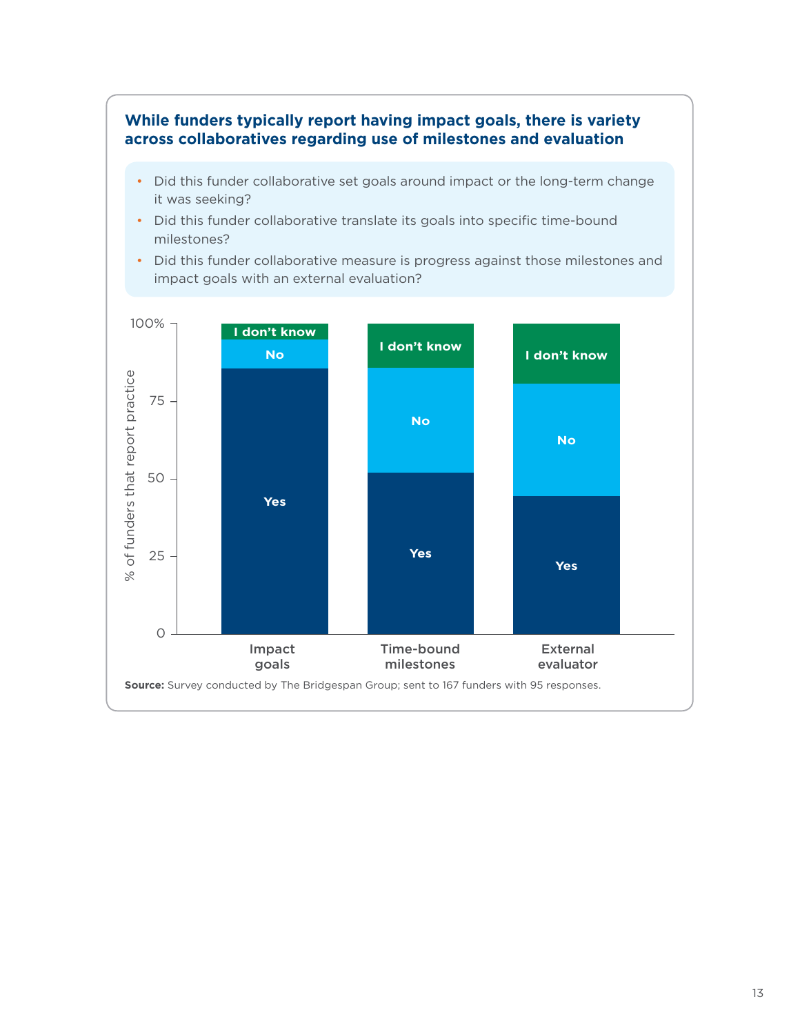### While funders typically report having impact goals, there is variety across collaboratives regarding use of milestones and evaluation

- Did this funder collaborative set goals around impact or the long-term change it was seeking?
- Did this funder collaborative translate its goals into specific time-bound milestones?
- Did this funder collaborative measure is progress against those milestones and impact goals with an external evaluation?

% of funders that report practice

| | Impact goals | Time-bound milestones | External evaluator |
|---|---|---|---|
| Yes | ~86% | ~52% | ~44% |
| No | ~9% | ~34% | ~36% |
| I don't know | ~5% | ~14% | ~19% |

**Source:** Survey conducted by The Bridgespan Group; sent to 167 funders with 95 responses.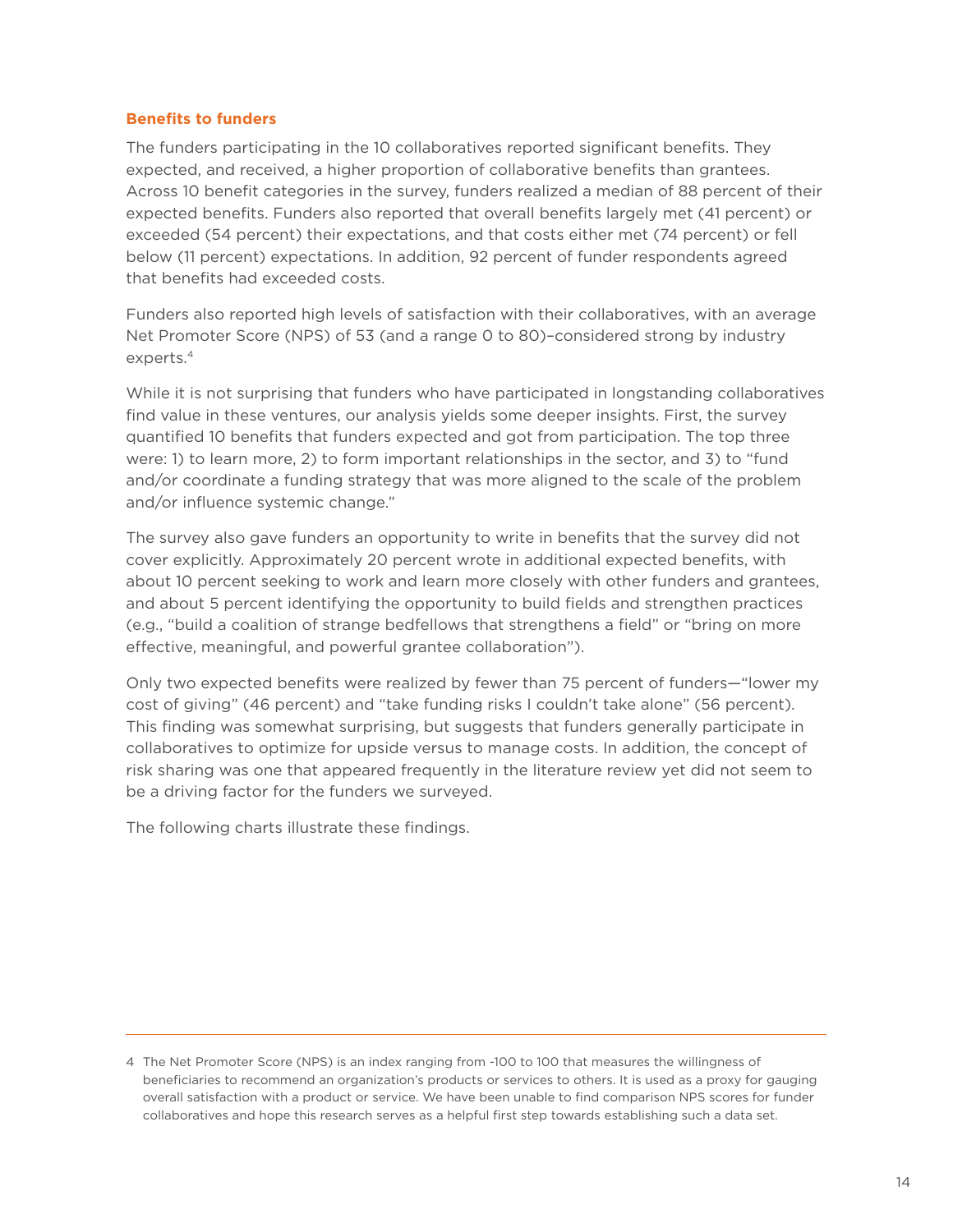### Benefits to funders

The funders participating in the 10 collaboratives reported significant benefits. They expected, and received, a higher proportion of collaborative benefits than grantees. Across 10 benefit categories in the survey, funders realized a median of 88 percent of their expected benefits. Funders also reported that overall benefits largely met (41 percent) or exceeded (54 percent) their expectations, and that costs either met (74 percent) or fell below (11 percent) expectations. In addition, 92 percent of funder respondents agreed that benefits had exceeded costs.

Funders also reported high levels of satisfaction with their collaboratives, with an average Net Promoter Score (NPS) of 53 (and a range 0 to 80)–considered strong by industry experts.[4]

While it is not surprising that funders who have participated in longstanding collaboratives find value in these ventures, our analysis yields some deeper insights. First, the survey quantified 10 benefits that funders expected and got from participation. The top three were: 1) to learn more, 2) to form important relationships in the sector, and 3) to "fund and/or coordinate a funding strategy that was more aligned to the scale of the problem and/or influence systemic change."

The survey also gave funders an opportunity to write in benefits that the survey did not cover explicitly. Approximately 20 percent wrote in additional expected benefits, with about 10 percent seeking to work and learn more closely with other funders and grantees, and about 5 percent identifying the opportunity to build fields and strengthen practices (e.g., "build a coalition of strange bedfellows that strengthens a field" or "bring on more effective, meaningful, and powerful grantee collaboration").

Only two expected benefits were realized by fewer than 75 percent of funders—"lower my cost of giving" (46 percent) and "take funding risks I couldn't take alone" (56 percent). This finding was somewhat surprising, but suggests that funders generally participate in collaboratives to optimize for upside versus to manage costs. In addition, the concept of risk sharing was one that appeared frequently in the literature review yet did not seem to be a driving factor for the funders we surveyed.

The following charts illustrate these findings.

---

4 The Net Promoter Score (NPS) is an index ranging from -100 to 100 that measures the willingness of beneficiaries to recommend an organization's products or services to others. It is used as a proxy for gauging overall satisfaction with a product or service. We have been unable to find comparison NPS scores for funder collaboratives and hope this research serves as a helpful first step towards establishing such a data set.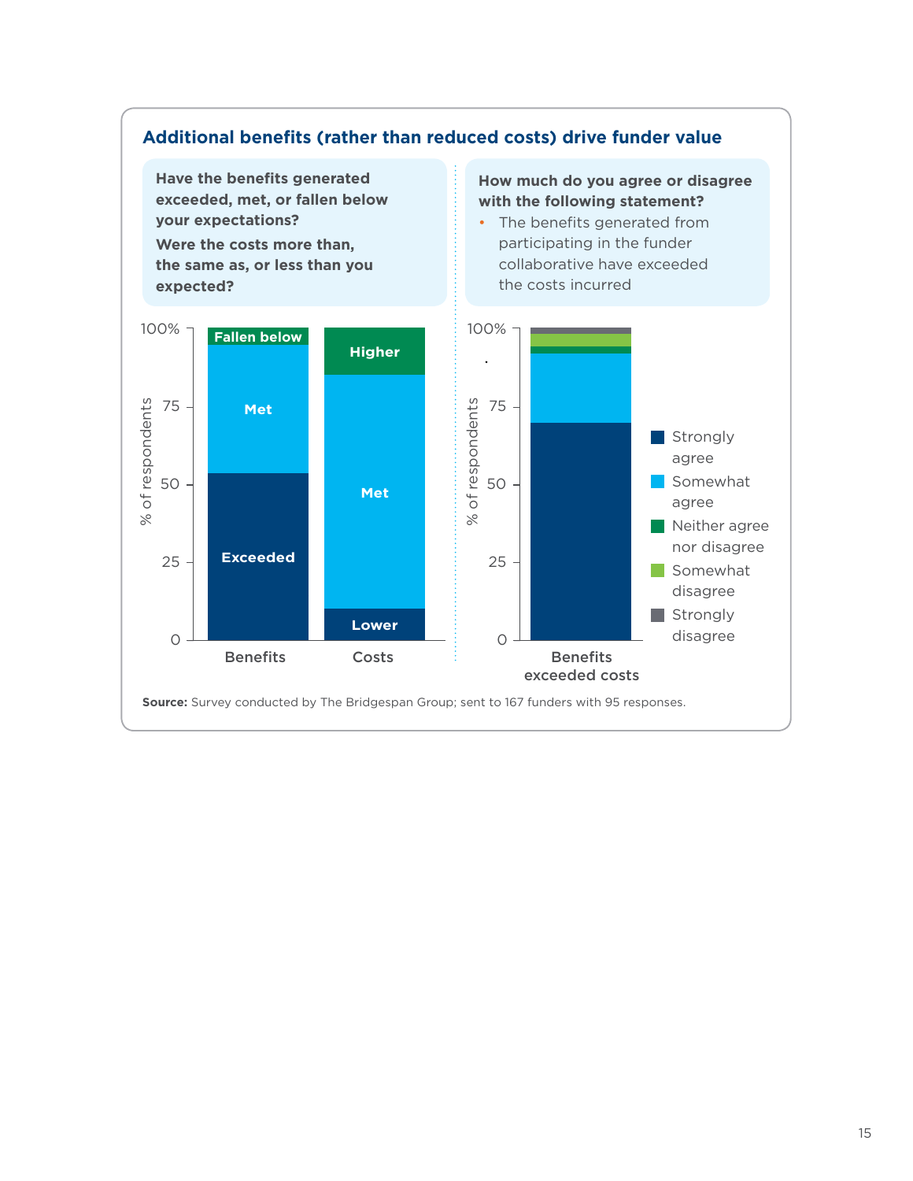## Additional benefits (rather than reduced costs) drive funder value

**Have the benefits generated exceeded, met, or fallen below your expectations?**

**Were the costs more than, the same as, or less than you expected?**

| | Benefits | Costs |
|---|---|---|
| Fallen below / Higher | Fallen below | Higher |
| Met | Met | Met |
| Exceeded / Lower | Exceeded | Lower |

**How much do you agree or disagree with the following statement?**

- The benefits generated from participating in the funder collaborative have exceeded the costs incurred

Benefits exceeded costs: Strongly agree; Somewhat agree; Neither agree nor disagree; Somewhat disagree; Strongly disagree

**Source:** Survey conducted by The Bridgespan Group; sent to 167 funders with 95 responses.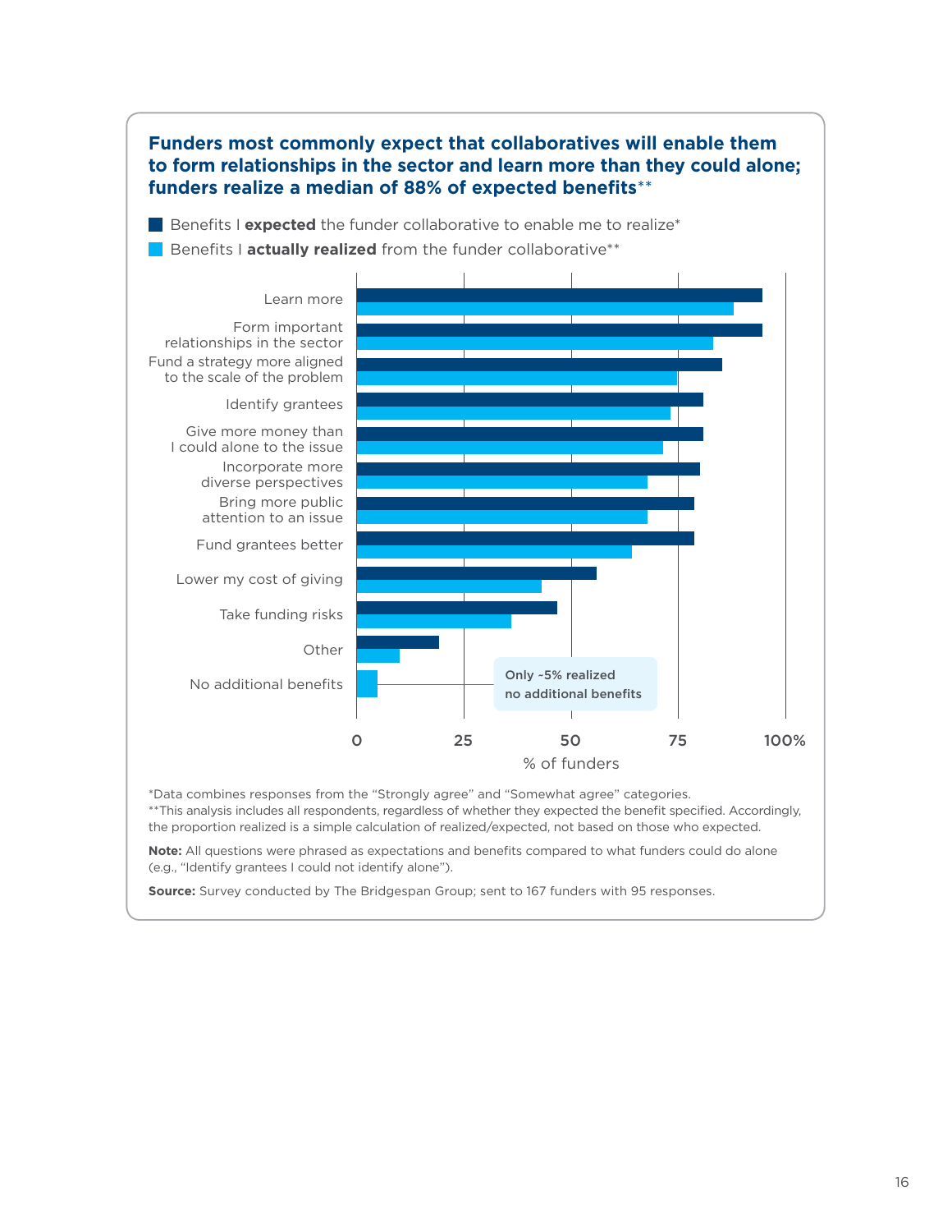**Funders most commonly expect that collaboratives will enable them to form relationships in the sector and learn more than they could alone; funders realize a median of 88% of expected benefits**

■ Benefits I **expected** the funder collaborative to enable me to realize*

■ Benefits I **actually realized** from the funder collaborative**

Learn more

Form important relationships in the sector

Fund a strategy more aligned to the scale of the problem

Identify grantees

Give more money than I could alone to the issue

Incorporate more diverse perspectives

Bring more public attention to an issue

Fund grantees better

Lower my cost of giving

Take funding risks

Other

No additional benefits

Only ~5% realized no additional benefits

0 25 50 75 100%

% of funders

*Data combines responses from the "Strongly agree" and "Somewhat agree" categories.
**This analysis includes all respondents, regardless of whether they expected the benefit specified. Accordingly, the proportion realized is a simple calculation of realized/expected, not based on those who expected.

**Note:** All questions were phrased as expectations and benefits compared to what funders could do alone (e.g., "Identify grantees I could not identify alone").

**Source:** Survey conducted by The Bridgespan Group; sent to 167 funders with 95 responses.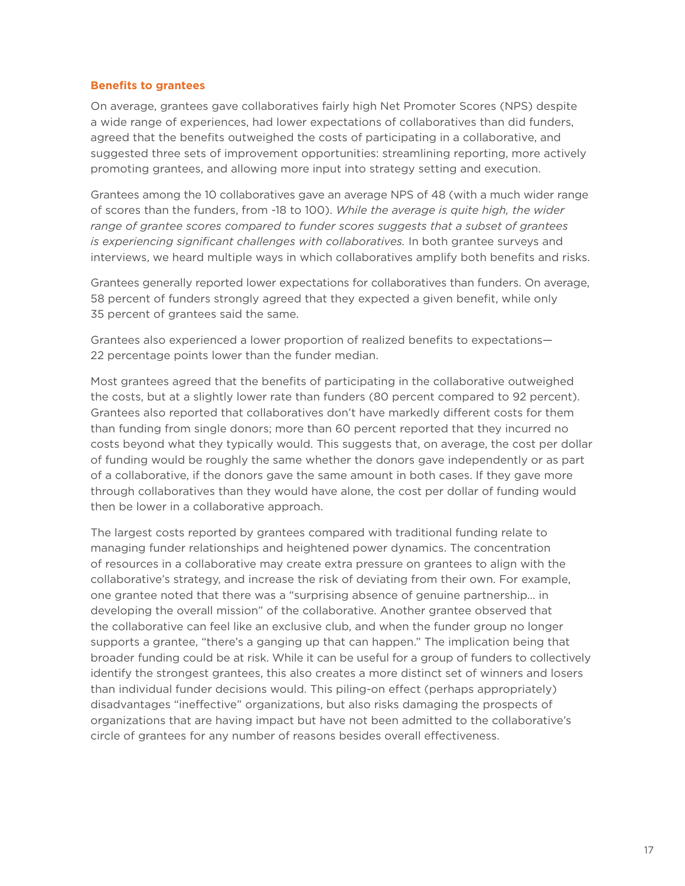### Benefits to grantees

On average, grantees gave collaboratives fairly high Net Promoter Scores (NPS) despite a wide range of experiences, had lower expectations of collaboratives than did funders, agreed that the benefits outweighed the costs of participating in a collaborative, and suggested three sets of improvement opportunities: streamlining reporting, more actively promoting grantees, and allowing more input into strategy setting and execution.

Grantees among the 10 collaboratives gave an average NPS of 48 (with a much wider range of scores than the funders, from -18 to 100). *While the average is quite high, the wider range of grantee scores compared to funder scores suggests that a subset of grantees is experiencing significant challenges with collaboratives.* In both grantee surveys and interviews, we heard multiple ways in which collaboratives amplify both benefits and risks.

Grantees generally reported lower expectations for collaboratives than funders. On average, 58 percent of funders strongly agreed that they expected a given benefit, while only 35 percent of grantees said the same.

Grantees also experienced a lower proportion of realized benefits to expectations—22 percentage points lower than the funder median.

Most grantees agreed that the benefits of participating in the collaborative outweighed the costs, but at a slightly lower rate than funders (80 percent compared to 92 percent). Grantees also reported that collaboratives don't have markedly different costs for them than funding from single donors; more than 60 percent reported that they incurred no costs beyond what they typically would. This suggests that, on average, the cost per dollar of funding would be roughly the same whether the donors gave independently or as part of a collaborative, if the donors gave the same amount in both cases. If they gave more through collaboratives than they would have alone, the cost per dollar of funding would then be lower in a collaborative approach.

The largest costs reported by grantees compared with traditional funding relate to managing funder relationships and heightened power dynamics. The concentration of resources in a collaborative may create extra pressure on grantees to align with the collaborative's strategy, and increase the risk of deviating from their own. For example, one grantee noted that there was a "surprising absence of genuine partnership… in developing the overall mission" of the collaborative. Another grantee observed that the collaborative can feel like an exclusive club, and when the funder group no longer supports a grantee, "there's a ganging up that can happen." The implication being that broader funding could be at risk. While it can be useful for a group of funders to collectively identify the strongest grantees, this also creates a more distinct set of winners and losers than individual funder decisions would. This piling-on effect (perhaps appropriately) disadvantages "ineffective" organizations, but also risks damaging the prospects of organizations that are having impact but have not been admitted to the collaborative's circle of grantees for any number of reasons besides overall effectiveness.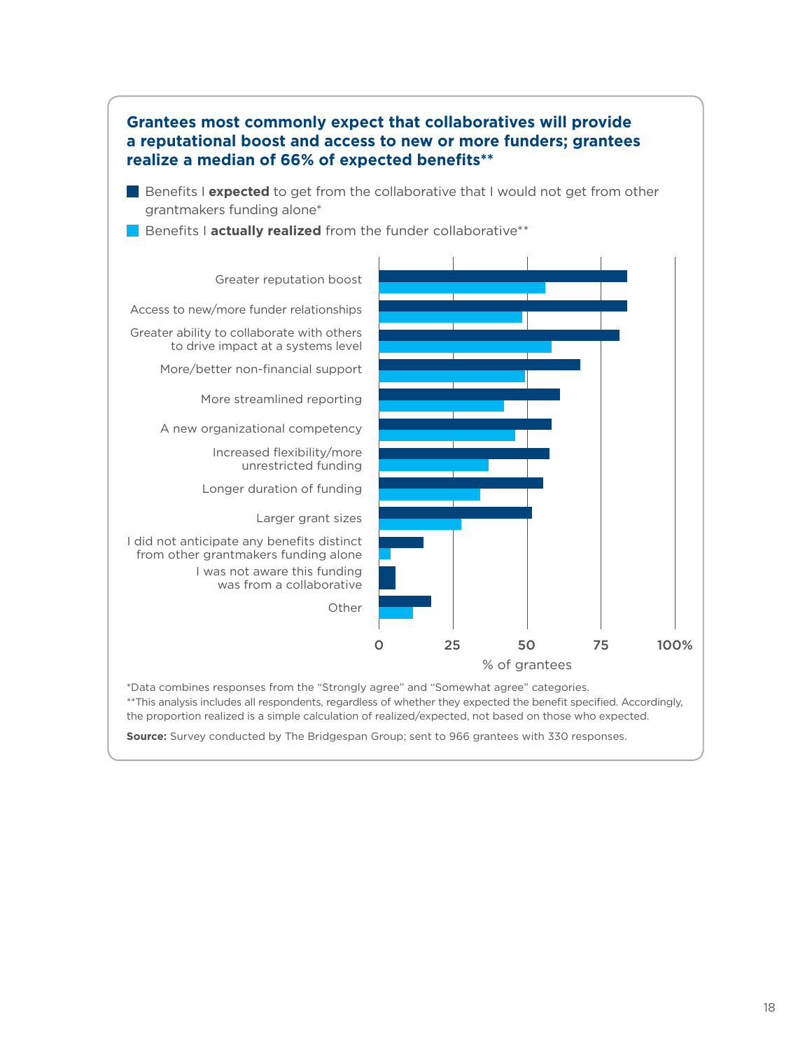**Grantees most commonly expect that collaboratives will provide a reputational boost and access to new or more funders; grantees realize a median of 66% of expected benefits****

- Benefits I **expected** to get from the collaborative that I would not get from other grantmakers funding alone*
- Benefits I **actually realized** from the funder collaborative**

| | Expected | Actually realized |
|---|---|---|
| Greater reputation boost | ~84 | ~56 |
| Access to new/more funder relationships | ~84 | ~48 |
| Greater ability to collaborate with others to drive impact at a systems level | ~81 | ~58 |
| More/better non-financial support | ~68 | ~49 |
| More streamlined reporting | ~61 | ~42 |
| A new organizational competency | ~58 | ~46 |
| Increased flexibility/more unrestricted funding | ~58 | ~37 |
| Longer duration of funding | ~55 | ~34 |
| Larger grant sizes | ~52 | ~28 |
| I did not anticipate any benefits distinct from other grantmakers funding alone | ~15 | ~4 |
| I was not aware this funding was from a collaborative | ~6 | |
| Other | ~18 | ~12 |

% of grantees (0, 25, 50, 75, 100%)

*Data combines responses from the "Strongly agree" and "Somewhat agree" categories.
**This analysis includes all respondents, regardless of whether they expected the benefit specified. Accordingly, the proportion realized is a simple calculation of realized/expected, not based on those who expected.

**Source:** Survey conducted by The Bridgespan Group; sent to 966 grantees with 330 responses.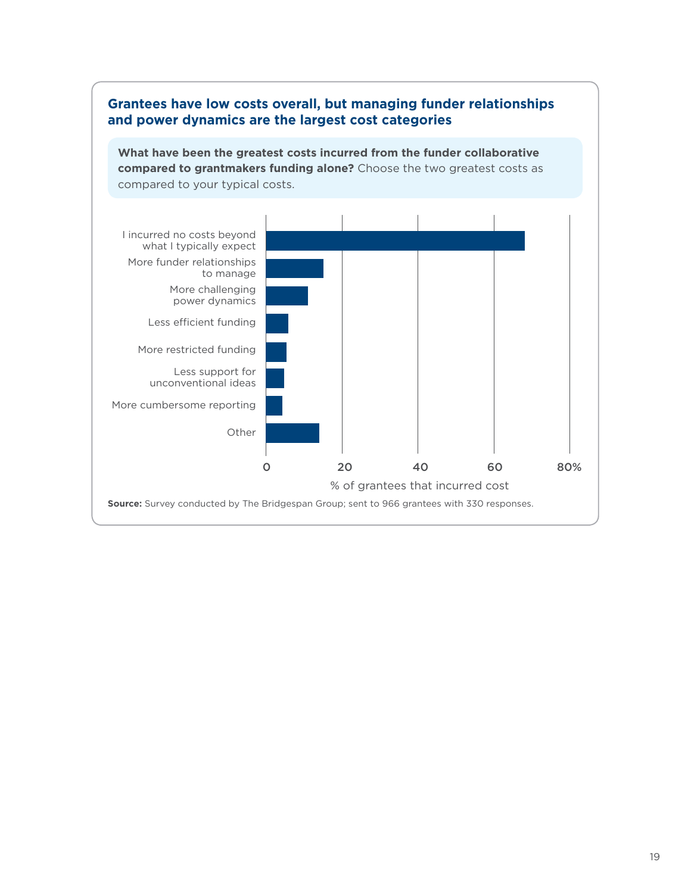### Grantees have low costs overall, but managing funder relationships and power dynamics are the largest cost categories

**What have been the greatest costs incurred from the funder collaborative compared to grantmakers funding alone?** Choose the two greatest costs as compared to your typical costs.

| Cost | % of grantees that incurred cost (approx.) |
| --- | --- |
| I incurred no costs beyond what I typically expect | ~68 |
| More funder relationships to manage | ~15 |
| More challenging power dynamics | ~11 |
| Less efficient funding | ~6 |
| More restricted funding | ~5 |
| Less support for unconventional ideas | ~5 |
| More cumbersome reporting | ~4 |
| Other | ~14 |

% of grantees that incurred cost

**Source:** Survey conducted by The Bridgespan Group; sent to 966 grantees with 330 responses.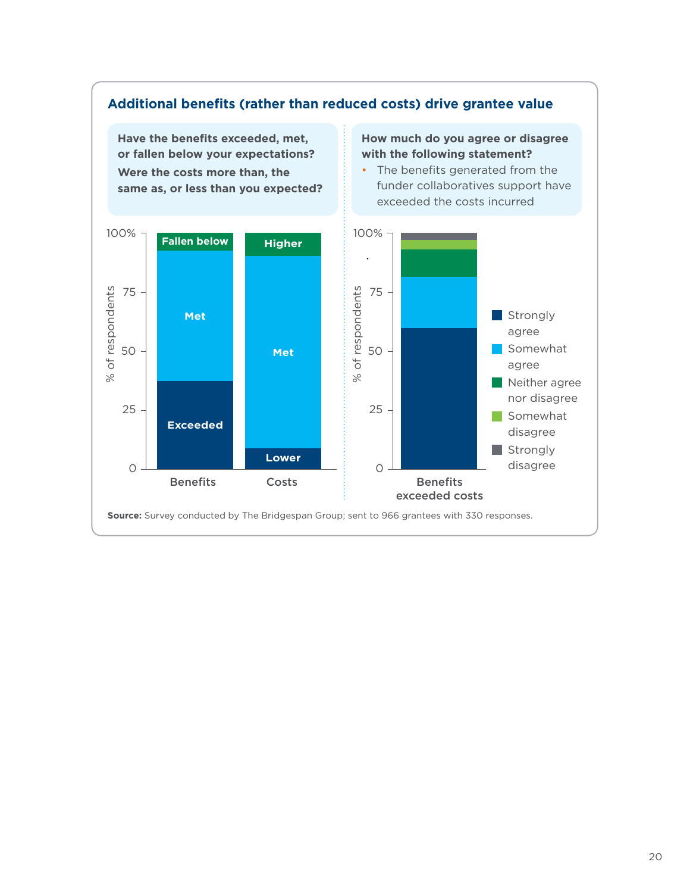### Additional benefits (rather than reduced costs) drive grantee value

**Have the benefits exceeded, met, or fallen below your expectations?**

**Were the costs more than, the same as, or less than you expected?**

**How much do you agree or disagree with the following statement?**

- The benefits generated from the funder collaboratives support have exceeded the costs incurred

**Source:** Survey conducted by The Bridgespan Group; sent to 966 grantees with 330 responses.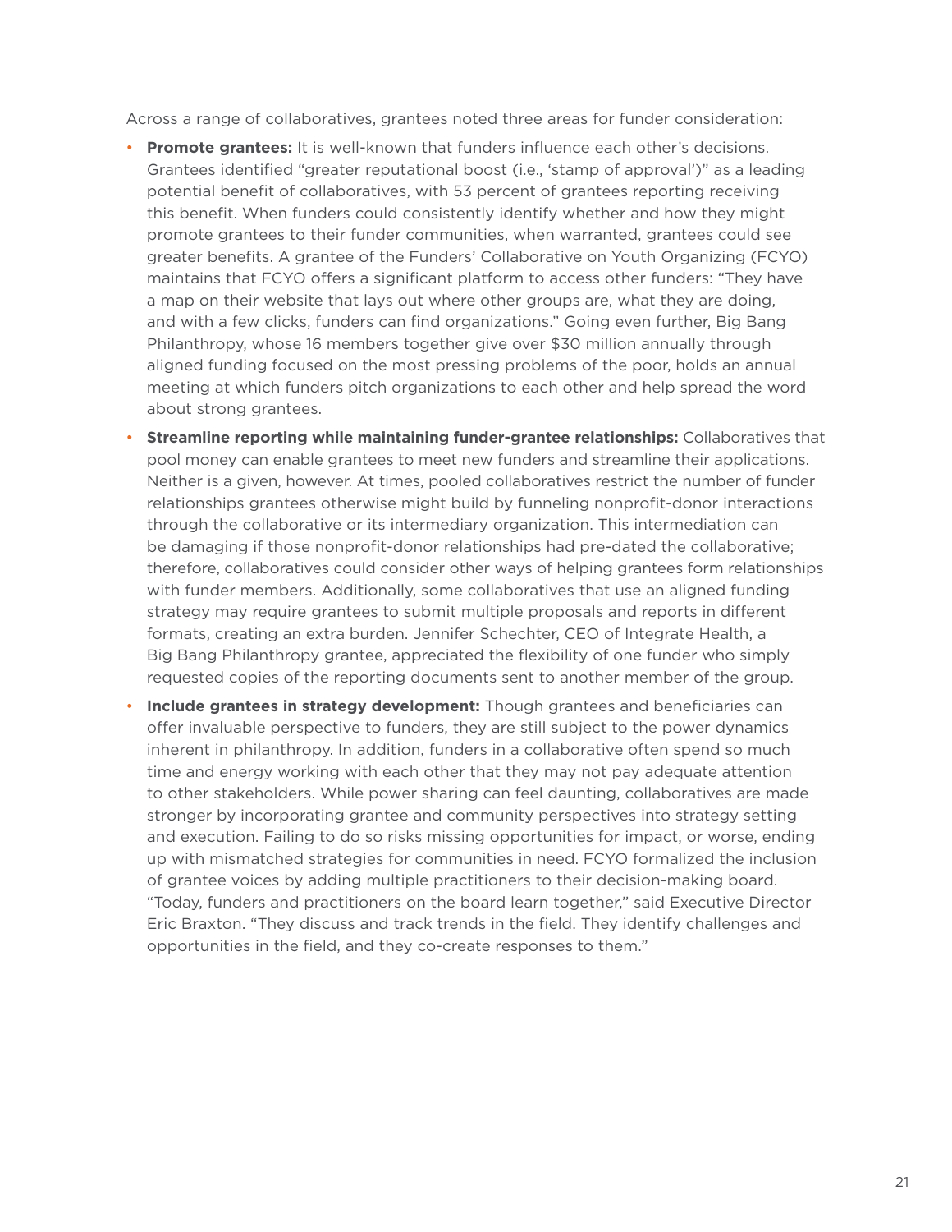Across a range of collaboratives, grantees noted three areas for funder consideration:

- **Promote grantees:** It is well-known that funders influence each other's decisions. Grantees identified "greater reputational boost (i.e., 'stamp of approval')" as a leading potential benefit of collaboratives, with 53 percent of grantees reporting receiving this benefit. When funders could consistently identify whether and how they might promote grantees to their funder communities, when warranted, grantees could see greater benefits. A grantee of the Funders' Collaborative on Youth Organizing (FCYO) maintains that FCYO offers a significant platform to access other funders: "They have a map on their website that lays out where other groups are, what they are doing, and with a few clicks, funders can find organizations." Going even further, Big Bang Philanthropy, whose 16 members together give over $30 million annually through aligned funding focused on the most pressing problems of the poor, holds an annual meeting at which funders pitch organizations to each other and help spread the word about strong grantees.
- **Streamline reporting while maintaining funder-grantee relationships:** Collaboratives that pool money can enable grantees to meet new funders and streamline their applications. Neither is a given, however. At times, pooled collaboratives restrict the number of funder relationships grantees otherwise might build by funneling nonprofit-donor interactions through the collaborative or its intermediary organization. This intermediation can be damaging if those nonprofit-donor relationships had pre-dated the collaborative; therefore, collaboratives could consider other ways of helping grantees form relationships with funder members. Additionally, some collaboratives that use an aligned funding strategy may require grantees to submit multiple proposals and reports in different formats, creating an extra burden. Jennifer Schechter, CEO of Integrate Health, a Big Bang Philanthropy grantee, appreciated the flexibility of one funder who simply requested copies of the reporting documents sent to another member of the group.
- **Include grantees in strategy development:** Though grantees and beneficiaries can offer invaluable perspective to funders, they are still subject to the power dynamics inherent in philanthropy. In addition, funders in a collaborative often spend so much time and energy working with each other that they may not pay adequate attention to other stakeholders. While power sharing can feel daunting, collaboratives are made stronger by incorporating grantee and community perspectives into strategy setting and execution. Failing to do so risks missing opportunities for impact, or worse, ending up with mismatched strategies for communities in need. FCYO formalized the inclusion of grantee voices by adding multiple practitioners to their decision-making board. "Today, funders and practitioners on the board learn together," said Executive Director Eric Braxton. "They discuss and track trends in the field. They identify challenges and opportunities in the field, and they co-create responses to them."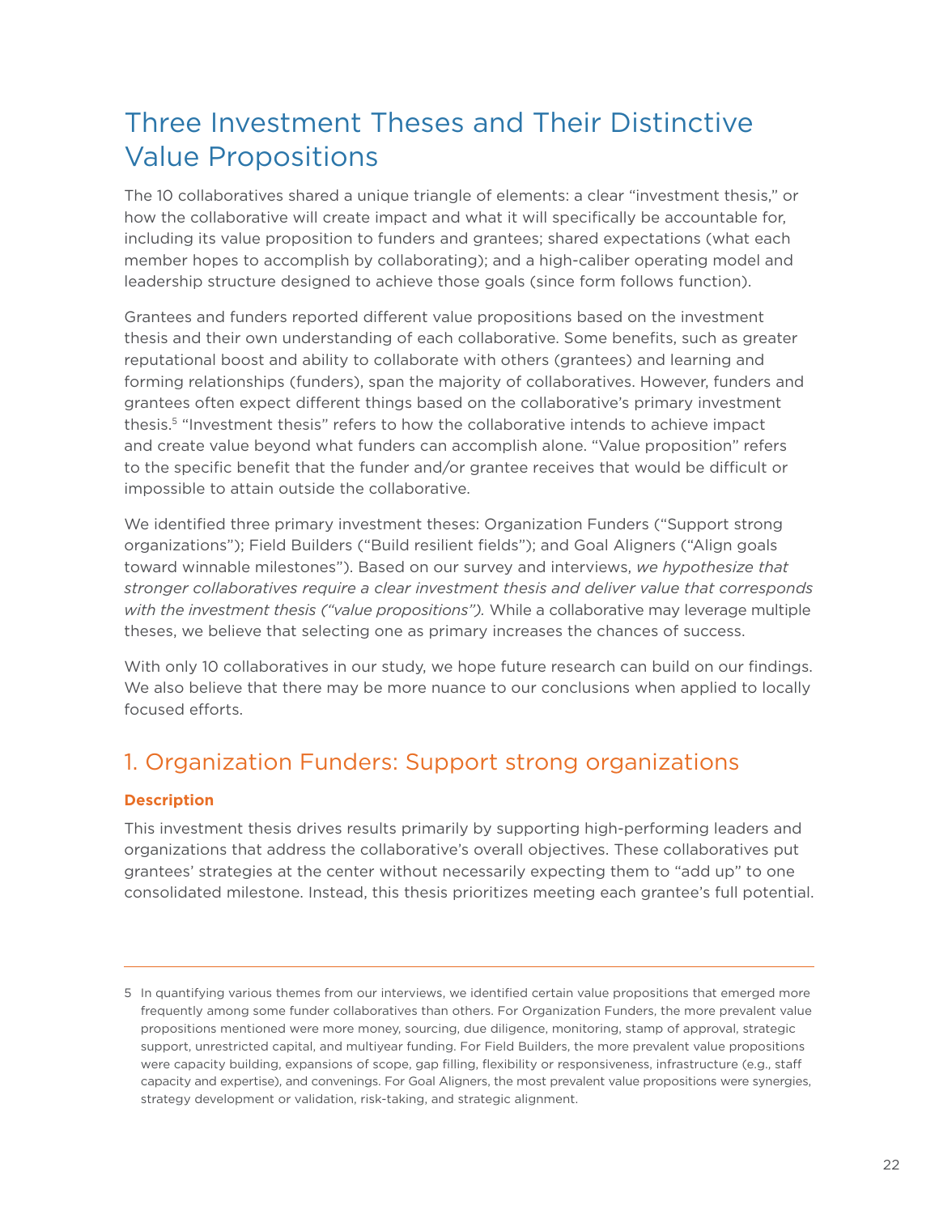# Three Investment Theses and Their Distinctive Value Propositions

The 10 collaboratives shared a unique triangle of elements: a clear "investment thesis," or how the collaborative will create impact and what it will specifically be accountable for, including its value proposition to funders and grantees; shared expectations (what each member hopes to accomplish by collaborating); and a high-caliber operating model and leadership structure designed to achieve those goals (since form follows function).

Grantees and funders reported different value propositions based on the investment thesis and their own understanding of each collaborative. Some benefits, such as greater reputational boost and ability to collaborate with others (grantees) and learning and forming relationships (funders), span the majority of collaboratives. However, funders and grantees often expect different things based on the collaborative's primary investment thesis.[5] "Investment thesis" refers to how the collaborative intends to achieve impact and create value beyond what funders can accomplish alone. "Value proposition" refers to the specific benefit that the funder and/or grantee receives that would be difficult or impossible to attain outside the collaborative.

We identified three primary investment theses: Organization Funders ("Support strong organizations"); Field Builders ("Build resilient fields"); and Goal Aligners ("Align goals toward winnable milestones"). Based on our survey and interviews, *we hypothesize that stronger collaboratives require a clear investment thesis and deliver value that corresponds with the investment thesis ("value propositions").* While a collaborative may leverage multiple theses, we believe that selecting one as primary increases the chances of success.

With only 10 collaboratives in our study, we hope future research can build on our findings. We also believe that there may be more nuance to our conclusions when applied to locally focused efforts.

## 1. Organization Funders: Support strong organizations

**Description**

This investment thesis drives results primarily by supporting high-performing leaders and organizations that address the collaborative's overall objectives. These collaboratives put grantees' strategies at the center without necessarily expecting them to "add up" to one consolidated milestone. Instead, this thesis prioritizes meeting each grantee's full potential.

---

5 In quantifying various themes from our interviews, we identified certain value propositions that emerged more frequently among some funder collaboratives than others. For Organization Funders, the more prevalent value propositions mentioned were more money, sourcing, due diligence, monitoring, stamp of approval, strategic support, unrestricted capital, and multiyear funding. For Field Builders, the more prevalent value propositions were capacity building, expansions of scope, gap filling, flexibility or responsiveness, infrastructure (e.g., staff capacity and expertise), and convenings. For Goal Aligners, the most prevalent value propositions were synergies, strategy development or validation, risk-taking, and strategic alignment.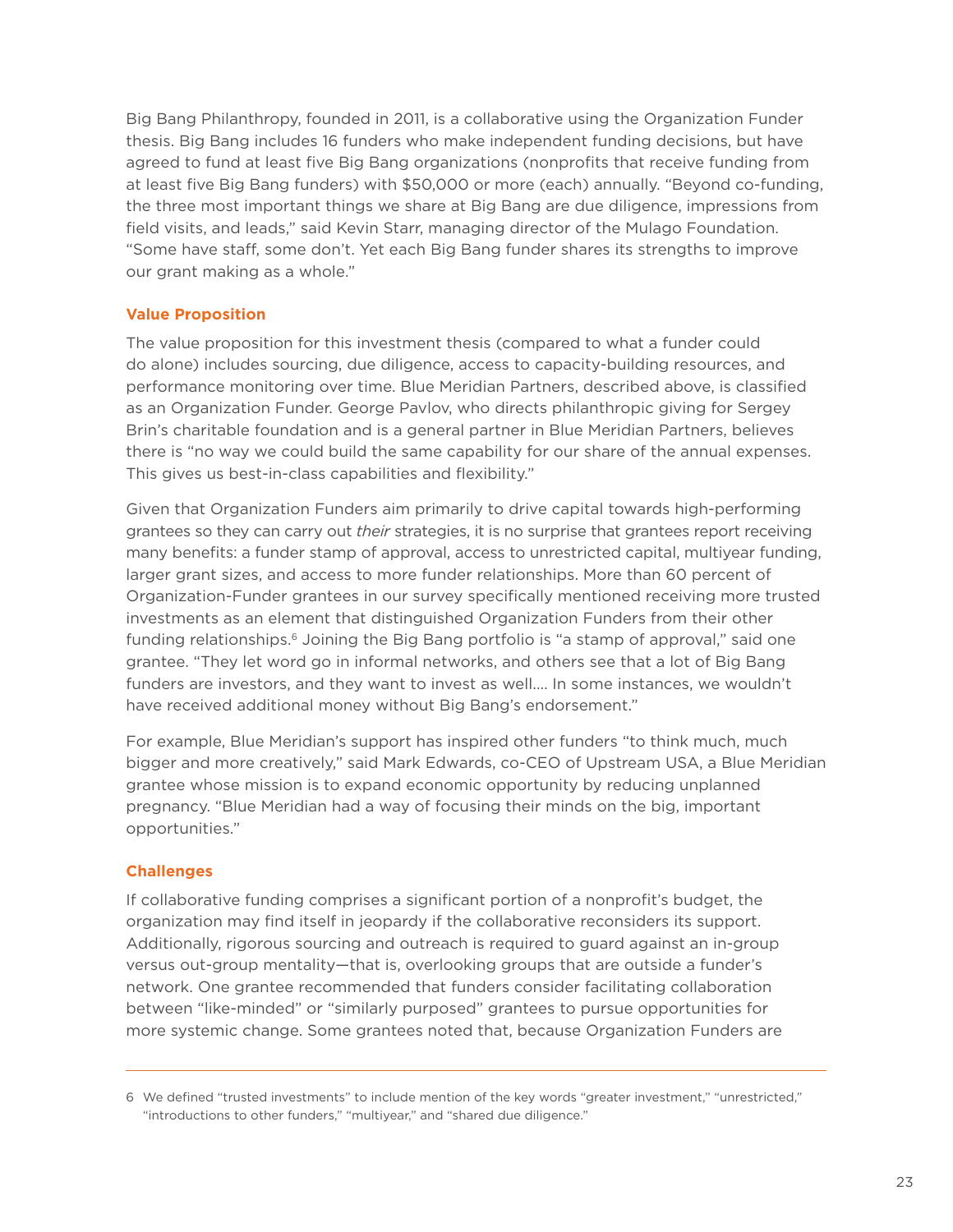Big Bang Philanthropy, founded in 2011, is a collaborative using the Organization Funder thesis. Big Bang includes 16 funders who make independent funding decisions, but have agreed to fund at least five Big Bang organizations (nonprofits that receive funding from at least five Big Bang funders) with $50,000 or more (each) annually. "Beyond co-funding, the three most important things we share at Big Bang are due diligence, impressions from field visits, and leads," said Kevin Starr, managing director of the Mulago Foundation. "Some have staff, some don't. Yet each Big Bang funder shares its strengths to improve our grant making as a whole."

### Value Proposition

The value proposition for this investment thesis (compared to what a funder could do alone) includes sourcing, due diligence, access to capacity-building resources, and performance monitoring over time. Blue Meridian Partners, described above, is classified as an Organization Funder. George Pavlov, who directs philanthropic giving for Sergey Brin's charitable foundation and is a general partner in Blue Meridian Partners, believes there is "no way we could build the same capability for our share of the annual expenses. This gives us best-in-class capabilities and flexibility."

Given that Organization Funders aim primarily to drive capital towards high-performing grantees so they can carry out *their* strategies, it is no surprise that grantees report receiving many benefits: a funder stamp of approval, access to unrestricted capital, multiyear funding, larger grant sizes, and access to more funder relationships. More than 60 percent of Organization-Funder grantees in our survey specifically mentioned receiving more trusted investments as an element that distinguished Organization Funders from their other funding relationships.[6] Joining the Big Bang portfolio is "a stamp of approval," said one grantee. "They let word go in informal networks, and others see that a lot of Big Bang funders are investors, and they want to invest as well.... In some instances, we wouldn't have received additional money without Big Bang's endorsement."

For example, Blue Meridian's support has inspired other funders "to think much, much bigger and more creatively," said Mark Edwards, co-CEO of Upstream USA, a Blue Meridian grantee whose mission is to expand economic opportunity by reducing unplanned pregnancy. "Blue Meridian had a way of focusing their minds on the big, important opportunities."

### Challenges

If collaborative funding comprises a significant portion of a nonprofit's budget, the organization may find itself in jeopardy if the collaborative reconsiders its support. Additionally, rigorous sourcing and outreach is required to guard against an in-group versus out-group mentality—that is, overlooking groups that are outside a funder's network. One grantee recommended that funders consider facilitating collaboration between "like-minded" or "similarly purposed" grantees to pursue opportunities for more systemic change. Some grantees noted that, because Organization Funders are

---

6 We defined "trusted investments" to include mention of the key words "greater investment," "unrestricted," "introductions to other funders," "multiyear," and "shared due diligence."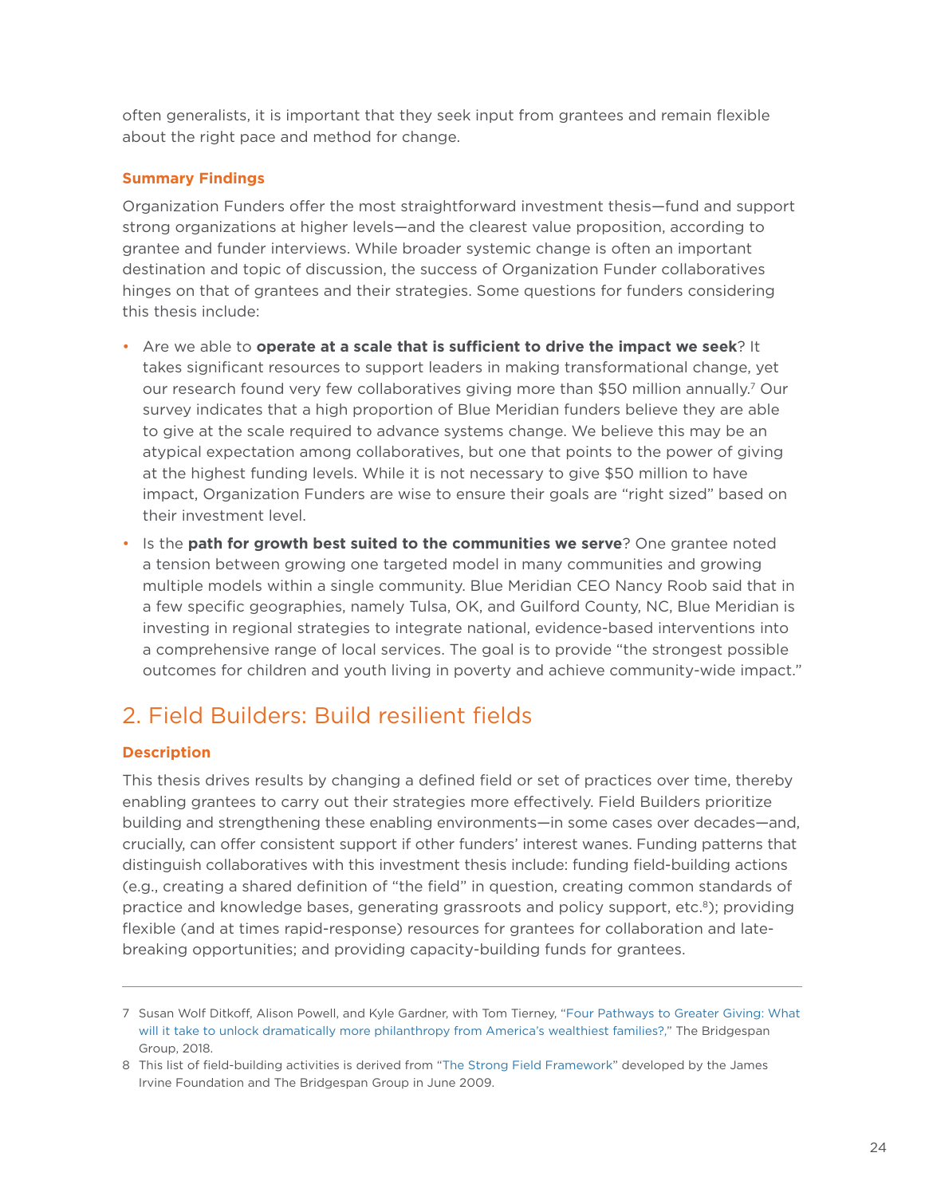often generalists, it is important that they seek input from grantees and remain flexible about the right pace and method for change.

### Summary Findings

Organization Funders offer the most straightforward investment thesis—fund and support strong organizations at higher levels—and the clearest value proposition, according to grantee and funder interviews. While broader systemic change is often an important destination and topic of discussion, the success of Organization Funder collaboratives hinges on that of grantees and their strategies. Some questions for funders considering this thesis include:

- Are we able to **operate at a scale that is sufficient to drive the impact we seek**? It takes significant resources to support leaders in making transformational change, yet our research found very few collaboratives giving more than $50 million annually.[7] Our survey indicates that a high proportion of Blue Meridian funders believe they are able to give at the scale required to advance systems change. We believe this may be an atypical expectation among collaboratives, but one that points to the power of giving at the highest funding levels. While it is not necessary to give $50 million to have impact, Organization Funders are wise to ensure their goals are "right sized" based on their investment level.
- Is the **path for growth best suited to the communities we serve**? One grantee noted a tension between growing one targeted model in many communities and growing multiple models within a single community. Blue Meridian CEO Nancy Roob said that in a few specific geographies, namely Tulsa, OK, and Guilford County, NC, Blue Meridian is investing in regional strategies to integrate national, evidence-based interventions into a comprehensive range of local services. The goal is to provide "the strongest possible outcomes for children and youth living in poverty and achieve community-wide impact."

## 2. Field Builders: Build resilient fields

### Description

This thesis drives results by changing a defined field or set of practices over time, thereby enabling grantees to carry out their strategies more effectively. Field Builders prioritize building and strengthening these enabling environments—in some cases over decades—and, crucially, can offer consistent support if other funders' interest wanes. Funding patterns that distinguish collaboratives with this investment thesis include: funding field-building actions (e.g., creating a shared definition of "the field" in question, creating common standards of practice and knowledge bases, generating grassroots and policy support, etc.[8]); providing flexible (and at times rapid-response) resources for grantees for collaboration and late-breaking opportunities; and providing capacity-building funds for grantees.

---

7 Susan Wolf Ditkoff, Alison Powell, and Kyle Gardner, with Tom Tierney, "Four Pathways to Greater Giving: What will it take to unlock dramatically more philanthropy from America's wealthiest families?," The Bridgespan Group, 2018.

8 This list of field-building activities is derived from "The Strong Field Framework" developed by the James Irvine Foundation and The Bridgespan Group in June 2009.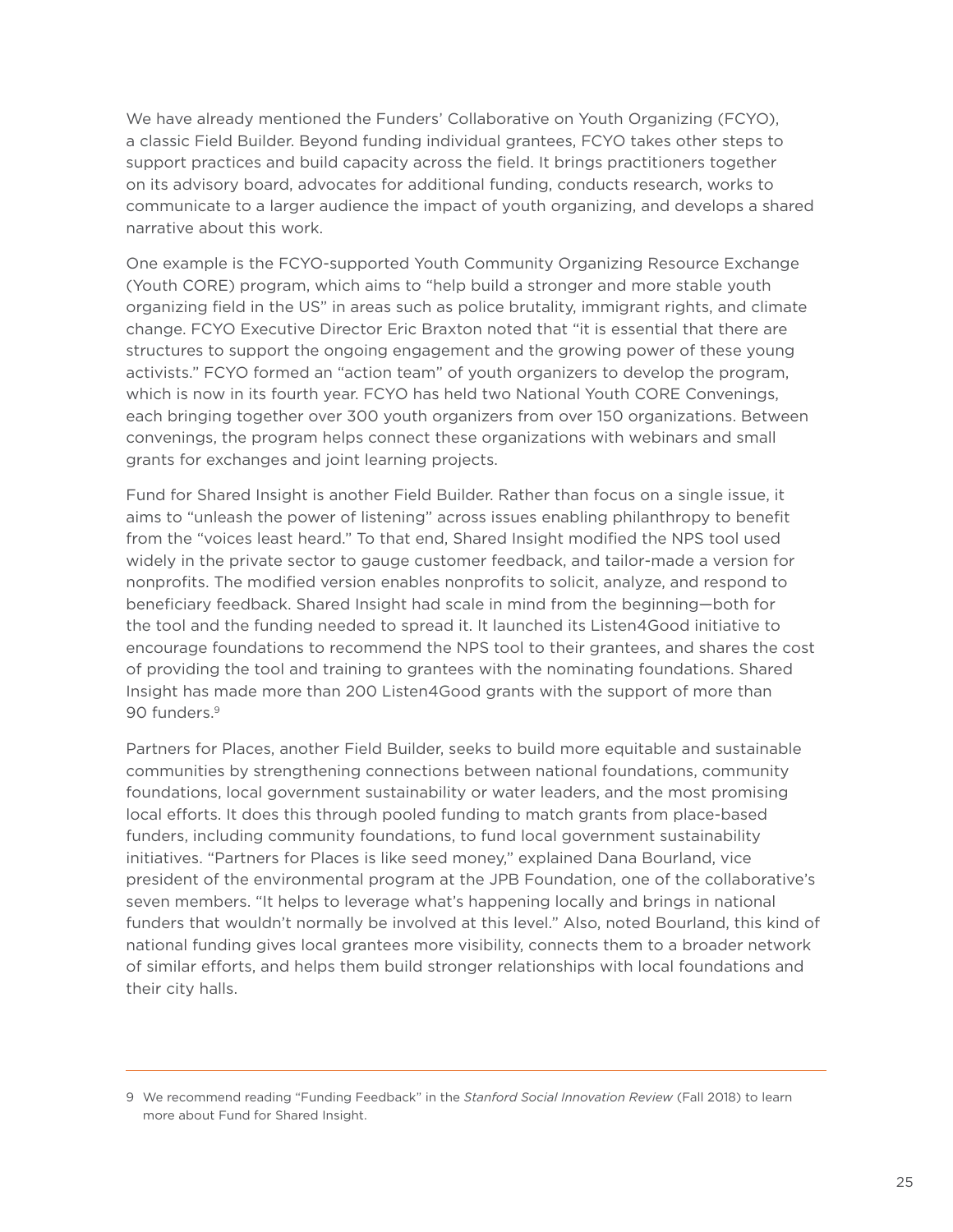We have already mentioned the Funders' Collaborative on Youth Organizing (FCYO), a classic Field Builder. Beyond funding individual grantees, FCYO takes other steps to support practices and build capacity across the field. It brings practitioners together on its advisory board, advocates for additional funding, conducts research, works to communicate to a larger audience the impact of youth organizing, and develops a shared narrative about this work.

One example is the FCYO-supported Youth Community Organizing Resource Exchange (Youth CORE) program, which aims to "help build a stronger and more stable youth organizing field in the US" in areas such as police brutality, immigrant rights, and climate change. FCYO Executive Director Eric Braxton noted that "it is essential that there are structures to support the ongoing engagement and the growing power of these young activists." FCYO formed an "action team" of youth organizers to develop the program, which is now in its fourth year. FCYO has held two National Youth CORE Convenings, each bringing together over 300 youth organizers from over 150 organizations. Between convenings, the program helps connect these organizations with webinars and small grants for exchanges and joint learning projects.

Fund for Shared Insight is another Field Builder. Rather than focus on a single issue, it aims to "unleash the power of listening" across issues enabling philanthropy to benefit from the "voices least heard." To that end, Shared Insight modified the NPS tool used widely in the private sector to gauge customer feedback, and tailor-made a version for nonprofits. The modified version enables nonprofits to solicit, analyze, and respond to beneficiary feedback. Shared Insight had scale in mind from the beginning—both for the tool and the funding needed to spread it. It launched its Listen4Good initiative to encourage foundations to recommend the NPS tool to their grantees, and shares the cost of providing the tool and training to grantees with the nominating foundations. Shared Insight has made more than 200 Listen4Good grants with the support of more than 90 funders.[9]

Partners for Places, another Field Builder, seeks to build more equitable and sustainable communities by strengthening connections between national foundations, community foundations, local government sustainability or water leaders, and the most promising local efforts. It does this through pooled funding to match grants from place-based funders, including community foundations, to fund local government sustainability initiatives. "Partners for Places is like seed money," explained Dana Bourland, vice president of the environmental program at the JPB Foundation, one of the collaborative's seven members. "It helps to leverage what's happening locally and brings in national funders that wouldn't normally be involved at this level." Also, noted Bourland, this kind of national funding gives local grantees more visibility, connects them to a broader network of similar efforts, and helps them build stronger relationships with local foundations and their city halls.

---

9 We recommend reading "Funding Feedback" in the *Stanford Social Innovation Review* (Fall 2018) to learn more about Fund for Shared Insight.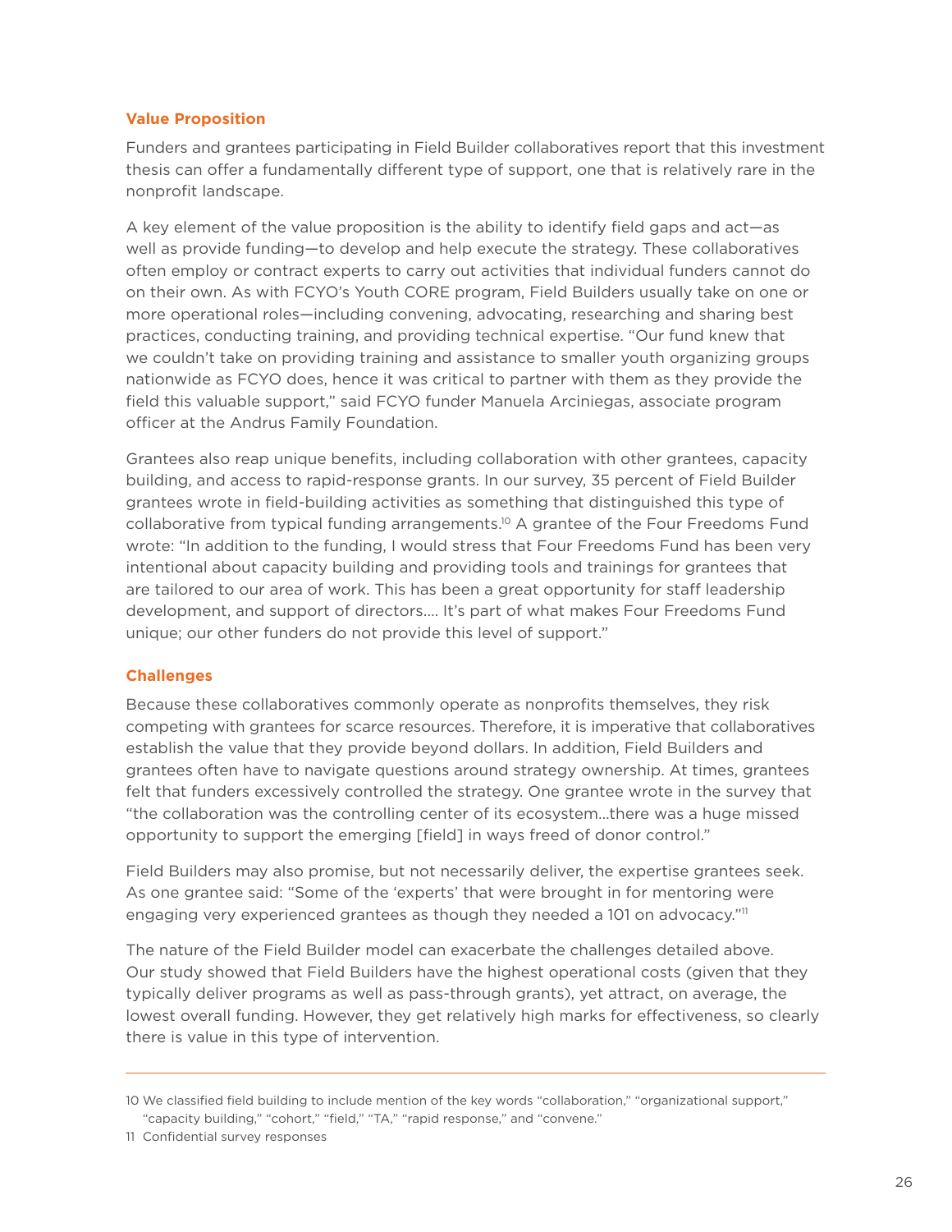### Value Proposition

Funders and grantees participating in Field Builder collaboratives report that this investment thesis can offer a fundamentally different type of support, one that is relatively rare in the nonprofit landscape.

A key element of the value proposition is the ability to identify field gaps and act—as well as provide funding—to develop and help execute the strategy. These collaboratives often employ or contract experts to carry out activities that individual funders cannot do on their own. As with FCYO's Youth CORE program, Field Builders usually take on one or more operational roles—including convening, advocating, researching and sharing best practices, conducting training, and providing technical expertise. "Our fund knew that we couldn't take on providing training and assistance to smaller youth organizing groups nationwide as FCYO does, hence it was critical to partner with them as they provide the field this valuable support," said FCYO funder Manuela Arciniegas, associate program officer at the Andrus Family Foundation.

Grantees also reap unique benefits, including collaboration with other grantees, capacity building, and access to rapid-response grants. In our survey, 35 percent of Field Builder grantees wrote in field-building activities as something that distinguished this type of collaborative from typical funding arrangements.[10] A grantee of the Four Freedoms Fund wrote: "In addition to the funding, I would stress that Four Freedoms Fund has been very intentional about capacity building and providing tools and trainings for grantees that are tailored to our area of work. This has been a great opportunity for staff leadership development, and support of directors.... It's part of what makes Four Freedoms Fund unique; our other funders do not provide this level of support."

### Challenges

Because these collaboratives commonly operate as nonprofits themselves, they risk competing with grantees for scarce resources. Therefore, it is imperative that collaboratives establish the value that they provide beyond dollars. In addition, Field Builders and grantees often have to navigate questions around strategy ownership. At times, grantees felt that funders excessively controlled the strategy. One grantee wrote in the survey that "the collaboration was the controlling center of its ecosystem...there was a huge missed opportunity to support the emerging [field] in ways freed of donor control."

Field Builders may also promise, but not necessarily deliver, the expertise grantees seek. As one grantee said: "Some of the 'experts' that were brought in for mentoring were engaging very experienced grantees as though they needed a 101 on advocacy."[11]

The nature of the Field Builder model can exacerbate the challenges detailed above. Our study showed that Field Builders have the highest operational costs (given that they typically deliver programs as well as pass-through grants), yet attract, on average, the lowest overall funding. However, they get relatively high marks for effectiveness, so clearly there is value in this type of intervention.

---

10 We classified field building to include mention of the key words "collaboration," "organizational support," "capacity building," "cohort," "field," "TA," "rapid response," and "convene."

11 Confidential survey responses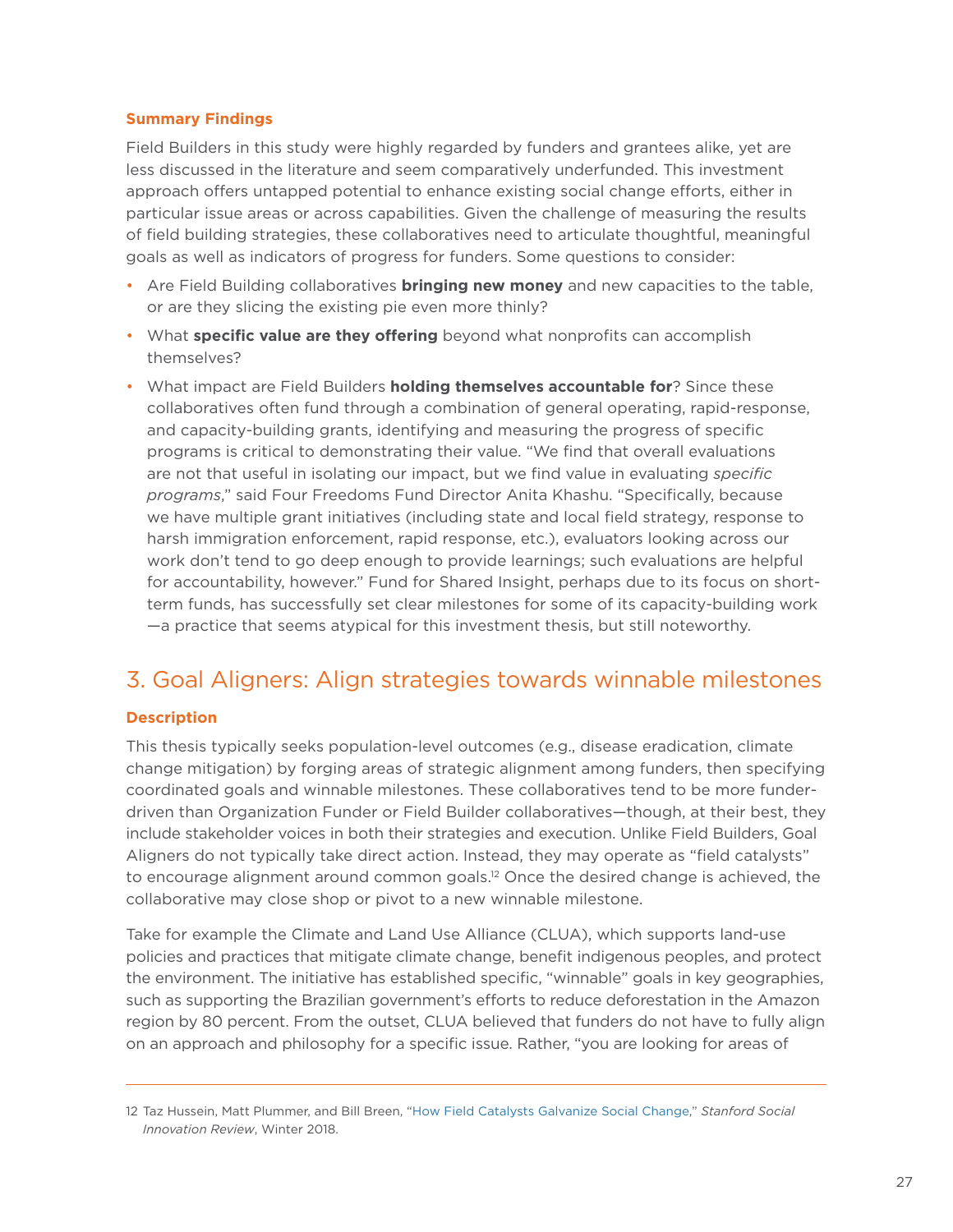### Summary Findings

Field Builders in this study were highly regarded by funders and grantees alike, yet are less discussed in the literature and seem comparatively underfunded. This investment approach offers untapped potential to enhance existing social change efforts, either in particular issue areas or across capabilities. Given the challenge of measuring the results of field building strategies, these collaboratives need to articulate thoughtful, meaningful goals as well as indicators of progress for funders. Some questions to consider:

- Are Field Building collaboratives **bringing new money** and new capacities to the table, or are they slicing the existing pie even more thinly?
- What **specific value are they offering** beyond what nonprofits can accomplish themselves?
- What impact are Field Builders **holding themselves accountable for**? Since these collaboratives often fund through a combination of general operating, rapid-response, and capacity-building grants, identifying and measuring the progress of specific programs is critical to demonstrating their value. "We find that overall evaluations are not that useful in isolating our impact, but we find value in evaluating *specific programs*," said Four Freedoms Fund Director Anita Khashu. "Specifically, because we have multiple grant initiatives (including state and local field strategy, response to harsh immigration enforcement, rapid response, etc.), evaluators looking across our work don't tend to go deep enough to provide learnings; such evaluations are helpful for accountability, however." Fund for Shared Insight, perhaps due to its focus on short-term funds, has successfully set clear milestones for some of its capacity-building work —a practice that seems atypical for this investment thesis, but still noteworthy.

## 3. Goal Aligners: Align strategies towards winnable milestones

### Description

This thesis typically seeks population-level outcomes (e.g., disease eradication, climate change mitigation) by forging areas of strategic alignment among funders, then specifying coordinated goals and winnable milestones. These collaboratives tend to be more funder-driven than Organization Funder or Field Builder collaboratives—though, at their best, they include stakeholder voices in both their strategies and execution. Unlike Field Builders, Goal Aligners do not typically take direct action. Instead, they may operate as "field catalysts" to encourage alignment around common goals.[12] Once the desired change is achieved, the collaborative may close shop or pivot to a new winnable milestone.

Take for example the Climate and Land Use Alliance (CLUA), which supports land-use policies and practices that mitigate climate change, benefit indigenous peoples, and protect the environment. The initiative has established specific, "winnable" goals in key geographies, such as supporting the Brazilian government's efforts to reduce deforestation in the Amazon region by 80 percent. From the outset, CLUA believed that funders do not have to fully align on an approach and philosophy for a specific issue. Rather, "you are looking for areas of

---

12 Taz Hussein, Matt Plummer, and Bill Breen, "How Field Catalysts Galvanize Social Change," *Stanford Social Innovation Review*, Winter 2018.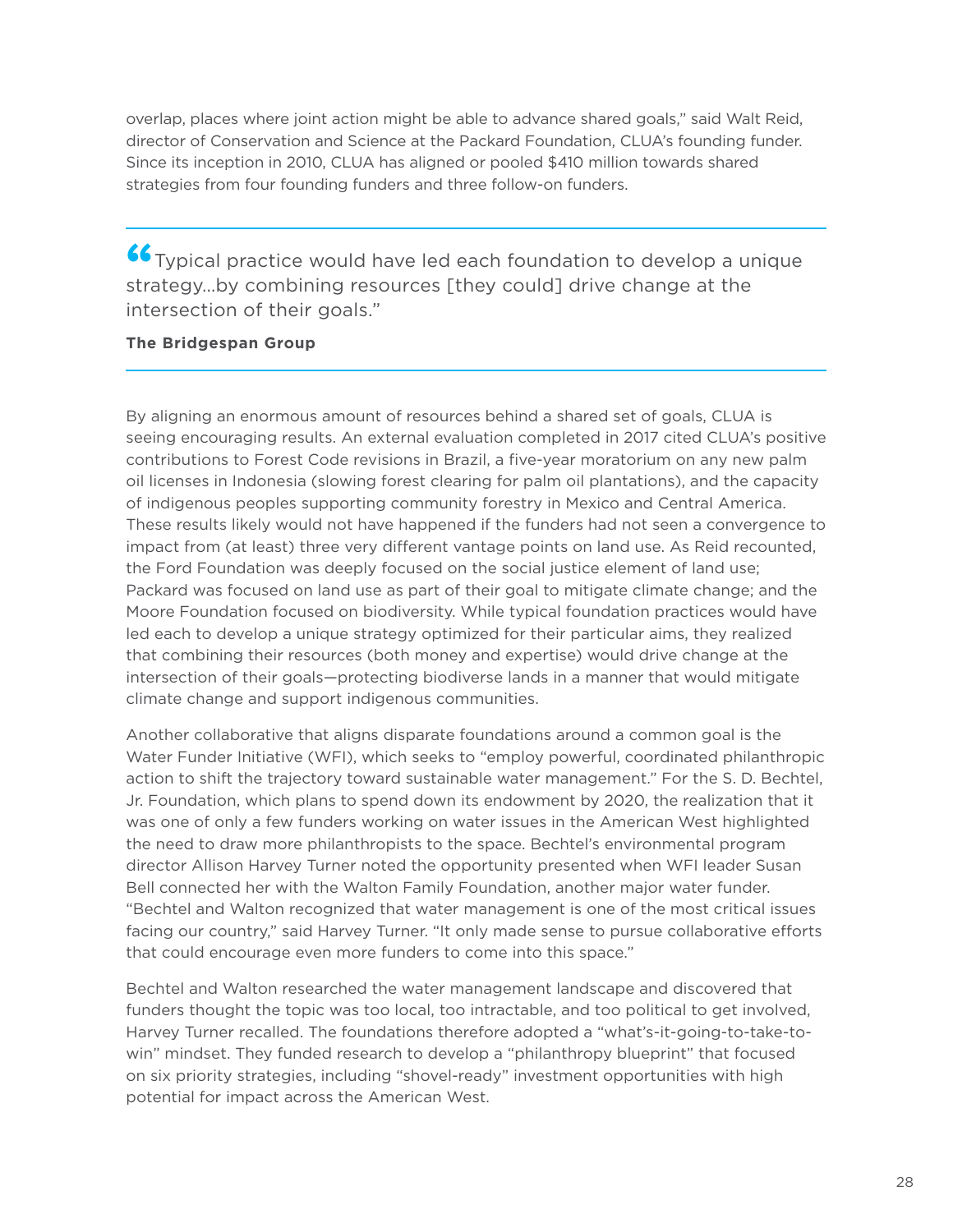overlap, places where joint action might be able to advance shared goals," said Walt Reid, director of Conservation and Science at the Packard Foundation, CLUA's founding funder. Since its inception in 2010, CLUA has aligned or pooled $410 million towards shared strategies from four founding funders and three follow-on funders.

> "Typical practice would have led each foundation to develop a unique strategy...by combining resources [they could] drive change at the intersection of their goals."
>
> **The Bridgespan Group**

By aligning an enormous amount of resources behind a shared set of goals, CLUA is seeing encouraging results. An external evaluation completed in 2017 cited CLUA's positive contributions to Forest Code revisions in Brazil, a five-year moratorium on any new palm oil licenses in Indonesia (slowing forest clearing for palm oil plantations), and the capacity of indigenous peoples supporting community forestry in Mexico and Central America. These results likely would not have happened if the funders had not seen a convergence to impact from (at least) three very different vantage points on land use. As Reid recounted, the Ford Foundation was deeply focused on the social justice element of land use; Packard was focused on land use as part of their goal to mitigate climate change; and the Moore Foundation focused on biodiversity. While typical foundation practices would have led each to develop a unique strategy optimized for their particular aims, they realized that combining their resources (both money and expertise) would drive change at the intersection of their goals—protecting biodiverse lands in a manner that would mitigate climate change and support indigenous communities.

Another collaborative that aligns disparate foundations around a common goal is the Water Funder Initiative (WFI), which seeks to "employ powerful, coordinated philanthropic action to shift the trajectory toward sustainable water management." For the S. D. Bechtel, Jr. Foundation, which plans to spend down its endowment by 2020, the realization that it was one of only a few funders working on water issues in the American West highlighted the need to draw more philanthropists to the space. Bechtel's environmental program director Allison Harvey Turner noted the opportunity presented when WFI leader Susan Bell connected her with the Walton Family Foundation, another major water funder. "Bechtel and Walton recognized that water management is one of the most critical issues facing our country," said Harvey Turner. "It only made sense to pursue collaborative efforts that could encourage even more funders to come into this space."

Bechtel and Walton researched the water management landscape and discovered that funders thought the topic was too local, too intractable, and too political to get involved, Harvey Turner recalled. The foundations therefore adopted a "what's-it-going-to-take-to-win" mindset. They funded research to develop a "philanthropy blueprint" that focused on six priority strategies, including "shovel-ready" investment opportunities with high potential for impact across the American West.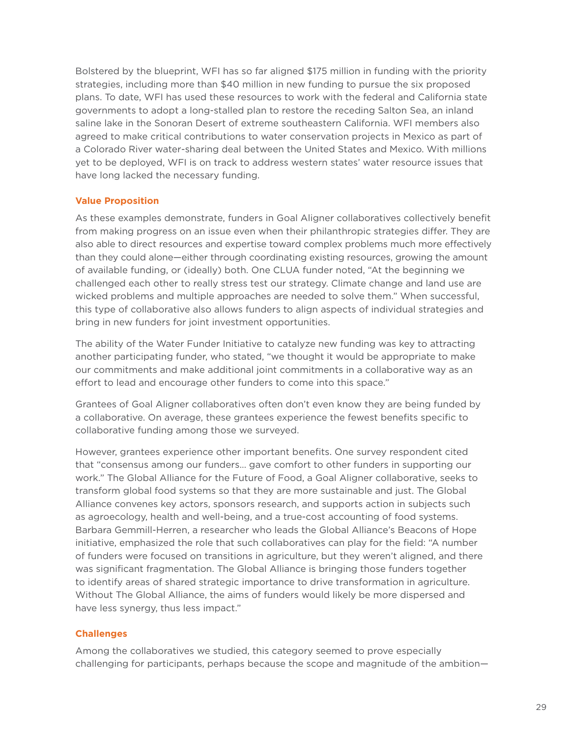Bolstered by the blueprint, WFI has so far aligned $175 million in funding with the priority strategies, including more than $40 million in new funding to pursue the six proposed plans. To date, WFI has used these resources to work with the federal and California state governments to adopt a long-stalled plan to restore the receding Salton Sea, an inland saline lake in the Sonoran Desert of extreme southeastern California. WFI members also agreed to make critical contributions to water conservation projects in Mexico as part of a Colorado River water-sharing deal between the United States and Mexico. With millions yet to be deployed, WFI is on track to address western states' water resource issues that have long lacked the necessary funding.

#### Value Proposition

As these examples demonstrate, funders in Goal Aligner collaboratives collectively benefit from making progress on an issue even when their philanthropic strategies differ. They are also able to direct resources and expertise toward complex problems much more effectively than they could alone—either through coordinating existing resources, growing the amount of available funding, or (ideally) both. One CLUA funder noted, "At the beginning we challenged each other to really stress test our strategy. Climate change and land use are wicked problems and multiple approaches are needed to solve them." When successful, this type of collaborative also allows funders to align aspects of individual strategies and bring in new funders for joint investment opportunities.

The ability of the Water Funder Initiative to catalyze new funding was key to attracting another participating funder, who stated, "we thought it would be appropriate to make our commitments and make additional joint commitments in a collaborative way as an effort to lead and encourage other funders to come into this space."

Grantees of Goal Aligner collaboratives often don't even know they are being funded by a collaborative. On average, these grantees experience the fewest benefits specific to collaborative funding among those we surveyed.

However, grantees experience other important benefits. One survey respondent cited that "consensus among our funders... gave comfort to other funders in supporting our work." The Global Alliance for the Future of Food, a Goal Aligner collaborative, seeks to transform global food systems so that they are more sustainable and just. The Global Alliance convenes key actors, sponsors research, and supports action in subjects such as agroecology, health and well-being, and a true-cost accounting of food systems. Barbara Gemmill-Herren, a researcher who leads the Global Alliance's Beacons of Hope initiative, emphasized the role that such collaboratives can play for the field: "A number of funders were focused on transitions in agriculture, but they weren't aligned, and there was significant fragmentation. The Global Alliance is bringing those funders together to identify areas of shared strategic importance to drive transformation in agriculture. Without The Global Alliance, the aims of funders would likely be more dispersed and have less synergy, thus less impact."

#### Challenges

Among the collaboratives we studied, this category seemed to prove especially challenging for participants, perhaps because the scope and magnitude of the ambition—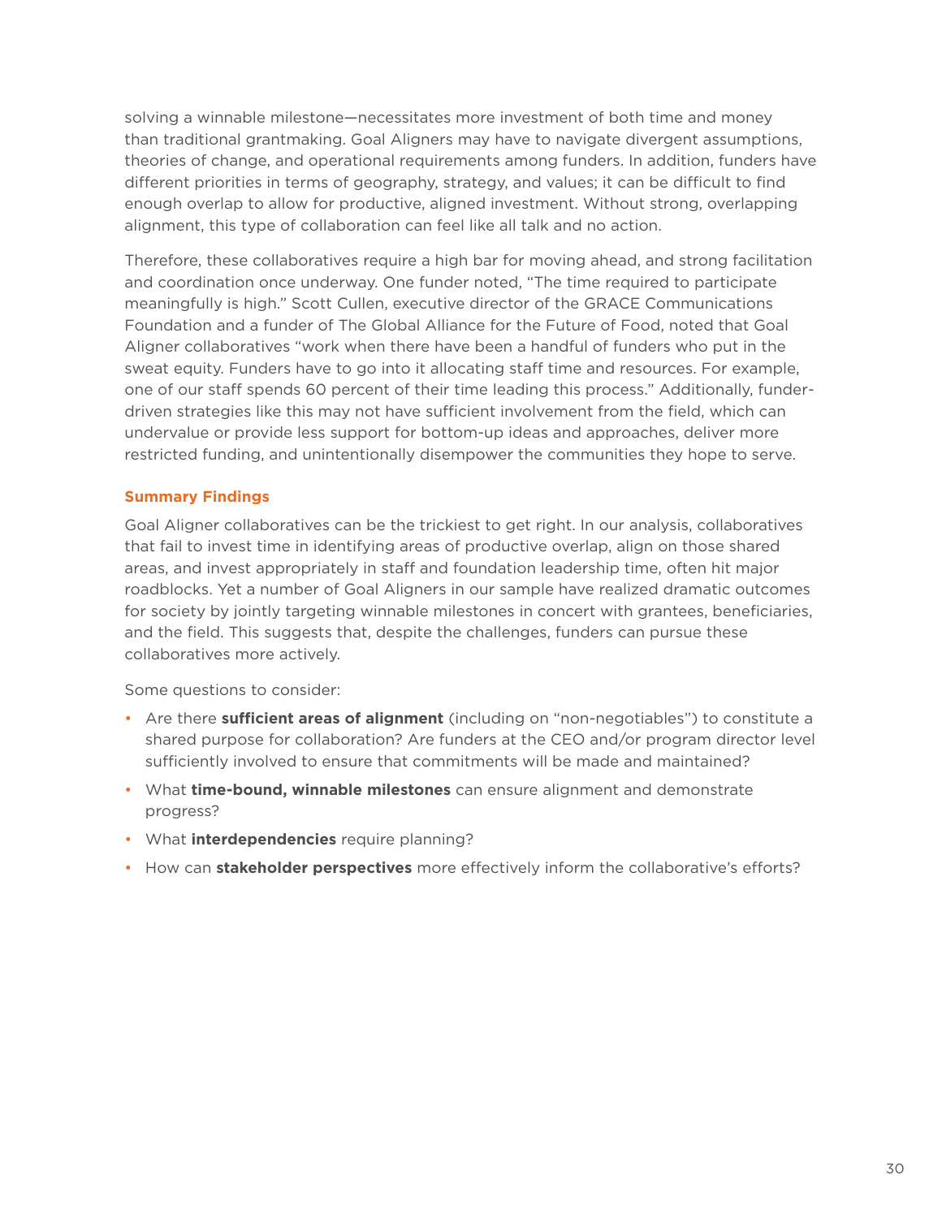solving a winnable milestone—necessitates more investment of both time and money than traditional grantmaking. Goal Aligners may have to navigate divergent assumptions, theories of change, and operational requirements among funders. In addition, funders have different priorities in terms of geography, strategy, and values; it can be difficult to find enough overlap to allow for productive, aligned investment. Without strong, overlapping alignment, this type of collaboration can feel like all talk and no action.

Therefore, these collaboratives require a high bar for moving ahead, and strong facilitation and coordination once underway. One funder noted, "The time required to participate meaningfully is high." Scott Cullen, executive director of the GRACE Communications Foundation and a funder of The Global Alliance for the Future of Food, noted that Goal Aligner collaboratives "work when there have been a handful of funders who put in the sweat equity. Funders have to go into it allocating staff time and resources. For example, one of our staff spends 60 percent of their time leading this process." Additionally, funder-driven strategies like this may not have sufficient involvement from the field, which can undervalue or provide less support for bottom-up ideas and approaches, deliver more restricted funding, and unintentionally disempower the communities they hope to serve.

### Summary Findings

Goal Aligner collaboratives can be the trickiest to get right. In our analysis, collaboratives that fail to invest time in identifying areas of productive overlap, align on those shared areas, and invest appropriately in staff and foundation leadership time, often hit major roadblocks. Yet a number of Goal Aligners in our sample have realized dramatic outcomes for society by jointly targeting winnable milestones in concert with grantees, beneficiaries, and the field. This suggests that, despite the challenges, funders can pursue these collaboratives more actively.

Some questions to consider:

- Are there **sufficient areas of alignment** (including on "non-negotiables") to constitute a shared purpose for collaboration? Are funders at the CEO and/or program director level sufficiently involved to ensure that commitments will be made and maintained?
- What **time-bound, winnable milestones** can ensure alignment and demonstrate progress?
- What **interdependencies** require planning?
- How can **stakeholder perspectives** more effectively inform the collaborative's efforts?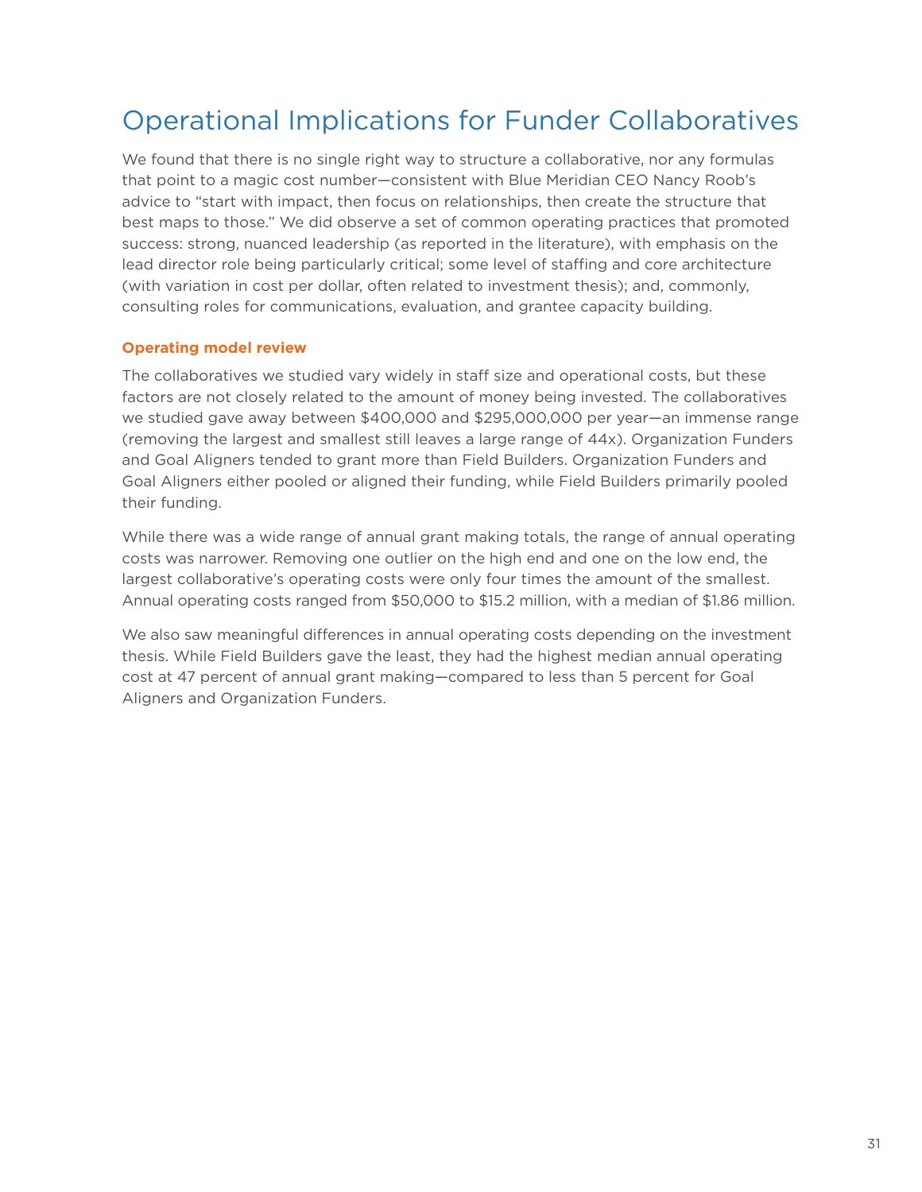## Operational Implications for Funder Collaboratives

We found that there is no single right way to structure a collaborative, nor any formulas that point to a magic cost number—consistent with Blue Meridian CEO Nancy Roob's advice to "start with impact, then focus on relationships, then create the structure that best maps to those." We did observe a set of common operating practices that promoted success: strong, nuanced leadership (as reported in the literature), with emphasis on the lead director role being particularly critical; some level of staffing and core architecture (with variation in cost per dollar, often related to investment thesis); and, commonly, consulting roles for communications, evaluation, and grantee capacity building.

### Operating model review

The collaboratives we studied vary widely in staff size and operational costs, but these factors are not closely related to the amount of money being invested. The collaboratives we studied gave away between $400,000 and $295,000,000 per year—an immense range (removing the largest and smallest still leaves a large range of 44x). Organization Funders and Goal Aligners tended to grant more than Field Builders. Organization Funders and Goal Aligners either pooled or aligned their funding, while Field Builders primarily pooled their funding.

While there was a wide range of annual grant making totals, the range of annual operating costs was narrower. Removing one outlier on the high end and one on the low end, the largest collaborative's operating costs were only four times the amount of the smallest. Annual operating costs ranged from $50,000 to $15.2 million, with a median of $1.86 million.

We also saw meaningful differences in annual operating costs depending on the investment thesis. While Field Builders gave the least, they had the highest median annual operating cost at 47 percent of annual grant making—compared to less than 5 percent for Goal Aligners and Organization Funders.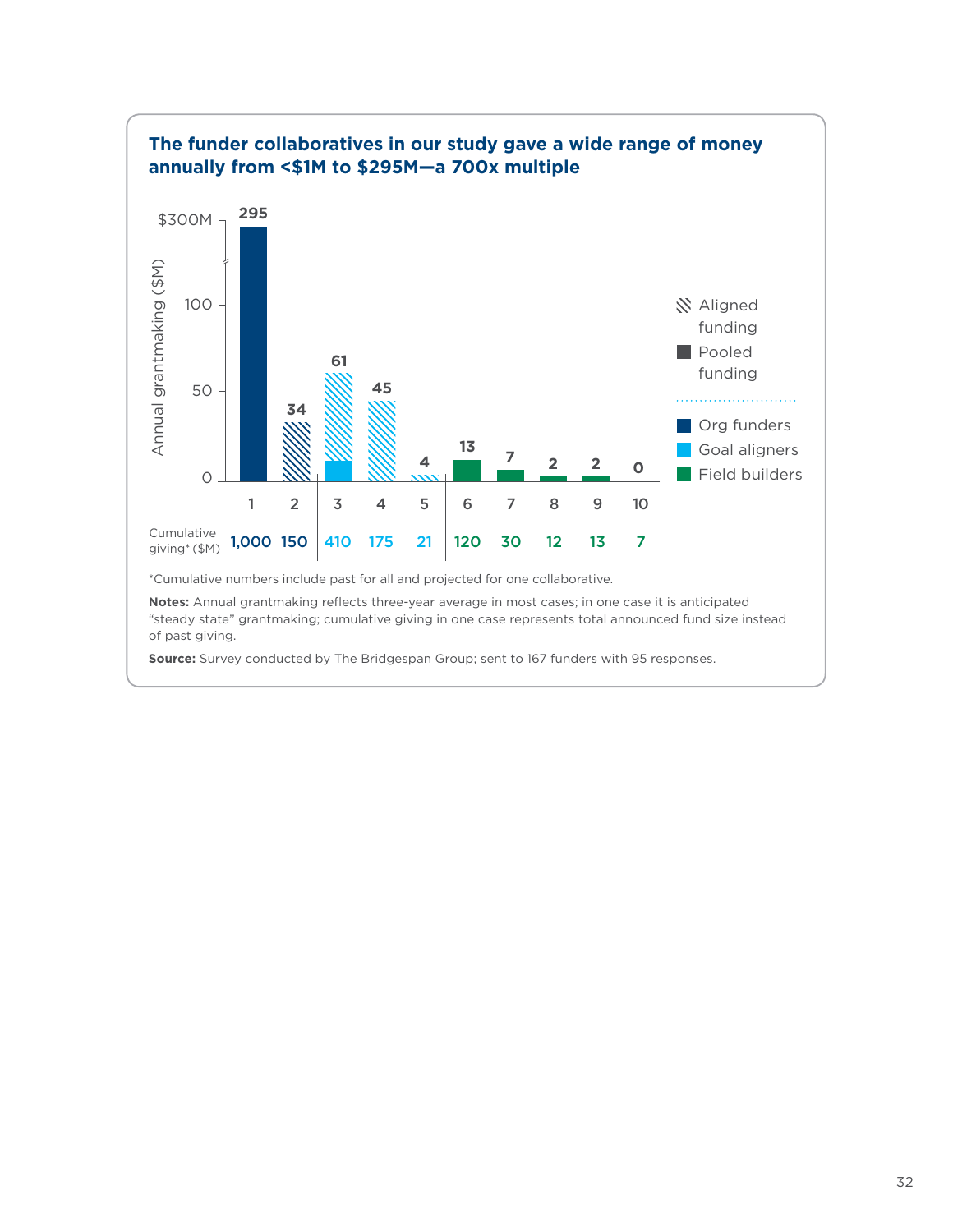**The funder collaboratives in our study gave a wide range of money annually from <$1M to $295M—a 700x multiple**

| | 1 | 2 | 3 | 4 | 5 | 6 | 7 | 8 | 9 | 10 |
|---|---|---|---|---|---|---|---|---|---|---|
| Annual grantmaking ($M) | 295 | 34 | 61 | 45 | 4 | 13 | 7 | 2 | 2 | 0 |
| Cumulative giving* ($M) | 1,000 | 150 | 410 | 175 | 21 | 120 | 30 | 12 | 13 | 7 |

Legend: Aligned funding; Pooled funding; Org funders (1–2); Goal aligners (3–5); Field builders (6–10)

*Cumulative numbers include past for all and projected for one collaborative.

**Notes:** Annual grantmaking reflects three-year average in most cases; in one case it is anticipated "steady state" grantmaking; cumulative giving in one case represents total announced fund size instead of past giving.

**Source:** Survey conducted by The Bridgespan Group; sent to 167 funders with 95 responses.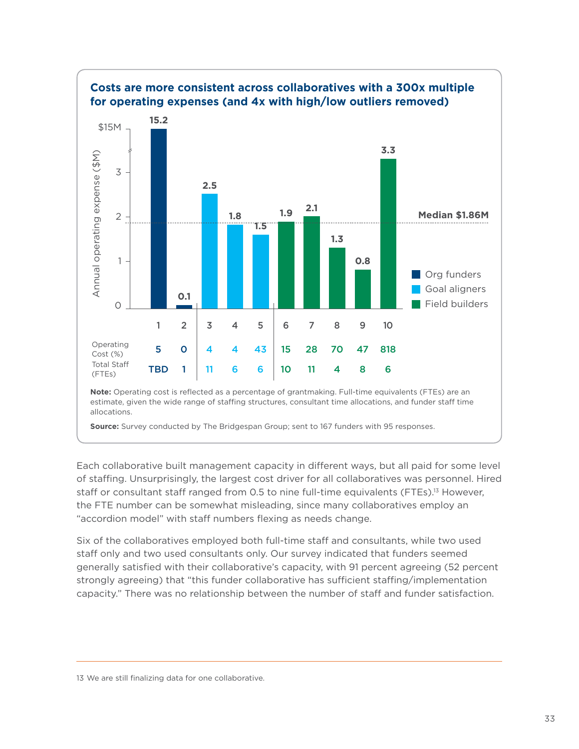**Costs are more consistent across collaboratives with a 300x multiple for operating expenses (and 4x with high/low outliers removed)**

Annual operating expense ($M)

| Collaborative | 1 | 2 | 3 | 4 | 5 | 6 | 7 | 8 | 9 | 10 |
|---|---|---|---|---|---|---|---|---|---|---|
| Type | Org funders | Org funders | Goal aligners | Goal aligners | Goal aligners | Field builders | Field builders | Field builders | Field builders | Field builders |
| Annual operating expense ($M) | 15.2 | 0.1 | 2.5 | 1.8 | 1.5 | 1.9 | 2.1 | 1.3 | 0.8 | 3.3 |
| Operating Cost (%) | 5 | 0 | 4 | 4 | 43 | 15 | 28 | 70 | 47 | 818 |
| Total Staff (FTEs) | TBD | 1 | 11 | 6 | 6 | 10 | 11 | 4 | 8 | 6 |

Median $1.86M

**Note:** Operating cost is reflected as a percentage of grantmaking. Full-time equivalents (FTEs) are an estimate, given the wide range of staffing structures, consultant time allocations, and funder staff time allocations.

**Source:** Survey conducted by The Bridgespan Group; sent to 167 funders with 95 responses.

Each collaborative built management capacity in different ways, but all paid for some level of staffing. Unsurprisingly, the largest cost driver for all collaboratives was personnel. Hired staff or consultant staff ranged from 0.5 to nine full-time equivalents (FTEs).[13] However, the FTE number can be somewhat misleading, since many collaboratives employ an "accordion model" with staff numbers flexing as needs change.

Six of the collaboratives employed both full-time staff and consultants, while two used staff only and two used consultants only. Our survey indicated that funders seemed generally satisfied with their collaborative's capacity, with 91 percent agreeing (52 percent strongly agreeing) that "this funder collaborative has sufficient staffing/implementation capacity." There was no relationship between the number of staff and funder satisfaction.

13 We are still finalizing data for one collaborative.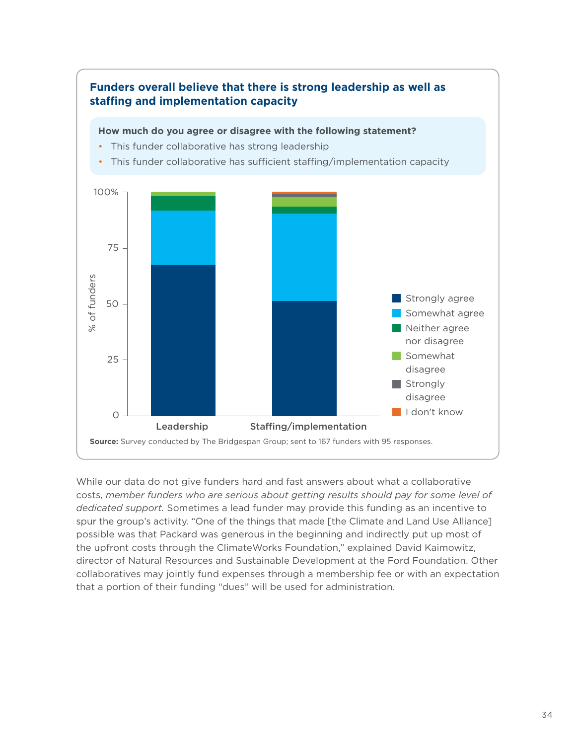**Funders overall believe that there is strong leadership as well as staffing and implementation capacity**

**How much do you agree or disagree with the following statement?**

- This funder collaborative has strong leadership
- This funder collaborative has sufficient staffing/implementation capacity

**Source:** Survey conducted by The Bridgespan Group; sent to 167 funders with 95 responses.

While our data do not give funders hard and fast answers about what a collaborative costs, *member funders who are serious about getting results should pay for some level of dedicated support.* Sometimes a lead funder may provide this funding as an incentive to spur the group's activity. "One of the things that made [the Climate and Land Use Alliance] possible was that Packard was generous in the beginning and indirectly put up most of the upfront costs through the ClimateWorks Foundation," explained David Kaimowitz, director of Natural Resources and Sustainable Development at the Ford Foundation. Other collaboratives may jointly fund expenses through a membership fee or with an expectation that a portion of their funding "dues" will be used for administration.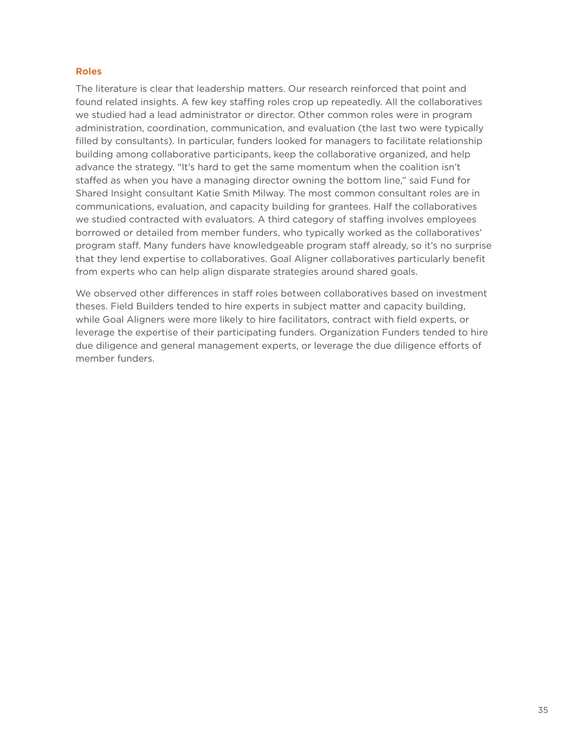### Roles

The literature is clear that leadership matters. Our research reinforced that point and found related insights. A few key staffing roles crop up repeatedly. All the collaboratives we studied had a lead administrator or director. Other common roles were in program administration, coordination, communication, and evaluation (the last two were typically filled by consultants). In particular, funders looked for managers to facilitate relationship building among collaborative participants, keep the collaborative organized, and help advance the strategy. "It's hard to get the same momentum when the coalition isn't staffed as when you have a managing director owning the bottom line," said Fund for Shared Insight consultant Katie Smith Milway. The most common consultant roles are in communications, evaluation, and capacity building for grantees. Half the collaboratives we studied contracted with evaluators. A third category of staffing involves employees borrowed or detailed from member funders, who typically worked as the collaboratives' program staff. Many funders have knowledgeable program staff already, so it's no surprise that they lend expertise to collaboratives. Goal Aligner collaboratives particularly benefit from experts who can help align disparate strategies around shared goals.

We observed other differences in staff roles between collaboratives based on investment theses. Field Builders tended to hire experts in subject matter and capacity building, while Goal Aligners were more likely to hire facilitators, contract with field experts, or leverage the expertise of their participating funders. Organization Funders tended to hire due diligence and general management experts, or leverage the due diligence efforts of member funders.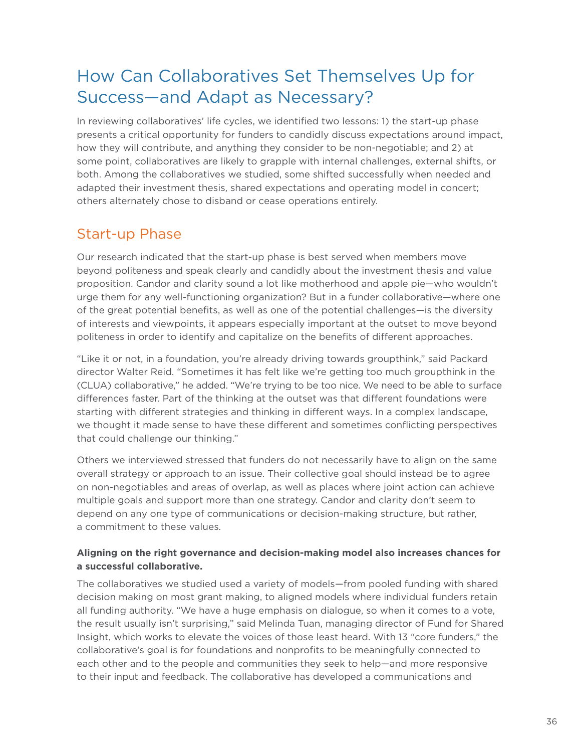# How Can Collaboratives Set Themselves Up for Success—and Adapt as Necessary?

In reviewing collaboratives' life cycles, we identified two lessons: 1) the start-up phase presents a critical opportunity for funders to candidly discuss expectations around impact, how they will contribute, and anything they consider to be non-negotiable; and 2) at some point, collaboratives are likely to grapple with internal challenges, external shifts, or both. Among the collaboratives we studied, some shifted successfully when needed and adapted their investment thesis, shared expectations and operating model in concert; others alternately chose to disband or cease operations entirely.

## Start-up Phase

Our research indicated that the start-up phase is best served when members move beyond politeness and speak clearly and candidly about the investment thesis and value proposition. Candor and clarity sound a lot like motherhood and apple pie—who wouldn't urge them for any well-functioning organization? But in a funder collaborative—where one of the great potential benefits, as well as one of the potential challenges—is the diversity of interests and viewpoints, it appears especially important at the outset to move beyond politeness in order to identify and capitalize on the benefits of different approaches.

"Like it or not, in a foundation, you're already driving towards groupthink," said Packard director Walter Reid. "Sometimes it has felt like we're getting too much groupthink in the (CLUA) collaborative," he added. "We're trying to be too nice. We need to be able to surface differences faster. Part of the thinking at the outset was that different foundations were starting with different strategies and thinking in different ways. In a complex landscape, we thought it made sense to have these different and sometimes conflicting perspectives that could challenge our thinking."

Others we interviewed stressed that funders do not necessarily have to align on the same overall strategy or approach to an issue. Their collective goal should instead be to agree on non-negotiables and areas of overlap, as well as places where joint action can achieve multiple goals and support more than one strategy. Candor and clarity don't seem to depend on any one type of communications or decision-making structure, but rather, a commitment to these values.

**Aligning on the right governance and decision-making model also increases chances for a successful collaborative.**

The collaboratives we studied used a variety of models—from pooled funding with shared decision making on most grant making, to aligned models where individual funders retain all funding authority. "We have a huge emphasis on dialogue, so when it comes to a vote, the result usually isn't surprising," said Melinda Tuan, managing director of Fund for Shared Insight, which works to elevate the voices of those least heard. With 13 "core funders," the collaborative's goal is for foundations and nonprofits to be meaningfully connected to each other and to the people and communities they seek to help—and more responsive to their input and feedback. The collaborative has developed a communications and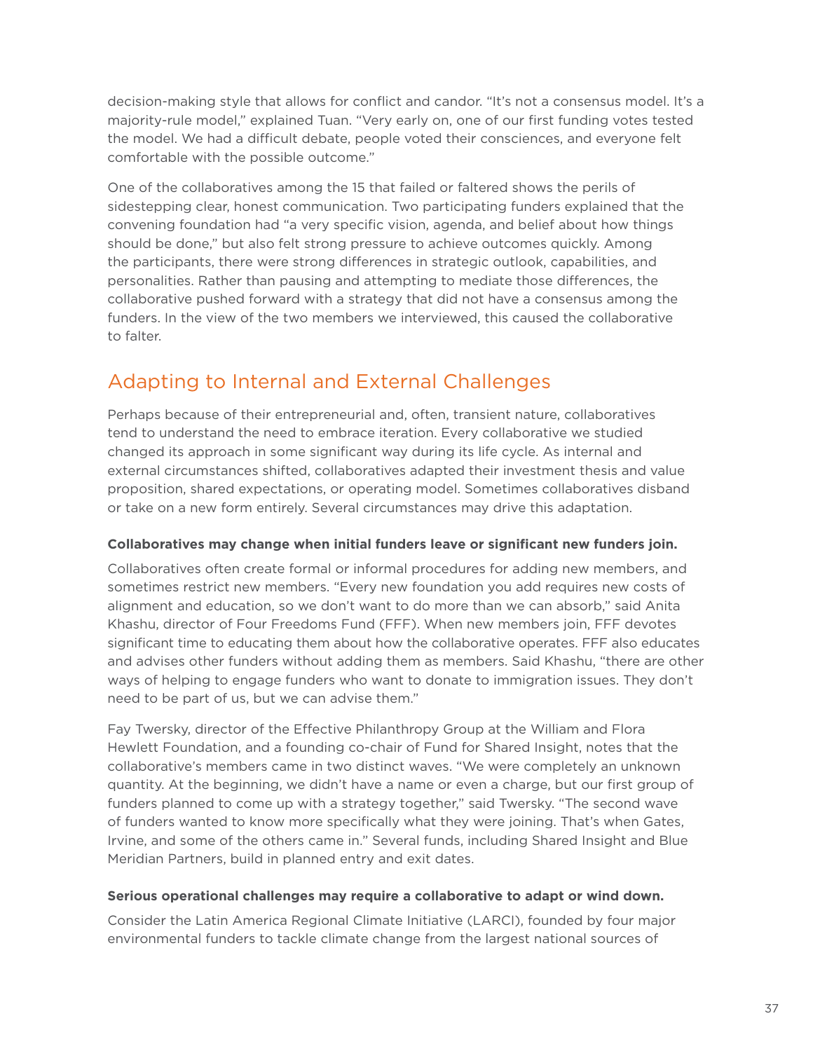decision-making style that allows for conflict and candor. "It's not a consensus model. It's a majority-rule model," explained Tuan. "Very early on, one of our first funding votes tested the model. We had a difficult debate, people voted their consciences, and everyone felt comfortable with the possible outcome."

One of the collaboratives among the 15 that failed or faltered shows the perils of sidestepping clear, honest communication. Two participating funders explained that the convening foundation had "a very specific vision, agenda, and belief about how things should be done," but also felt strong pressure to achieve outcomes quickly. Among the participants, there were strong differences in strategic outlook, capabilities, and personalities. Rather than pausing and attempting to mediate those differences, the collaborative pushed forward with a strategy that did not have a consensus among the funders. In the view of the two members we interviewed, this caused the collaborative to falter.

## Adapting to Internal and External Challenges

Perhaps because of their entrepreneurial and, often, transient nature, collaboratives tend to understand the need to embrace iteration. Every collaborative we studied changed its approach in some significant way during its life cycle. As internal and external circumstances shifted, collaboratives adapted their investment thesis and value proposition, shared expectations, or operating model. Sometimes collaboratives disband or take on a new form entirely. Several circumstances may drive this adaptation.

**Collaboratives may change when initial funders leave or significant new funders join.**

Collaboratives often create formal or informal procedures for adding new members, and sometimes restrict new members. "Every new foundation you add requires new costs of alignment and education, so we don't want to do more than we can absorb," said Anita Khashu, director of Four Freedoms Fund (FFF). When new members join, FFF devotes significant time to educating them about how the collaborative operates. FFF also educates and advises other funders without adding them as members. Said Khashu, "there are other ways of helping to engage funders who want to donate to immigration issues. They don't need to be part of us, but we can advise them."

Fay Twersky, director of the Effective Philanthropy Group at the William and Flora Hewlett Foundation, and a founding co-chair of Fund for Shared Insight, notes that the collaborative's members came in two distinct waves. "We were completely an unknown quantity. At the beginning, we didn't have a name or even a charge, but our first group of funders planned to come up with a strategy together," said Twersky. "The second wave of funders wanted to know more specifically what they were joining. That's when Gates, Irvine, and some of the others came in." Several funds, including Shared Insight and Blue Meridian Partners, build in planned entry and exit dates.

**Serious operational challenges may require a collaborative to adapt or wind down.**

Consider the Latin America Regional Climate Initiative (LARCI), founded by four major environmental funders to tackle climate change from the largest national sources of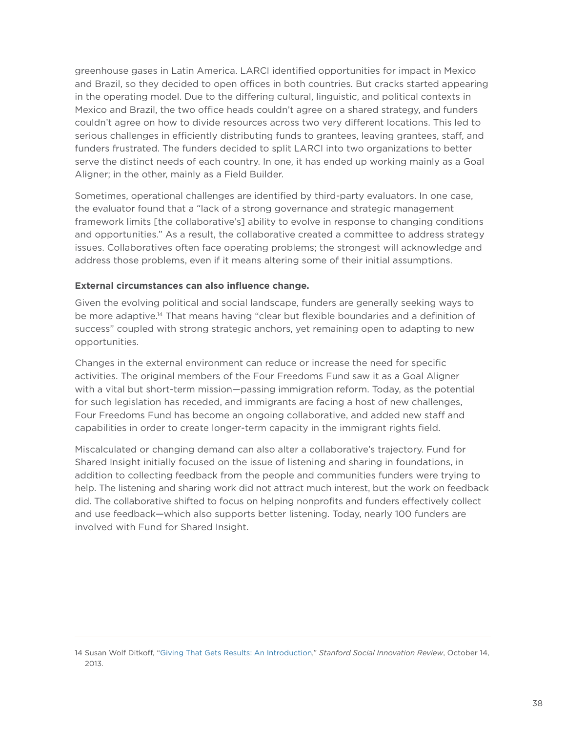greenhouse gases in Latin America. LARCI identified opportunities for impact in Mexico and Brazil, so they decided to open offices in both countries. But cracks started appearing in the operating model. Due to the differing cultural, linguistic, and political contexts in Mexico and Brazil, the two office heads couldn't agree on a shared strategy, and funders couldn't agree on how to divide resources across two very different locations. This led to serious challenges in efficiently distributing funds to grantees, leaving grantees, staff, and funders frustrated. The funders decided to split LARCI into two organizations to better serve the distinct needs of each country. In one, it has ended up working mainly as a Goal Aligner; in the other, mainly as a Field Builder.

Sometimes, operational challenges are identified by third-party evaluators. In one case, the evaluator found that a "lack of a strong governance and strategic management framework limits [the collaborative's] ability to evolve in response to changing conditions and opportunities." As a result, the collaborative created a committee to address strategy issues. Collaboratives often face operating problems; the strongest will acknowledge and address those problems, even if it means altering some of their initial assumptions.

**External circumstances can also influence change.**

Given the evolving political and social landscape, funders are generally seeking ways to be more adaptive.[14] That means having "clear but flexible boundaries and a definition of success" coupled with strong strategic anchors, yet remaining open to adapting to new opportunities.

Changes in the external environment can reduce or increase the need for specific activities. The original members of the Four Freedoms Fund saw it as a Goal Aligner with a vital but short-term mission—passing immigration reform. Today, as the potential for such legislation has receded, and immigrants are facing a host of new challenges, Four Freedoms Fund has become an ongoing collaborative, and added new staff and capabilities in order to create longer-term capacity in the immigrant rights field.

Miscalculated or changing demand can also alter a collaborative's trajectory. Fund for Shared Insight initially focused on the issue of listening and sharing in foundations, in addition to collecting feedback from the people and communities funders were trying to help. The listening and sharing work did not attract much interest, but the work on feedback did. The collaborative shifted to focus on helping nonprofits and funders effectively collect and use feedback—which also supports better listening. Today, nearly 100 funders are involved with Fund for Shared Insight.

---

14 Susan Wolf Ditkoff, "Giving That Gets Results: An Introduction," *Stanford Social Innovation Review*, October 14, 2013.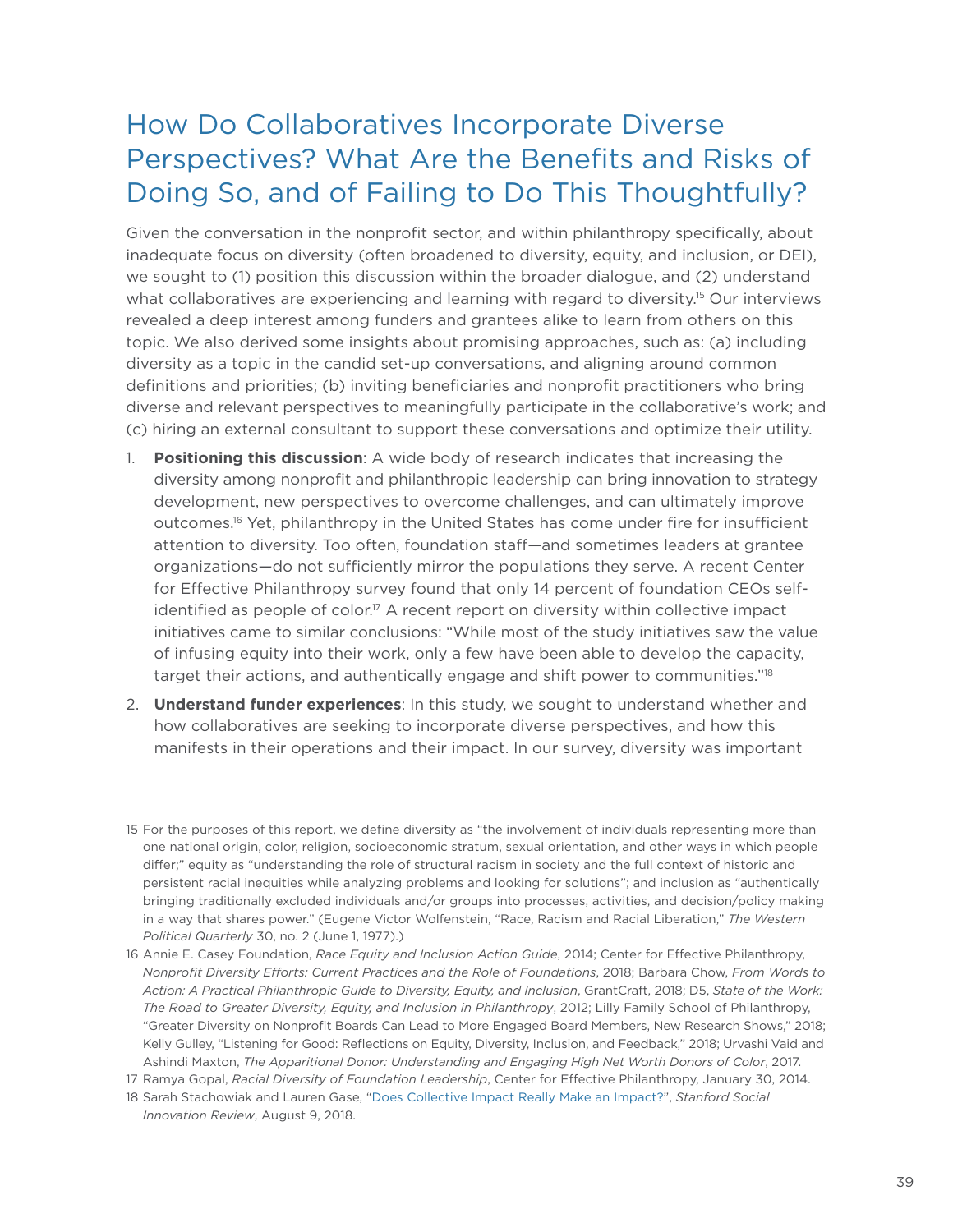## How Do Collaboratives Incorporate Diverse Perspectives? What Are the Benefits and Risks of Doing So, and of Failing to Do This Thoughtfully?

Given the conversation in the nonprofit sector, and within philanthropy specifically, about inadequate focus on diversity (often broadened to diversity, equity, and inclusion, or DEI), we sought to (1) position this discussion within the broader dialogue, and (2) understand what collaboratives are experiencing and learning with regard to diversity.[15] Our interviews revealed a deep interest among funders and grantees alike to learn from others on this topic. We also derived some insights about promising approaches, such as: (a) including diversity as a topic in the candid set-up conversations, and aligning around common definitions and priorities; (b) inviting beneficiaries and nonprofit practitioners who bring diverse and relevant perspectives to meaningfully participate in the collaborative's work; and (c) hiring an external consultant to support these conversations and optimize their utility.

1. **Positioning this discussion**: A wide body of research indicates that increasing the diversity among nonprofit and philanthropic leadership can bring innovation to strategy development, new perspectives to overcome challenges, and can ultimately improve outcomes.[16] Yet, philanthropy in the United States has come under fire for insufficient attention to diversity. Too often, foundation staff—and sometimes leaders at grantee organizations—do not sufficiently mirror the populations they serve. A recent Center for Effective Philanthropy survey found that only 14 percent of foundation CEOs self-identified as people of color.[17] A recent report on diversity within collective impact initiatives came to similar conclusions: "While most of the study initiatives saw the value of infusing equity into their work, only a few have been able to develop the capacity, target their actions, and authentically engage and shift power to communities."[18]

2. **Understand funder experiences**: In this study, we sought to understand whether and how collaboratives are seeking to incorporate diverse perspectives, and how this manifests in their operations and their impact. In our survey, diversity was important

---

15 For the purposes of this report, we define diversity as "the involvement of individuals representing more than one national origin, color, religion, socioeconomic stratum, sexual orientation, and other ways in which people differ;" equity as "understanding the role of structural racism in society and the full context of historic and persistent racial inequities while analyzing problems and looking for solutions"; and inclusion as "authentically bringing traditionally excluded individuals and/or groups into processes, activities, and decision/policy making in a way that shares power." (Eugene Victor Wolfenstein, "Race, Racism and Racial Liberation," *The Western Political Quarterly* 30, no. 2 (June 1, 1977).)

16 Annie E. Casey Foundation, *Race Equity and Inclusion Action Guide*, 2014; Center for Effective Philanthropy, *Nonprofit Diversity Efforts: Current Practices and the Role of Foundations*, 2018; Barbara Chow, *From Words to Action: A Practical Philanthropic Guide to Diversity, Equity, and Inclusion*, GrantCraft, 2018; D5, *State of the Work: The Road to Greater Diversity, Equity, and Inclusion in Philanthropy*, 2012; Lilly Family School of Philanthropy, "Greater Diversity on Nonprofit Boards Can Lead to More Engaged Board Members, New Research Shows," 2018; Kelly Gulley, "Listening for Good: Reflections on Equity, Diversity, Inclusion, and Feedback," 2018; Urvashi Vaid and Ashindi Maxton, *The Apparitional Donor: Understanding and Engaging High Net Worth Donors of Color*, 2017.

17 Ramya Gopal, *Racial Diversity of Foundation Leadership*, Center for Effective Philanthropy, January 30, 2014.

18 Sarah Stachowiak and Lauren Gase, "Does Collective Impact Really Make an Impact?", *Stanford Social Innovation Review*, August 9, 2018.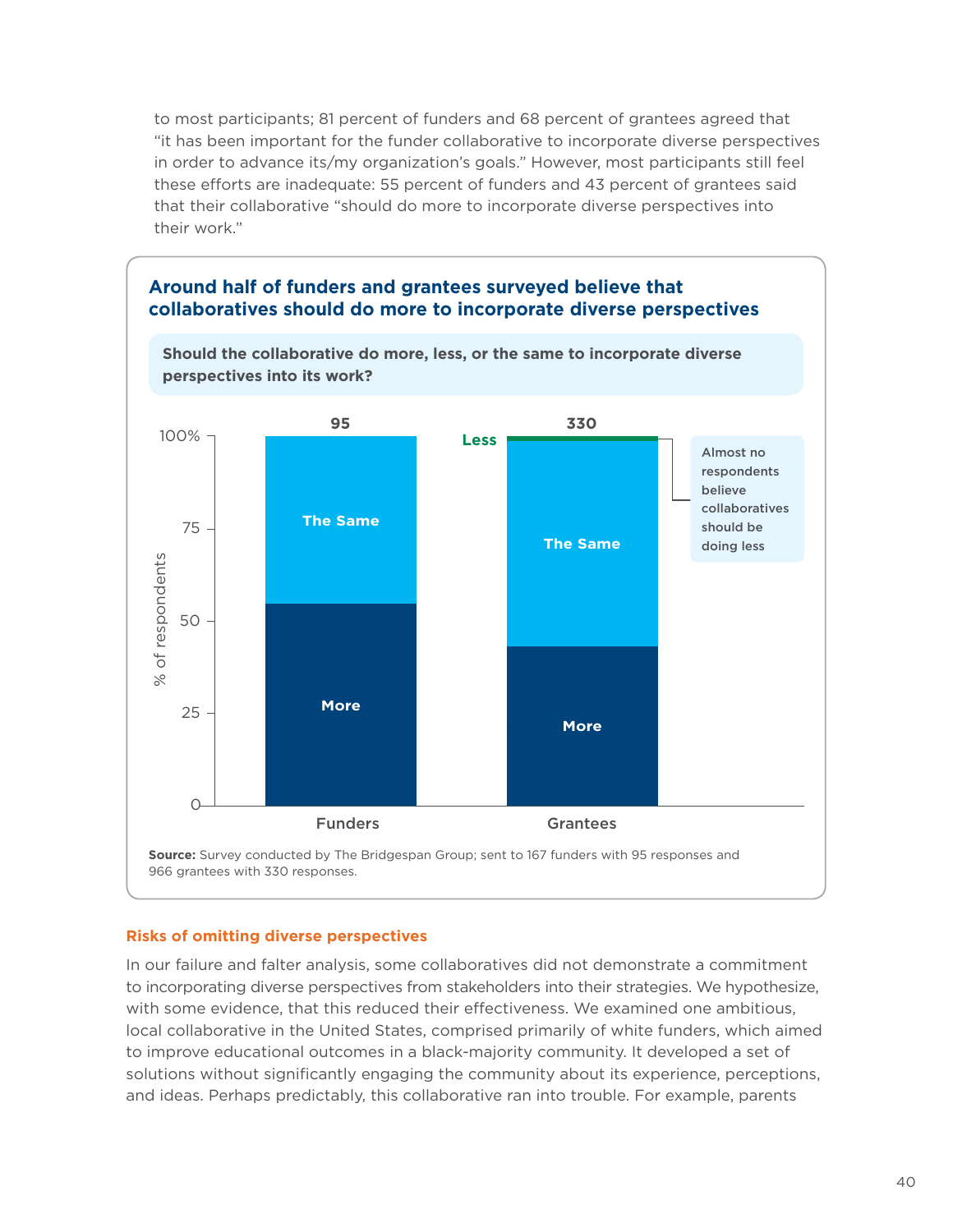to most participants; 81 percent of funders and 68 percent of grantees agreed that "it has been important for the funder collaborative to incorporate diverse perspectives in order to advance its/my organization's goals." However, most participants still feel these efforts are inadequate: 55 percent of funders and 43 percent of grantees said that their collaborative "should do more to incorporate diverse perspectives into their work."

**Around half of funders and grantees surveyed believe that collaboratives should do more to incorporate diverse perspectives**

**Should the collaborative do more, less, or the same to incorporate diverse perspectives into its work?**

| | Funders (95) | Grantees (330) |
|---|---|---|
| More | 55% | 43% |
| The Same | 45% | 56% |
| Less | | 1% |

Almost no respondents believe collaboratives should be doing less

**Source:** Survey conducted by The Bridgespan Group; sent to 167 funders with 95 responses and 966 grantees with 330 responses.

### Risks of omitting diverse perspectives

In our failure and falter analysis, some collaboratives did not demonstrate a commitment to incorporating diverse perspectives from stakeholders into their strategies. We hypothesize, with some evidence, that this reduced their effectiveness. We examined one ambitious, local collaborative in the United States, comprised primarily of white funders, which aimed to improve educational outcomes in a black-majority community. It developed a set of solutions without significantly engaging the community about its experience, perceptions, and ideas. Perhaps predictably, this collaborative ran into trouble. For example, parents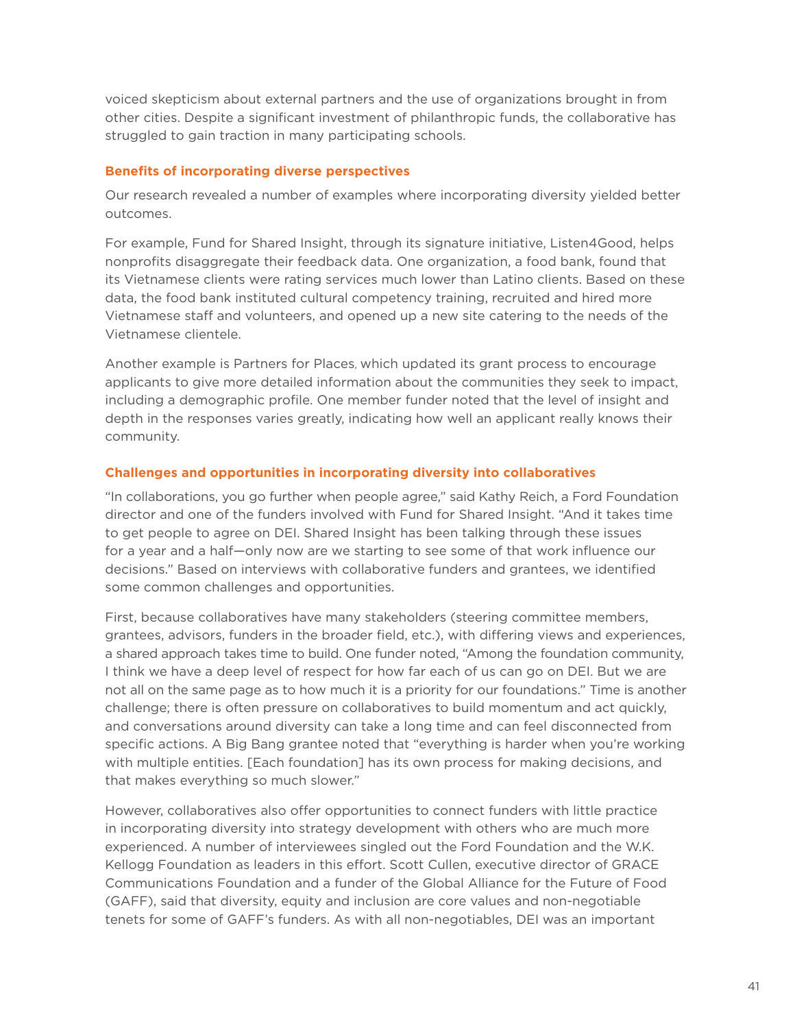voiced skepticism about external partners and the use of organizations brought in from other cities. Despite a significant investment of philanthropic funds, the collaborative has struggled to gain traction in many participating schools.

### Benefits of incorporating diverse perspectives

Our research revealed a number of examples where incorporating diversity yielded better outcomes.

For example, Fund for Shared Insight, through its signature initiative, Listen4Good, helps nonprofits disaggregate their feedback data. One organization, a food bank, found that its Vietnamese clients were rating services much lower than Latino clients. Based on these data, the food bank instituted cultural competency training, recruited and hired more Vietnamese staff and volunteers, and opened up a new site catering to the needs of the Vietnamese clientele.

Another example is Partners for Places, which updated its grant process to encourage applicants to give more detailed information about the communities they seek to impact, including a demographic profile. One member funder noted that the level of insight and depth in the responses varies greatly, indicating how well an applicant really knows their community.

### Challenges and opportunities in incorporating diversity into collaboratives

"In collaborations, you go further when people agree," said Kathy Reich, a Ford Foundation director and one of the funders involved with Fund for Shared Insight. "And it takes time to get people to agree on DEI. Shared Insight has been talking through these issues for a year and a half—only now are we starting to see some of that work influence our decisions." Based on interviews with collaborative funders and grantees, we identified some common challenges and opportunities.

First, because collaboratives have many stakeholders (steering committee members, grantees, advisors, funders in the broader field, etc.), with differing views and experiences, a shared approach takes time to build. One funder noted, "Among the foundation community, I think we have a deep level of respect for how far each of us can go on DEI. But we are not all on the same page as to how much it is a priority for our foundations." Time is another challenge; there is often pressure on collaboratives to build momentum and act quickly, and conversations around diversity can take a long time and can feel disconnected from specific actions. A Big Bang grantee noted that "everything is harder when you're working with multiple entities. [Each foundation] has its own process for making decisions, and that makes everything so much slower."

However, collaboratives also offer opportunities to connect funders with little practice in incorporating diversity into strategy development with others who are much more experienced. A number of interviewees singled out the Ford Foundation and the W.K. Kellogg Foundation as leaders in this effort. Scott Cullen, executive director of GRACE Communications Foundation and a funder of the Global Alliance for the Future of Food (GAFF), said that diversity, equity and inclusion are core values and non-negotiable tenets for some of GAFF's funders. As with all non-negotiables, DEI was an important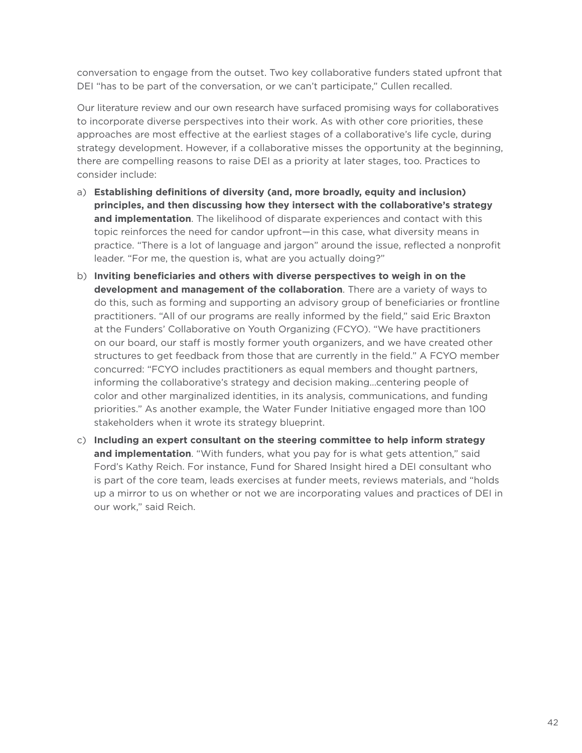conversation to engage from the outset. Two key collaborative funders stated upfront that DEI "has to be part of the conversation, or we can't participate," Cullen recalled.

Our literature review and our own research have surfaced promising ways for collaboratives to incorporate diverse perspectives into their work. As with other core priorities, these approaches are most effective at the earliest stages of a collaborative's life cycle, during strategy development. However, if a collaborative misses the opportunity at the beginning, there are compelling reasons to raise DEI as a priority at later stages, too. Practices to consider include:

a) **Establishing definitions of diversity (and, more broadly, equity and inclusion) principles, and then discussing how they intersect with the collaborative's strategy and implementation**. The likelihood of disparate experiences and contact with this topic reinforces the need for candor upfront—in this case, what diversity means in practice. "There is a lot of language and jargon" around the issue, reflected a nonprofit leader. "For me, the question is, what are you actually doing?"

b) **Inviting beneficiaries and others with diverse perspectives to weigh in on the development and management of the collaboration**. There are a variety of ways to do this, such as forming and supporting an advisory group of beneficiaries or frontline practitioners. "All of our programs are really informed by the field," said Eric Braxton at the Funders' Collaborative on Youth Organizing (FCYO). "We have practitioners on our board, our staff is mostly former youth organizers, and we have created other structures to get feedback from those that are currently in the field." A FCYO member concurred: "FCYO includes practitioners as equal members and thought partners, informing the collaborative's strategy and decision making...centering people of color and other marginalized identities, in its analysis, communications, and funding priorities." As another example, the Water Funder Initiative engaged more than 100 stakeholders when it wrote its strategy blueprint.

c) **Including an expert consultant on the steering committee to help inform strategy and implementation**. "With funders, what you pay for is what gets attention," said Ford's Kathy Reich. For instance, Fund for Shared Insight hired a DEI consultant who is part of the core team, leads exercises at funder meets, reviews materials, and "holds up a mirror to us on whether or not we are incorporating values and practices of DEI in our work," said Reich.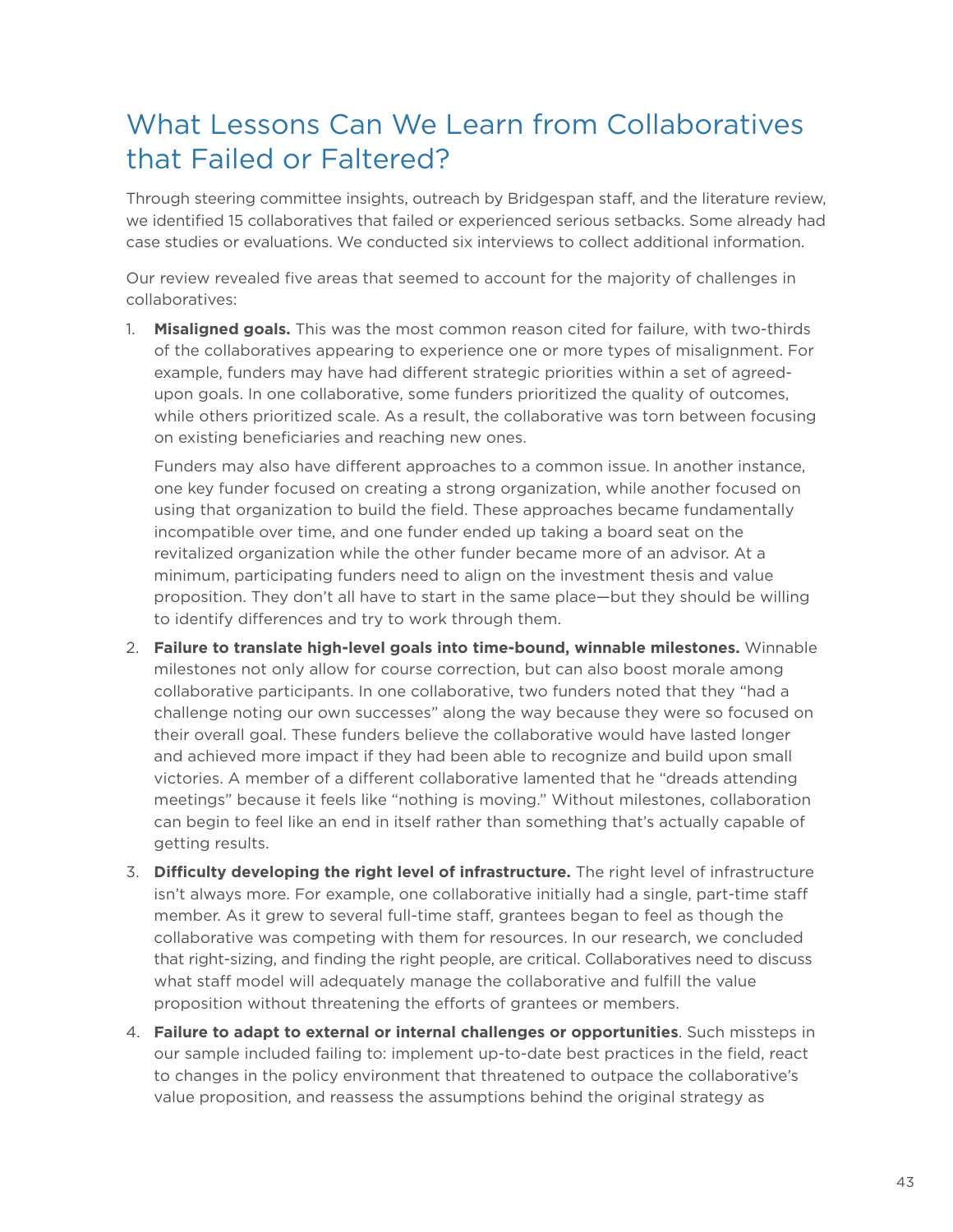## What Lessons Can We Learn from Collaboratives that Failed or Faltered?

Through steering committee insights, outreach by Bridgespan staff, and the literature review, we identified 15 collaboratives that failed or experienced serious setbacks. Some already had case studies or evaluations. We conducted six interviews to collect additional information.

Our review revealed five areas that seemed to account for the majority of challenges in collaboratives:

1. **Misaligned goals.** This was the most common reason cited for failure, with two-thirds of the collaboratives appearing to experience one or more types of misalignment. For example, funders may have had different strategic priorities within a set of agreed-upon goals. In one collaborative, some funders prioritized the quality of outcomes, while others prioritized scale. As a result, the collaborative was torn between focusing on existing beneficiaries and reaching new ones.

   Funders may also have different approaches to a common issue. In another instance, one key funder focused on creating a strong organization, while another focused on using that organization to build the field. These approaches became fundamentally incompatible over time, and one funder ended up taking a board seat on the revitalized organization while the other funder became more of an advisor. At a minimum, participating funders need to align on the investment thesis and value proposition. They don't all have to start in the same place—but they should be willing to identify differences and try to work through them.

2. **Failure to translate high-level goals into time-bound, winnable milestones.** Winnable milestones not only allow for course correction, but can also boost morale among collaborative participants. In one collaborative, two funders noted that they "had a challenge noting our own successes" along the way because they were so focused on their overall goal. These funders believe the collaborative would have lasted longer and achieved more impact if they had been able to recognize and build upon small victories. A member of a different collaborative lamented that he "dreads attending meetings" because it feels like "nothing is moving." Without milestones, collaboration can begin to feel like an end in itself rather than something that's actually capable of getting results.

3. **Difficulty developing the right level of infrastructure.** The right level of infrastructure isn't always more. For example, one collaborative initially had a single, part-time staff member. As it grew to several full-time staff, grantees began to feel as though the collaborative was competing with them for resources. In our research, we concluded that right-sizing, and finding the right people, are critical. Collaboratives need to discuss what staff model will adequately manage the collaborative and fulfill the value proposition without threatening the efforts of grantees or members.

4. **Failure to adapt to external or internal challenges or opportunities**. Such missteps in our sample included failing to: implement up-to-date best practices in the field, react to changes in the policy environment that threatened to outpace the collaborative's value proposition, and reassess the assumptions behind the original strategy as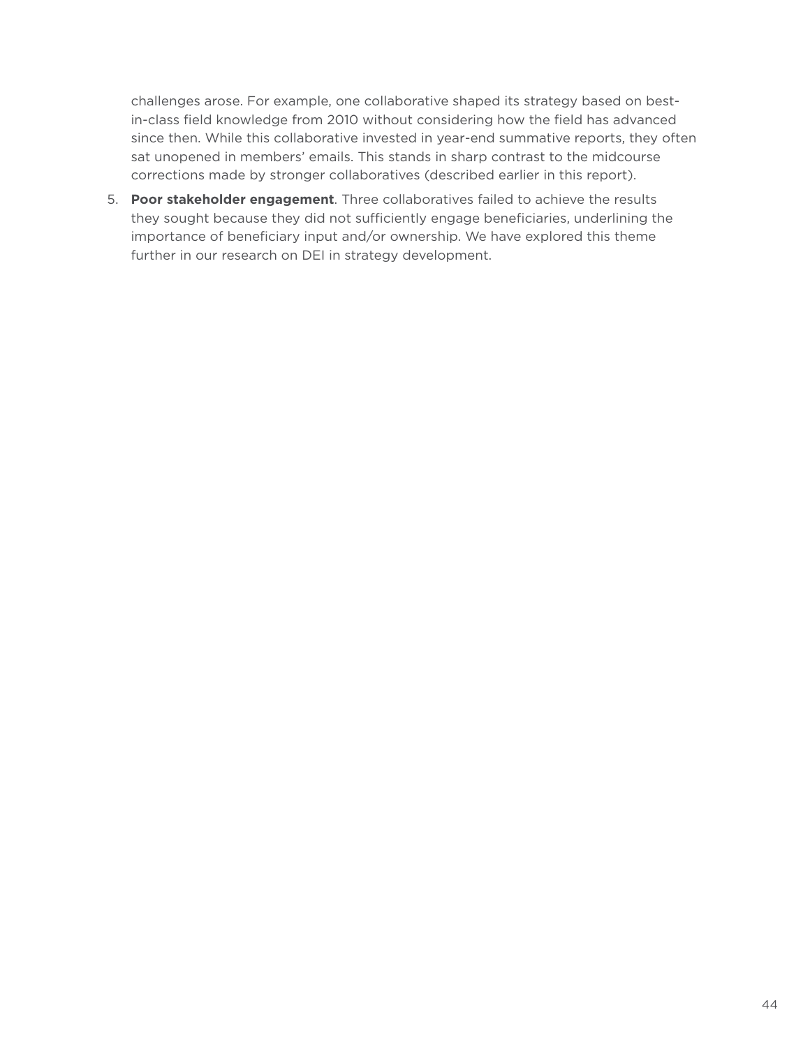challenges arose. For example, one collaborative shaped its strategy based on best-in-class field knowledge from 2010 without considering how the field has advanced since then. While this collaborative invested in year-end summative reports, they often sat unopened in members' emails. This stands in sharp contrast to the midcourse corrections made by stronger collaboratives (described earlier in this report).

5. **Poor stakeholder engagement**. Three collaboratives failed to achieve the results they sought because they did not sufficiently engage beneficiaries, underlining the importance of beneficiary input and/or ownership. We have explored this theme further in our research on DEI in strategy development.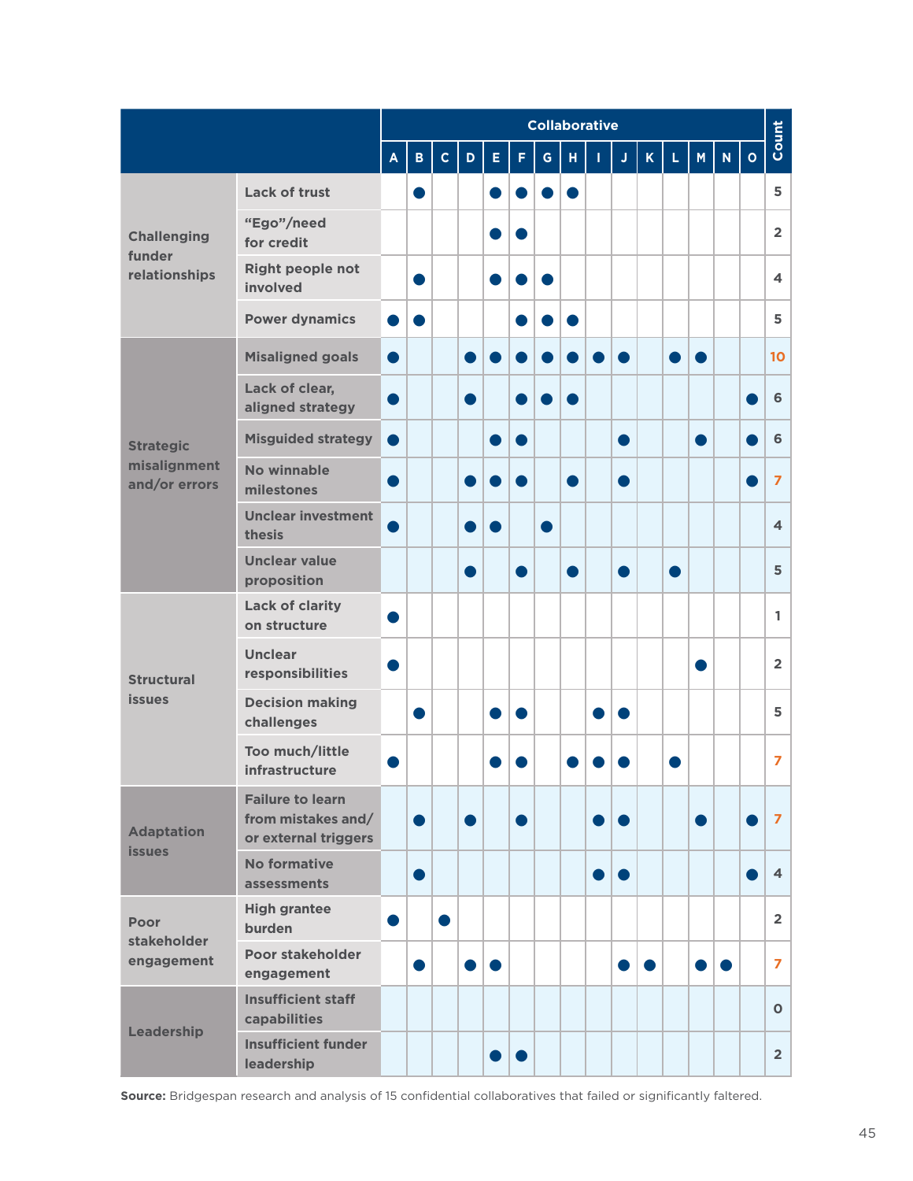| | | Collaborative | | | | | | | | | | | | | | | Count |
|---|---|---|---|---|---|---|---|---|---|---|---|---|---|---|---|---|---|
| | | A | B | C | D | E | F | G | H | I | J | K | L | M | N | O | |
| Challenging funder relationships | Lack of trust | | ● | | | ● | ● | ● | ● | | | | | | | | 5 |
| | "Ego"/need for credit | | | | | ● | ● | | | | | | | | | | 2 |
| | Right people not involved | | ● | | | ● | ● | ● | | | | | | | | | 4 |
| | Power dynamics | ● | ● | | | | ● | ● | ● | | | | | | | | 5 |
| Strategic misalignment and/or errors | Misaligned goals | ● | | | ● | ● | ● | ● | ● | ● | ● | | ● | ● | | | 10 |
| | Lack of clear, aligned strategy | ● | | | ● | | ● | ● | ● | | | | | | | ● | 6 |
| | Misguided strategy | ● | | | | ● | ● | | | | ● | | | ● | | ● | 6 |
| | No winnable milestones | ● | | | ● | ● | ● | | ● | | ● | | | | | ● | 7 |
| | Unclear investment thesis | ● | | | ● | ● | | ● | | | | | | | | | 4 |
| | Unclear value proposition | | | | ● | | ● | | ● | | ● | | ● | | | | 5 |
| Structural issues | Lack of clarity on structure | ● | | | | | | | | | | | | | | | 1 |
| | Unclear responsibilities | ● | | | | | | | | | | | | ● | | | 2 |
| | Decision making challenges | | ● | | | ● | ● | | | ● | ● | | | | | | 5 |
| | Too much/little infrastructure | ● | | | | ● | ● | | ● | ● | ● | | ● | | | | 7 |
| Adaptation issues | Failure to learn from mistakes and/or external triggers | | ● | | ● | | ● | | | ● | ● | | | ● | | ● | 7 |
| | No formative assessments | | ● | | | | | | | ● | ● | | | | | ● | 4 |
| Poor stakeholder engagement | High grantee burden | ● | | ● | | | | | | | | | | | | | 2 |
| | Poor stakeholder engagement | | ● | | ● | ● | | | | | ● | ● | | ● | ● | | 7 |
| Leadership | Insufficient staff capabilities | | | | | | | | | | | | | | | | 0 |
| | Insufficient funder leadership | | | | | ● | ● | | | | | | | | | | 2 |

**Source:** Bridgespan research and analysis of 15 confidential collaboratives that failed or significantly faltered.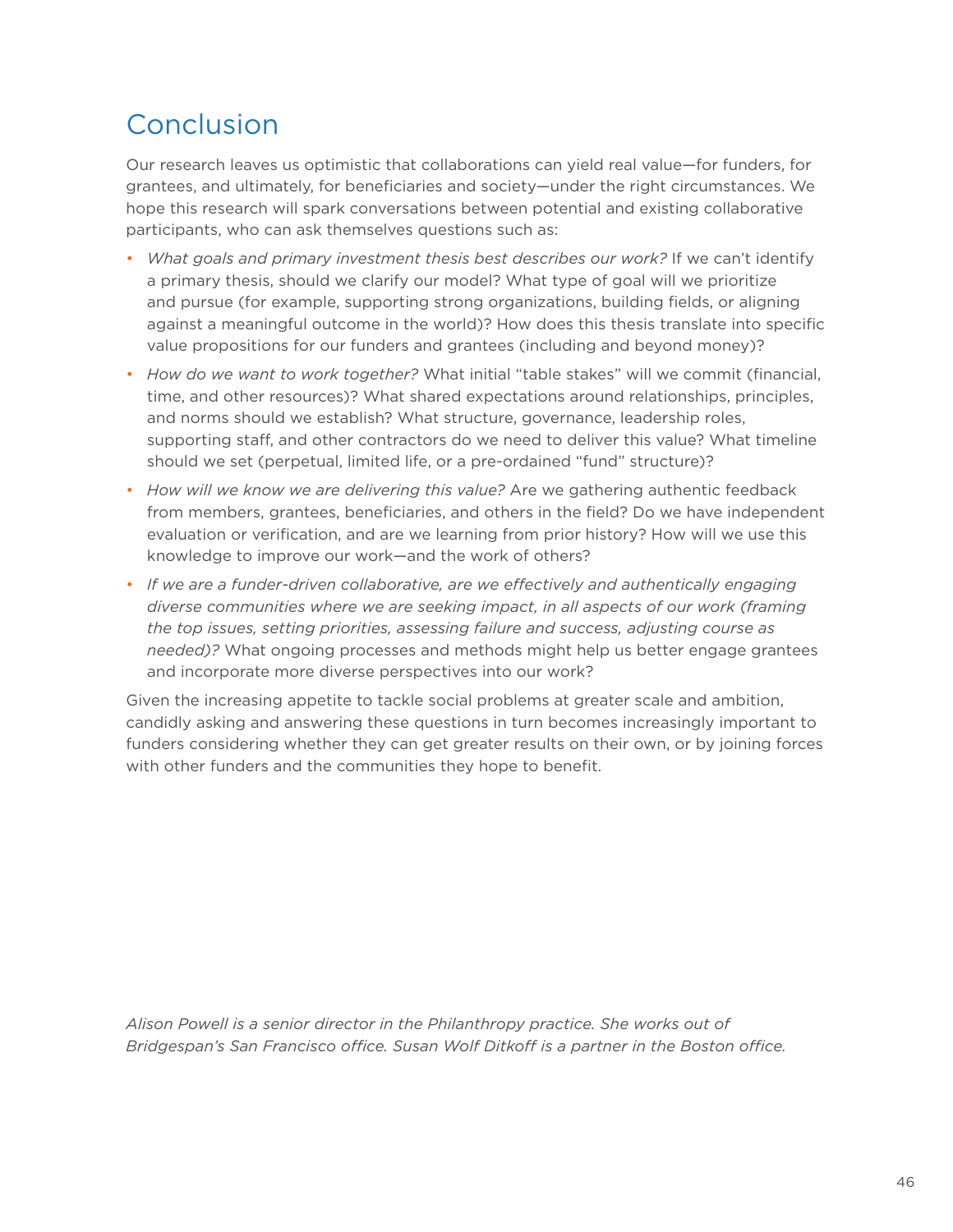## Conclusion

Our research leaves us optimistic that collaborations can yield real value—for funders, for grantees, and ultimately, for beneficiaries and society—under the right circumstances. We hope this research will spark conversations between potential and existing collaborative participants, who can ask themselves questions such as:

- *What goals and primary investment thesis best describes our work?* If we can't identify a primary thesis, should we clarify our model? What type of goal will we prioritize and pursue (for example, supporting strong organizations, building fields, or aligning against a meaningful outcome in the world)? How does this thesis translate into specific value propositions for our funders and grantees (including and beyond money)?
- *How do we want to work together?* What initial "table stakes" will we commit (financial, time, and other resources)? What shared expectations around relationships, principles, and norms should we establish? What structure, governance, leadership roles, supporting staff, and other contractors do we need to deliver this value? What timeline should we set (perpetual, limited life, or a pre-ordained "fund" structure)?
- *How will we know we are delivering this value?* Are we gathering authentic feedback from members, grantees, beneficiaries, and others in the field? Do we have independent evaluation or verification, and are we learning from prior history? How will we use this knowledge to improve our work—and the work of others?
- *If we are a funder-driven collaborative, are we effectively and authentically engaging diverse communities where we are seeking impact, in all aspects of our work (framing the top issues, setting priorities, assessing failure and success, adjusting course as needed)?* What ongoing processes and methods might help us better engage grantees and incorporate more diverse perspectives into our work?

Given the increasing appetite to tackle social problems at greater scale and ambition, candidly asking and answering these questions in turn becomes increasingly important to funders considering whether they can get greater results on their own, or by joining forces with other funders and the communities they hope to benefit.

*Alison Powell is a senior director in the Philanthropy practice. She works out of Bridgespan's San Francisco office. Susan Wolf Ditkoff is a partner in the Boston office.*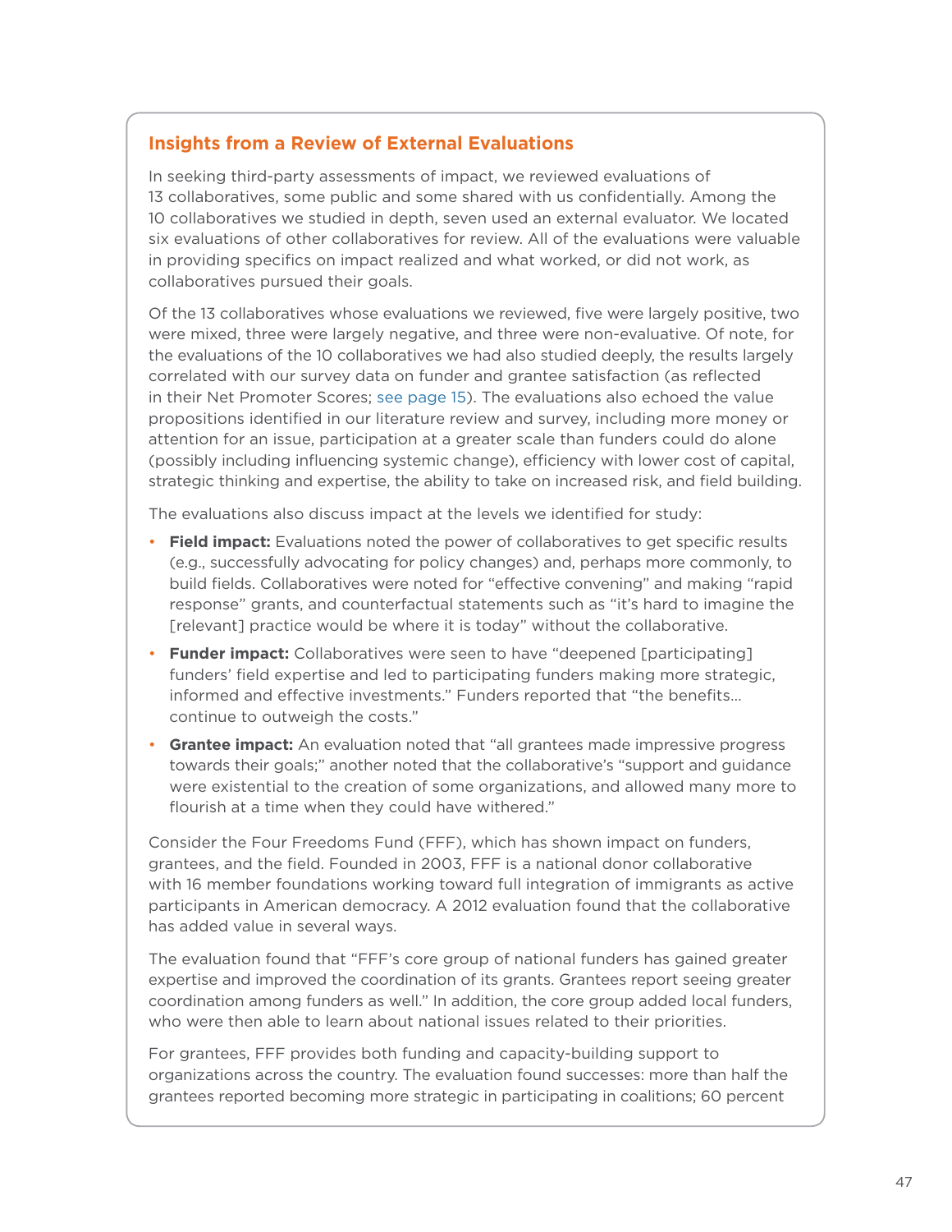## Insights from a Review of External Evaluations

In seeking third-party assessments of impact, we reviewed evaluations of 13 collaboratives, some public and some shared with us confidentially. Among the 10 collaboratives we studied in depth, seven used an external evaluator. We located six evaluations of other collaboratives for review. All of the evaluations were valuable in providing specifics on impact realized and what worked, or did not work, as collaboratives pursued their goals.

Of the 13 collaboratives whose evaluations we reviewed, five were largely positive, two were mixed, three were largely negative, and three were non-evaluative. Of note, for the evaluations of the 10 collaboratives we had also studied deeply, the results largely correlated with our survey data on funder and grantee satisfaction (as reflected in their Net Promoter Scores; see page 15). The evaluations also echoed the value propositions identified in our literature review and survey, including more money or attention for an issue, participation at a greater scale than funders could do alone (possibly including influencing systemic change), efficiency with lower cost of capital, strategic thinking and expertise, the ability to take on increased risk, and field building.

The evaluations also discuss impact at the levels we identified for study:

- **Field impact:** Evaluations noted the power of collaboratives to get specific results (e.g., successfully advocating for policy changes) and, perhaps more commonly, to build fields. Collaboratives were noted for "effective convening" and making "rapid response" grants, and counterfactual statements such as "it's hard to imagine the [relevant] practice would be where it is today" without the collaborative.
- **Funder impact:** Collaboratives were seen to have "deepened [participating] funders' field expertise and led to participating funders making more strategic, informed and effective investments." Funders reported that "the benefits… continue to outweigh the costs."
- **Grantee impact:** An evaluation noted that "all grantees made impressive progress towards their goals;" another noted that the collaborative's "support and guidance were existential to the creation of some organizations, and allowed many more to flourish at a time when they could have withered."

Consider the Four Freedoms Fund (FFF), which has shown impact on funders, grantees, and the field. Founded in 2003, FFF is a national donor collaborative with 16 member foundations working toward full integration of immigrants as active participants in American democracy. A 2012 evaluation found that the collaborative has added value in several ways.

The evaluation found that "FFF's core group of national funders has gained greater expertise and improved the coordination of its grants. Grantees report seeing greater coordination among funders as well." In addition, the core group added local funders, who were then able to learn about national issues related to their priorities.

For grantees, FFF provides both funding and capacity-building support to organizations across the country. The evaluation found successes: more than half the grantees reported becoming more strategic in participating in coalitions; 60 percent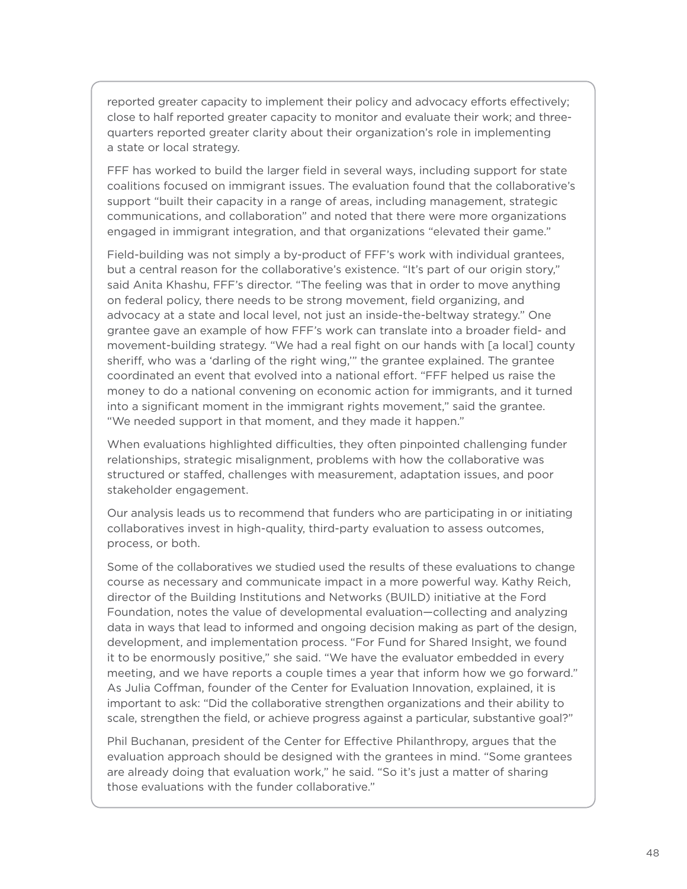reported greater capacity to implement their policy and advocacy efforts effectively; close to half reported greater capacity to monitor and evaluate their work; and three-quarters reported greater clarity about their organization's role in implementing a state or local strategy.

FFF has worked to build the larger field in several ways, including support for state coalitions focused on immigrant issues. The evaluation found that the collaborative's support "built their capacity in a range of areas, including management, strategic communications, and collaboration" and noted that there were more organizations engaged in immigrant integration, and that organizations "elevated their game."

Field-building was not simply a by-product of FFF's work with individual grantees, but a central reason for the collaborative's existence. "It's part of our origin story," said Anita Khashu, FFF's director. "The feeling was that in order to move anything on federal policy, there needs to be strong movement, field organizing, and advocacy at a state and local level, not just an inside-the-beltway strategy." One grantee gave an example of how FFF's work can translate into a broader field- and movement-building strategy. "We had a real fight on our hands with [a local] county sheriff, who was a 'darling of the right wing,'" the grantee explained. The grantee coordinated an event that evolved into a national effort. "FFF helped us raise the money to do a national convening on economic action for immigrants, and it turned into a significant moment in the immigrant rights movement," said the grantee. "We needed support in that moment, and they made it happen."

When evaluations highlighted difficulties, they often pinpointed challenging funder relationships, strategic misalignment, problems with how the collaborative was structured or staffed, challenges with measurement, adaptation issues, and poor stakeholder engagement.

Our analysis leads us to recommend that funders who are participating in or initiating collaboratives invest in high-quality, third-party evaluation to assess outcomes, process, or both.

Some of the collaboratives we studied used the results of these evaluations to change course as necessary and communicate impact in a more powerful way. Kathy Reich, director of the Building Institutions and Networks (BUILD) initiative at the Ford Foundation, notes the value of developmental evaluation—collecting and analyzing data in ways that lead to informed and ongoing decision making as part of the design, development, and implementation process. "For Fund for Shared Insight, we found it to be enormously positive," she said. "We have the evaluator embedded in every meeting, and we have reports a couple times a year that inform how we go forward." As Julia Coffman, founder of the Center for Evaluation Innovation, explained, it is important to ask: "Did the collaborative strengthen organizations and their ability to scale, strengthen the field, or achieve progress against a particular, substantive goal?"

Phil Buchanan, president of the Center for Effective Philanthropy, argues that the evaluation approach should be designed with the grantees in mind. "Some grantees are already doing that evaluation work," he said. "So it's just a matter of sharing those evaluations with the funder collaborative."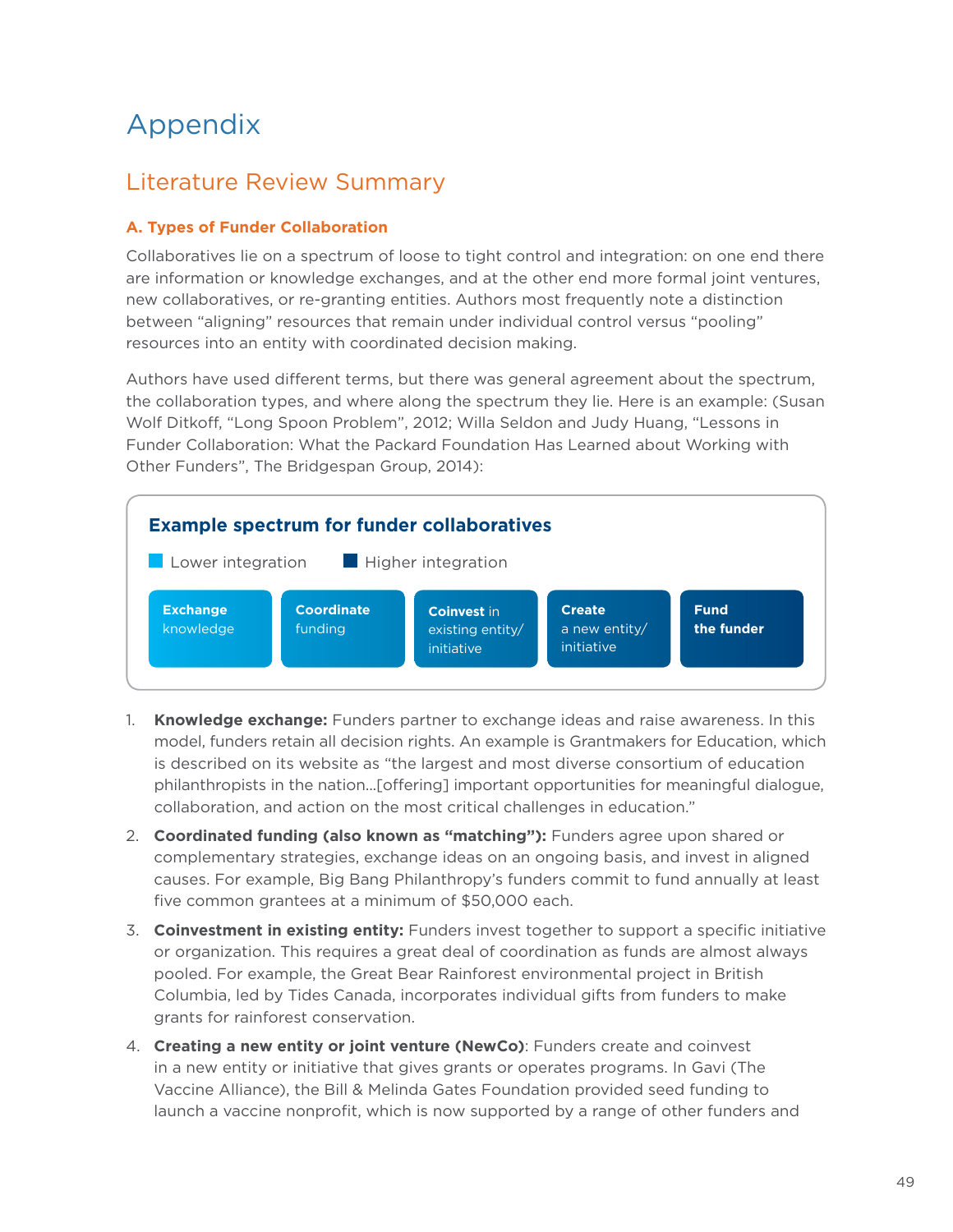# Appendix

## Literature Review Summary

### A. Types of Funder Collaboration

Collaboratives lie on a spectrum of loose to tight control and integration: on one end there are information or knowledge exchanges, and at the other end more formal joint ventures, new collaboratives, or re-granting entities. Authors most frequently note a distinction between “aligning” resources that remain under individual control versus “pooling” resources into an entity with coordinated decision making.

Authors have used different terms, but there was general agreement about the spectrum, the collaboration types, and where along the spectrum they lie. Here is an example: (Susan Wolf Ditkoff, “Long Spoon Problem”, 2012; Willa Seldon and Judy Huang, “Lessons in Funder Collaboration: What the Packard Foundation Has Learned about Working with Other Funders”, The Bridgespan Group, 2014):

**Example spectrum for funder collaboratives**

Lower integration → Higher integration

| **Exchange** knowledge | **Coordinate** funding | **Coinvest** in existing entity/initiative | **Create** a new entity/initiative | **Fund the funder** |
|---|---|---|---|---|

1. **Knowledge exchange:** Funders partner to exchange ideas and raise awareness. In this model, funders retain all decision rights. An example is Grantmakers for Education, which is described on its website as “the largest and most diverse consortium of education philanthropists in the nation…[offering] important opportunities for meaningful dialogue, collaboration, and action on the most critical challenges in education.”
2. **Coordinated funding (also known as “matching”):** Funders agree upon shared or complementary strategies, exchange ideas on an ongoing basis, and invest in aligned causes. For example, Big Bang Philanthropy’s funders commit to fund annually at least five common grantees at a minimum of $50,000 each.
3. **Coinvestment in existing entity:** Funders invest together to support a specific initiative or organization. This requires a great deal of coordination as funds are almost always pooled. For example, the Great Bear Rainforest environmental project in British Columbia, led by Tides Canada, incorporates individual gifts from funders to make grants for rainforest conservation.
4. **Creating a new entity or joint venture (NewCo)**: Funders create and coinvest in a new entity or initiative that gives grants or operates programs. In Gavi (The Vaccine Alliance), the Bill & Melinda Gates Foundation provided seed funding to launch a vaccine nonprofit, which is now supported by a range of other funders and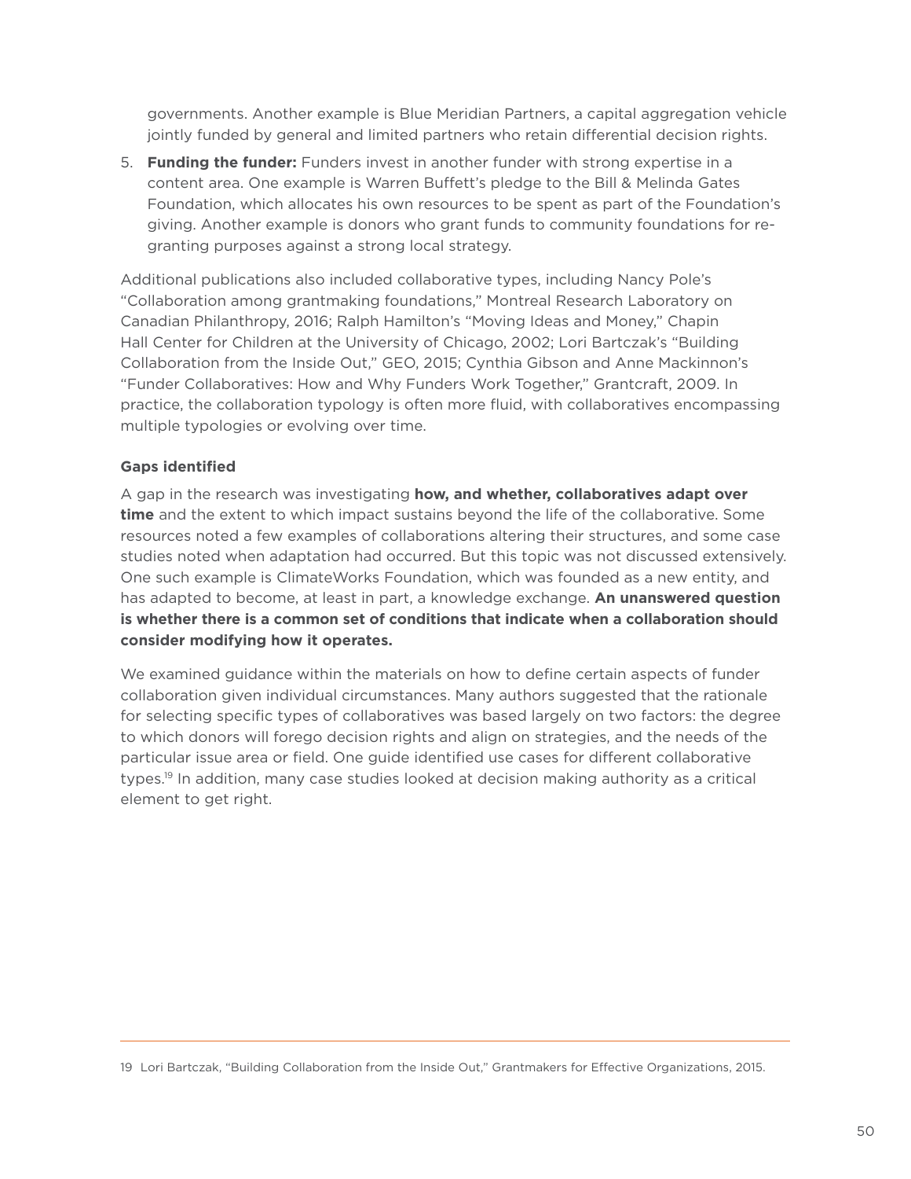governments. Another example is Blue Meridian Partners, a capital aggregation vehicle jointly funded by general and limited partners who retain differential decision rights.

5. **Funding the funder:** Funders invest in another funder with strong expertise in a content area. One example is Warren Buffett's pledge to the Bill & Melinda Gates Foundation, which allocates his own resources to be spent as part of the Foundation's giving. Another example is donors who grant funds to community foundations for re-granting purposes against a strong local strategy.

Additional publications also included collaborative types, including Nancy Pole's "Collaboration among grantmaking foundations," Montreal Research Laboratory on Canadian Philanthropy, 2016; Ralph Hamilton's "Moving Ideas and Money," Chapin Hall Center for Children at the University of Chicago, 2002; Lori Bartczak's "Building Collaboration from the Inside Out," GEO, 2015; Cynthia Gibson and Anne Mackinnon's "Funder Collaboratives: How and Why Funders Work Together," Grantcraft, 2009. In practice, the collaboration typology is often more fluid, with collaboratives encompassing multiple typologies or evolving over time.

**Gaps identified**

A gap in the research was investigating **how, and whether, collaboratives adapt over time** and the extent to which impact sustains beyond the life of the collaborative. Some resources noted a few examples of collaborations altering their structures, and some case studies noted when adaptation had occurred. But this topic was not discussed extensively. One such example is ClimateWorks Foundation, which was founded as a new entity, and has adapted to become, at least in part, a knowledge exchange. **An unanswered question is whether there is a common set of conditions that indicate when a collaboration should consider modifying how it operates.**

We examined guidance within the materials on how to define certain aspects of funder collaboration given individual circumstances. Many authors suggested that the rationale for selecting specific types of collaboratives was based largely on two factors: the degree to which donors will forego decision rights and align on strategies, and the needs of the particular issue area or field. One guide identified use cases for different collaborative types.[19] In addition, many case studies looked at decision making authority as a critical element to get right.

---

19 Lori Bartczak, "Building Collaboration from the Inside Out," Grantmakers for Effective Organizations, 2015.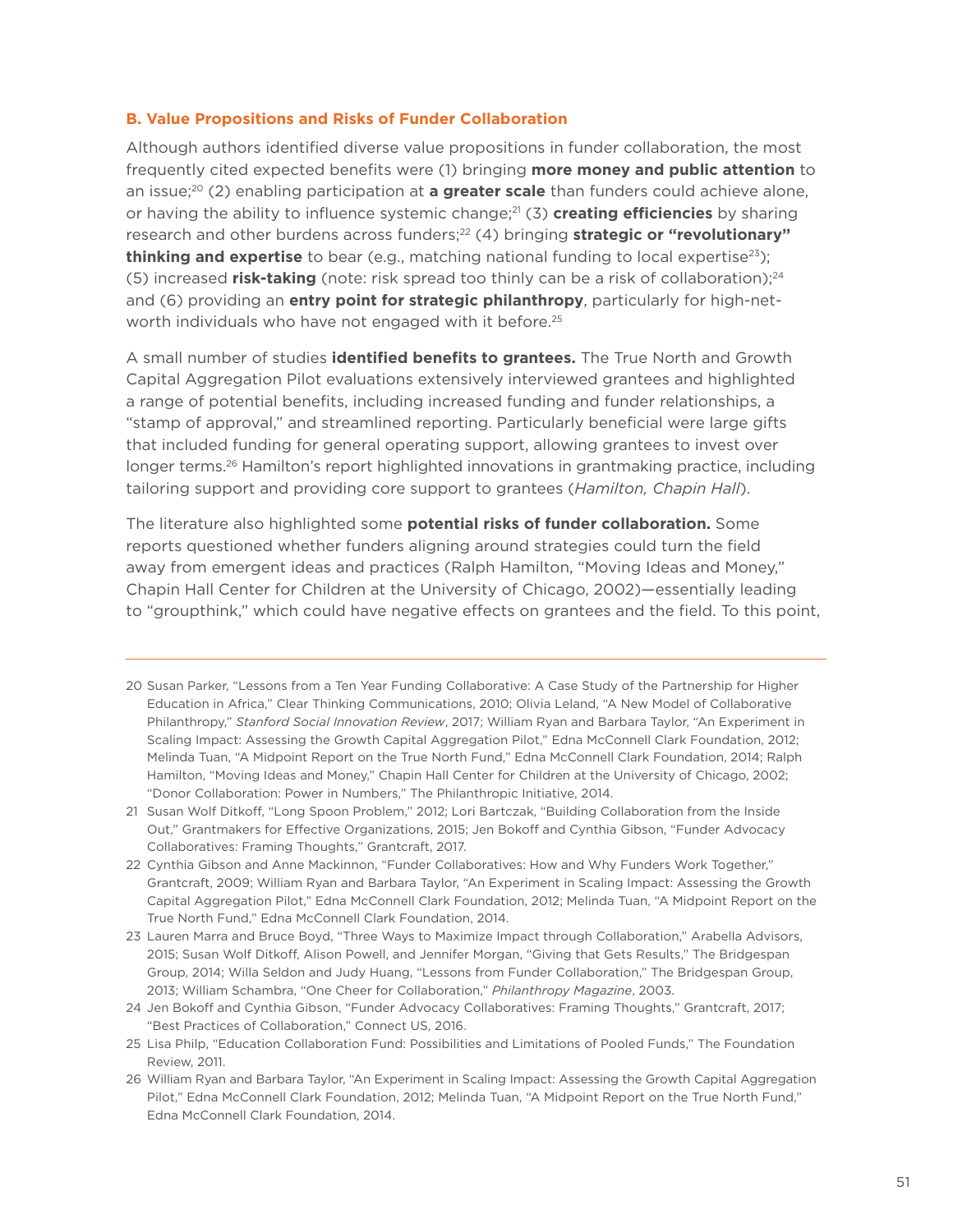### B. Value Propositions and Risks of Funder Collaboration

Although authors identified diverse value propositions in funder collaboration, the most frequently cited expected benefits were (1) bringing **more money and public attention** to an issue;[20] (2) enabling participation at **a greater scale** than funders could achieve alone, or having the ability to influence systemic change;[21] (3) **creating efficiencies** by sharing research and other burdens across funders;[22] (4) bringing **strategic or "revolutionary" thinking and expertise** to bear (e.g., matching national funding to local expertise[23]); (5) increased **risk-taking** (note: risk spread too thinly can be a risk of collaboration);[24] and (6) providing an **entry point for strategic philanthropy**, particularly for high-net-worth individuals who have not engaged with it before.[25]

A small number of studies **identified benefits to grantees.** The True North and Growth Capital Aggregation Pilot evaluations extensively interviewed grantees and highlighted a range of potential benefits, including increased funding and funder relationships, a "stamp of approval," and streamlined reporting. Particularly beneficial were large gifts that included funding for general operating support, allowing grantees to invest over longer terms.[26] Hamilton's report highlighted innovations in grantmaking practice, including tailoring support and providing core support to grantees (*Hamilton, Chapin Hall*).

The literature also highlighted some **potential risks of funder collaboration.** Some reports questioned whether funders aligning around strategies could turn the field away from emergent ideas and practices (Ralph Hamilton, "Moving Ideas and Money," Chapin Hall Center for Children at the University of Chicago, 2002)—essentially leading to "groupthink," which could have negative effects on grantees and the field. To this point,

---

20 Susan Parker, "Lessons from a Ten Year Funding Collaborative: A Case Study of the Partnership for Higher Education in Africa," Clear Thinking Communications, 2010; Olivia Leland, "A New Model of Collaborative Philanthropy," *Stanford Social Innovation Review*, 2017; William Ryan and Barbara Taylor, "An Experiment in Scaling Impact: Assessing the Growth Capital Aggregation Pilot," Edna McConnell Clark Foundation, 2012; Melinda Tuan, "A Midpoint Report on the True North Fund," Edna McConnell Clark Foundation, 2014; Ralph Hamilton, "Moving Ideas and Money," Chapin Hall Center for Children at the University of Chicago, 2002; "Donor Collaboration: Power in Numbers," The Philanthropic Initiative, 2014.

21 Susan Wolf Ditkoff, "Long Spoon Problem," 2012; Lori Bartczak, "Building Collaboration from the Inside Out," Grantmakers for Effective Organizations, 2015; Jen Bokoff and Cynthia Gibson, "Funder Advocacy Collaboratives: Framing Thoughts," Grantcraft, 2017.

22 Cynthia Gibson and Anne Mackinnon, "Funder Collaboratives: How and Why Funders Work Together," Grantcraft, 2009; William Ryan and Barbara Taylor, "An Experiment in Scaling Impact: Assessing the Growth Capital Aggregation Pilot," Edna McConnell Clark Foundation, 2012; Melinda Tuan, "A Midpoint Report on the True North Fund," Edna McConnell Clark Foundation, 2014.

23 Lauren Marra and Bruce Boyd, "Three Ways to Maximize Impact through Collaboration," Arabella Advisors, 2015; Susan Wolf Ditkoff, Alison Powell, and Jennifer Morgan, "Giving that Gets Results," The Bridgespan Group, 2014; Willa Seldon and Judy Huang, "Lessons from Funder Collaboration," The Bridgespan Group, 2013; William Schambra, "One Cheer for Collaboration," *Philanthropy Magazine*, 2003.

24 Jen Bokoff and Cynthia Gibson, "Funder Advocacy Collaboratives: Framing Thoughts," Grantcraft, 2017; "Best Practices of Collaboration," Connect US, 2016.

25 Lisa Philp, "Education Collaboration Fund: Possibilities and Limitations of Pooled Funds," The Foundation Review, 2011.

26 William Ryan and Barbara Taylor, "An Experiment in Scaling Impact: Assessing the Growth Capital Aggregation Pilot," Edna McConnell Clark Foundation, 2012; Melinda Tuan, "A Midpoint Report on the True North Fund," Edna McConnell Clark Foundation, 2014.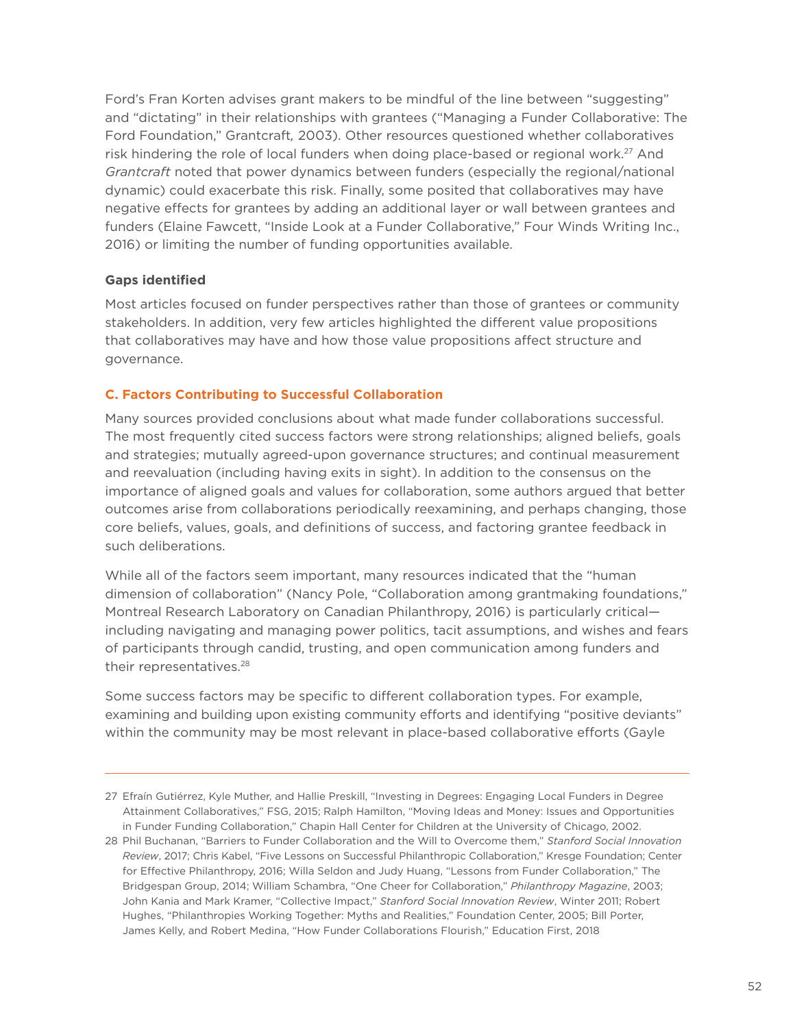Ford's Fran Korten advises grant makers to be mindful of the line between "suggesting" and "dictating" in their relationships with grantees ("Managing a Funder Collaborative: The Ford Foundation," Grantcraft*,* 2003). Other resources questioned whether collaboratives risk hindering the role of local funders when doing place-based or regional work.[27] And *Grantcraft* noted that power dynamics between funders (especially the regional/national dynamic) could exacerbate this risk. Finally, some posited that collaboratives may have negative effects for grantees by adding an additional layer or wall between grantees and funders (Elaine Fawcett, "Inside Look at a Funder Collaborative," Four Winds Writing Inc., 2016) or limiting the number of funding opportunities available.

**Gaps identified**

Most articles focused on funder perspectives rather than those of grantees or community stakeholders. In addition, very few articles highlighted the different value propositions that collaboratives may have and how those value propositions affect structure and governance.

### C. Factors Contributing to Successful Collaboration

Many sources provided conclusions about what made funder collaborations successful. The most frequently cited success factors were strong relationships; aligned beliefs, goals and strategies; mutually agreed-upon governance structures; and continual measurement and reevaluation (including having exits in sight). In addition to the consensus on the importance of aligned goals and values for collaboration, some authors argued that better outcomes arise from collaborations periodically reexamining, and perhaps changing, those core beliefs, values, goals, and definitions of success, and factoring grantee feedback in such deliberations.

While all of the factors seem important, many resources indicated that the "human dimension of collaboration" (Nancy Pole, "Collaboration among grantmaking foundations," Montreal Research Laboratory on Canadian Philanthropy, 2016) is particularly critical—including navigating and managing power politics, tacit assumptions, and wishes and fears of participants through candid, trusting, and open communication among funders and their representatives.[28]

Some success factors may be specific to different collaboration types. For example, examining and building upon existing community efforts and identifying "positive deviants" within the community may be most relevant in place-based collaborative efforts (Gayle

---

27 Efraín Gutiérrez, Kyle Muther, and Hallie Preskill, "Investing in Degrees: Engaging Local Funders in Degree Attainment Collaboratives," FSG, 2015; Ralph Hamilton, "Moving Ideas and Money: Issues and Opportunities in Funder Funding Collaboration," Chapin Hall Center for Children at the University of Chicago, 2002.

28 Phil Buchanan, "Barriers to Funder Collaboration and the Will to Overcome them," *Stanford Social Innovation Review*, 2017; Chris Kabel, "Five Lessons on Successful Philanthropic Collaboration," Kresge Foundation; Center for Effective Philanthropy, 2016; Willa Seldon and Judy Huang, "Lessons from Funder Collaboration," The Bridgespan Group, 2014; William Schambra, "One Cheer for Collaboration," *Philanthropy Magazine*, 2003; John Kania and Mark Kramer, "Collective Impact," *Stanford Social Innovation Review*, Winter 2011; Robert Hughes, "Philanthropies Working Together: Myths and Realities," Foundation Center, 2005; Bill Porter, James Kelly, and Robert Medina, "How Funder Collaborations Flourish," Education First, 2018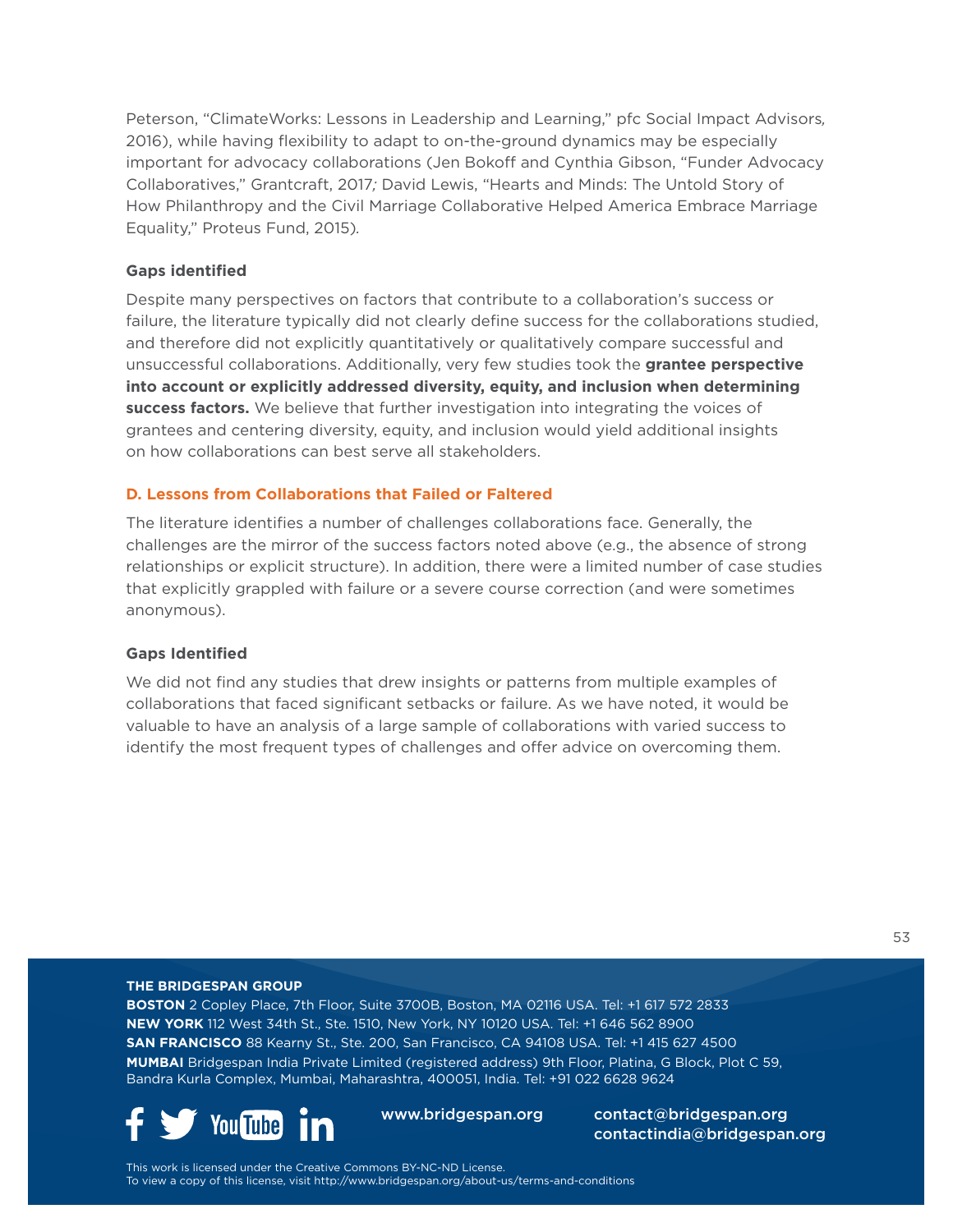Peterson, "ClimateWorks: Lessons in Leadership and Learning," pfc Social Impact Advisors, 2016), while having flexibility to adapt to on-the-ground dynamics may be especially important for advocacy collaborations (Jen Bokoff and Cynthia Gibson, "Funder Advocacy Collaboratives," Grantcraft, 2017; David Lewis, "Hearts and Minds: The Untold Story of How Philanthropy and the Civil Marriage Collaborative Helped America Embrace Marriage Equality," Proteus Fund, 2015).

#### Gaps identified

Despite many perspectives on factors that contribute to a collaboration's success or failure, the literature typically did not clearly define success for the collaborations studied, and therefore did not explicitly quantitatively or qualitatively compare successful and unsuccessful collaborations. Additionally, very few studies took the **grantee perspective into account or explicitly addressed diversity, equity, and inclusion when determining success factors.** We believe that further investigation into integrating the voices of grantees and centering diversity, equity, and inclusion would yield additional insights on how collaborations can best serve all stakeholders.

### D. Lessons from Collaborations that Failed or Faltered

The literature identifies a number of challenges collaborations face. Generally, the challenges are the mirror of the success factors noted above (e.g., the absence of strong relationships or explicit structure). In addition, there were a limited number of case studies that explicitly grappled with failure or a severe course correction (and were sometimes anonymous).

#### Gaps Identified

We did not find any studies that drew insights or patterns from multiple examples of collaborations that faced significant setbacks or failure. As we have noted, it would be valuable to have an analysis of a large sample of collaborations with varied success to identify the most frequent types of challenges and offer advice on overcoming them.

**THE BRIDGESPAN GROUP**

**BOSTON** 2 Copley Place, 7th Floor, Suite 3700B, Boston, MA 02116 USA. Tel: +1 617 572 2833
**NEW YORK** 112 West 34th St., Ste. 1510, New York, NY 10120 USA. Tel: +1 646 562 8900
**SAN FRANCISCO** 88 Kearny St., Ste. 200, San Francisco, CA 94108 USA. Tel: +1 415 627 4500
**MUMBAI** Bridgespan India Private Limited (registered address) 9th Floor, Platina, G Block, Plot C 59, Bandra Kurla Complex, Mumbai, Maharashtra, 400051, India. Tel: +91 022 6628 9624

www.bridgespan.org

contact@bridgespan.org
contactindia@bridgespan.org

This work is licensed under the Creative Commons BY-NC-ND License.
To view a copy of this license, visit http://www.bridgespan.org/about-us/terms-and-conditions